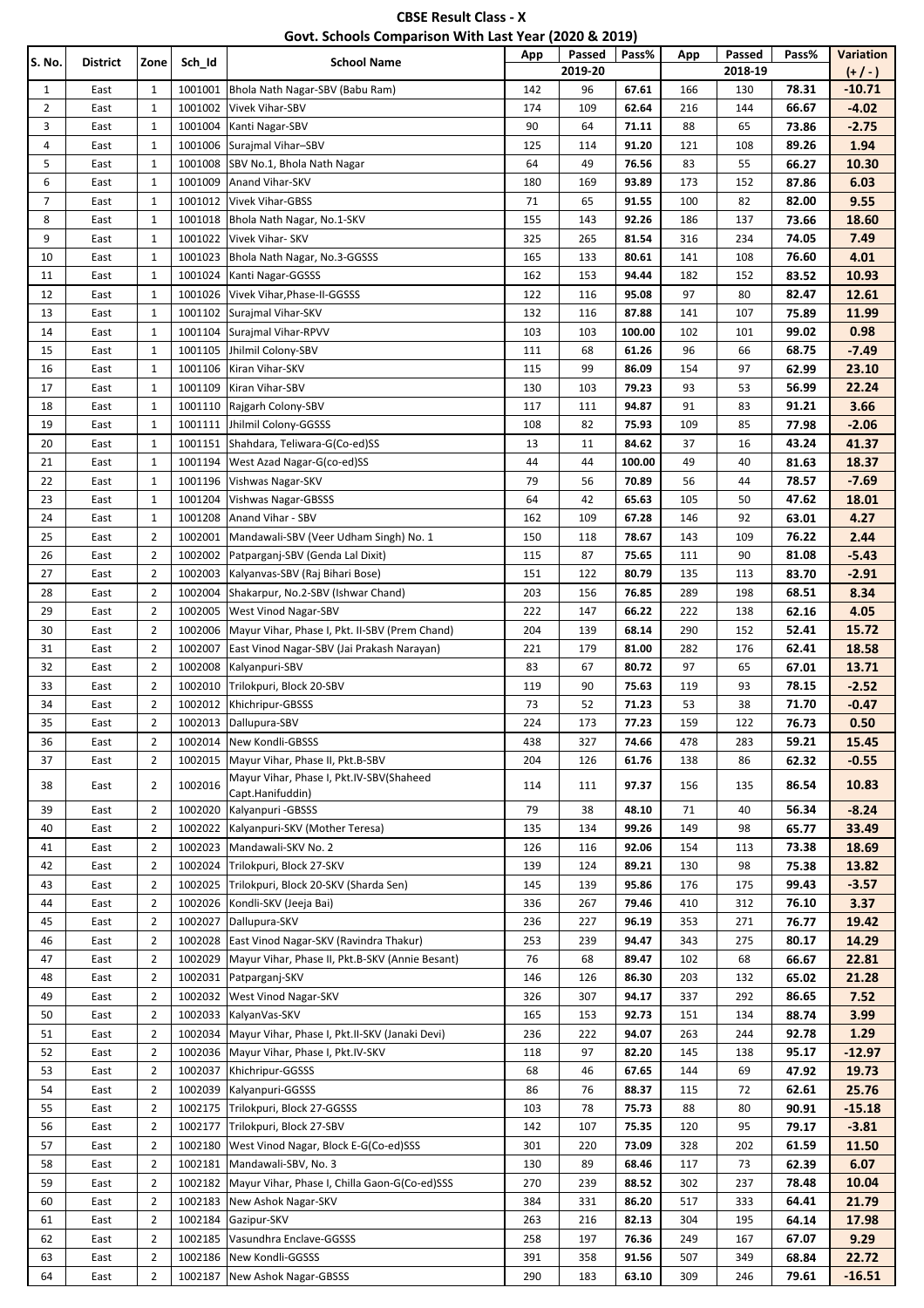# CBSE Result Class - X

## Govt. Schools Comparison With Last Year (2020 & 2019)

| S. No. | District | Zone | Sch_Id | School Name | App | Passed | Pass% | App | Passed | Pass% | Variation |
|---|---|---|---|---|---|---|---|---|---|---|---|
| | | | | | 2019-20 | | | 2018-19 | | | (+ / - ) |
| 1 | East | 1 | 1001001 | Bhola Nath Nagar-SBV (Babu Ram) | 142 | 96 | 67.61 | 166 | 130 | 78.31 | -10.71 |
| 2 | East | 1 | 1001002 | Vivek Vihar-SBV | 174 | 109 | 62.64 | 216 | 144 | 66.67 | -4.02 |
| 3 | East | 1 | 1001004 | Kanti Nagar-SBV | 90 | 64 | 71.11 | 88 | 65 | 73.86 | -2.75 |
| 4 | East | 1 | 1001006 | Surajmal Vihar–SBV | 125 | 114 | 91.20 | 121 | 108 | 89.26 | 1.94 |
| 5 | East | 1 | 1001008 | SBV No.1, Bhola Nath Nagar | 64 | 49 | 76.56 | 83 | 55 | 66.27 | 10.30 |
| 6 | East | 1 | 1001009 | Anand Vihar-SKV | 180 | 169 | 93.89 | 173 | 152 | 87.86 | 6.03 |
| 7 | East | 1 | 1001012 | Vivek Vihar-GBSS | 71 | 65 | 91.55 | 100 | 82 | 82.00 | 9.55 |
| 8 | East | 1 | 1001018 | Bhola Nath Nagar, No.1-SKV | 155 | 143 | 92.26 | 186 | 137 | 73.66 | 18.60 |
| 9 | East | 1 | 1001022 | Vivek Vihar- SKV | 325 | 265 | 81.54 | 316 | 234 | 74.05 | 7.49 |
| 10 | East | 1 | 1001023 | Bhola Nath Nagar, No.3-GGSSS | 165 | 133 | 80.61 | 141 | 108 | 76.60 | 4.01 |
| 11 | East | 1 | 1001024 | Kanti Nagar-GGSSS | 162 | 153 | 94.44 | 182 | 152 | 83.52 | 10.93 |
| 12 | East | 1 | 1001026 | Vivek Vihar,Phase-II-GGSSS | 122 | 116 | 95.08 | 97 | 80 | 82.47 | 12.61 |
| 13 | East | 1 | 1001102 | Surajmal Vihar-SKV | 132 | 116 | 87.88 | 141 | 107 | 75.89 | 11.99 |
| 14 | East | 1 | 1001104 | Surajmal Vihar-RPVV | 103 | 103 | 100.00 | 102 | 101 | 99.02 | 0.98 |
| 15 | East | 1 | 1001105 | Jhilmil Colony-SBV | 111 | 68 | 61.26 | 96 | 66 | 68.75 | -7.49 |
| 16 | East | 1 | 1001106 | Kiran Vihar-SKV | 115 | 99 | 86.09 | 154 | 97 | 62.99 | 23.10 |
| 17 | East | 1 | 1001109 | Kiran Vihar-SBV | 130 | 103 | 79.23 | 93 | 53 | 56.99 | 22.24 |
| 18 | East | 1 | 1001110 | Rajgarh Colony-SBV | 117 | 111 | 94.87 | 91 | 83 | 91.21 | 3.66 |
| 19 | East | 1 | 1001111 | Jhilmil Colony-GGSSS | 108 | 82 | 75.93 | 109 | 85 | 77.98 | -2.06 |
| 20 | East | 1 | 1001151 | Shahdara, Teliwara-G(Co-ed)SS | 13 | 11 | 84.62 | 37 | 16 | 43.24 | 41.37 |
| 21 | East | 1 | 1001194 | West Azad Nagar-G(co-ed)SS | 44 | 44 | 100.00 | 49 | 40 | 81.63 | 18.37 |
| 22 | East | 1 | 1001196 | Vishwas Nagar-SKV | 79 | 56 | 70.89 | 56 | 44 | 78.57 | -7.69 |
| 23 | East | 1 | 1001204 | Vishwas Nagar-GBSSS | 64 | 42 | 65.63 | 105 | 50 | 47.62 | 18.01 |
| 24 | East | 1 | 1001208 | Anand Vihar - SBV | 162 | 109 | 67.28 | 146 | 92 | 63.01 | 4.27 |
| 25 | East | 2 | 1002001 | Mandawali-SBV (Veer Udham Singh) No. 1 | 150 | 118 | 78.67 | 143 | 109 | 76.22 | 2.44 |
| 26 | East | 2 | 1002002 | Patparganj-SBV (Genda Lal Dixit) | 115 | 87 | 75.65 | 111 | 90 | 81.08 | -5.43 |
| 27 | East | 2 | 1002003 | Kalyanvas-SBV (Raj Bihari Bose) | 151 | 122 | 80.79 | 135 | 113 | 83.70 | -2.91 |
| 28 | East | 2 | 1002004 | Shakarpur, No.2-SBV (Ishwar Chand) | 203 | 156 | 76.85 | 289 | 198 | 68.51 | 8.34 |
| 29 | East | 2 | 1002005 | West Vinod Nagar-SBV | 222 | 147 | 66.22 | 222 | 138 | 62.16 | 4.05 |
| 30 | East | 2 | 1002006 | Mayur Vihar, Phase I, Pkt. II-SBV (Prem Chand) | 204 | 139 | 68.14 | 290 | 152 | 52.41 | 15.72 |
| 31 | East | 2 | 1002007 | East Vinod Nagar-SBV (Jai Prakash Narayan) | 221 | 179 | 81.00 | 282 | 176 | 62.41 | 18.58 |
| 32 | East | 2 | 1002008 | Kalyanpuri-SBV | 83 | 67 | 80.72 | 97 | 65 | 67.01 | 13.71 |
| 33 | East | 2 | 1002010 | Trilokpuri, Block 20-SBV | 119 | 90 | 75.63 | 119 | 93 | 78.15 | -2.52 |
| 34 | East | 2 | 1002012 | Khichripur-GBSSS | 73 | 52 | 71.23 | 53 | 38 | 71.70 | -0.47 |
| 35 | East | 2 | 1002013 | Dallupura-SBV | 224 | 173 | 77.23 | 159 | 122 | 76.73 | 0.50 |
| 36 | East | 2 | 1002014 | New Kondli-GBSSS | 438 | 327 | 74.66 | 478 | 283 | 59.21 | 15.45 |
| 37 | East | 2 | 1002015 | Mayur Vihar, Phase II, Pkt.B-SBV | 204 | 126 | 61.76 | 138 | 86 | 62.32 | -0.55 |
| 38 | East | 2 | 1002016 | Mayur Vihar, Phase I, Pkt.IV-SBV(Shaheed Capt.Hanifuddin) | 114 | 111 | 97.37 | 156 | 135 | 86.54 | 10.83 |
| 39 | East | 2 | 1002020 | Kalyanpuri -GBSSS | 79 | 38 | 48.10 | 71 | 40 | 56.34 | -8.24 |
| 40 | East | 2 | 1002022 | Kalyanpuri-SKV (Mother Teresa) | 135 | 134 | 99.26 | 149 | 98 | 65.77 | 33.49 |
| 41 | East | 2 | 1002023 | Mandawali-SKV No. 2 | 126 | 116 | 92.06 | 154 | 113 | 73.38 | 18.69 |
| 42 | East | 2 | 1002024 | Trilokpuri, Block 27-SKV | 139 | 124 | 89.21 | 130 | 98 | 75.38 | 13.82 |
| 43 | East | 2 | 1002025 | Trilokpuri, Block 20-SKV (Sharda Sen) | 145 | 139 | 95.86 | 176 | 175 | 99.43 | -3.57 |
| 44 | East | 2 | 1002026 | Kondli-SKV (Jeeja Bai) | 336 | 267 | 79.46 | 410 | 312 | 76.10 | 3.37 |
| 45 | East | 2 | 1002027 | Dallupura-SKV | 236 | 227 | 96.19 | 353 | 271 | 76.77 | 19.42 |
| 46 | East | 2 | 1002028 | East Vinod Nagar-SKV (Ravindra Thakur) | 253 | 239 | 94.47 | 343 | 275 | 80.17 | 14.29 |
| 47 | East | 2 | 1002029 | Mayur Vihar, Phase II, Pkt.B-SKV (Annie Besant) | 76 | 68 | 89.47 | 102 | 68 | 66.67 | 22.81 |
| 48 | East | 2 | 1002031 | Patparganj-SKV | 146 | 126 | 86.30 | 203 | 132 | 65.02 | 21.28 |
| 49 | East | 2 | 1002032 | West Vinod Nagar-SKV | 326 | 307 | 94.17 | 337 | 292 | 86.65 | 7.52 |
| 50 | East | 2 | 1002033 | KalyanVas-SKV | 165 | 153 | 92.73 | 151 | 134 | 88.74 | 3.99 |
| 51 | East | 2 | 1002034 | Mayur Vihar, Phase I, Pkt.II-SKV (Janaki Devi) | 236 | 222 | 94.07 | 263 | 244 | 92.78 | 1.29 |
| 52 | East | 2 | 1002036 | Mayur Vihar, Phase I, Pkt.IV-SKV | 118 | 97 | 82.20 | 145 | 138 | 95.17 | -12.97 |
| 53 | East | 2 | 1002037 | Khichripur-GGSSS | 68 | 46 | 67.65 | 144 | 69 | 47.92 | 19.73 |
| 54 | East | 2 | 1002039 | Kalyanpuri-GGSSS | 86 | 76 | 88.37 | 115 | 72 | 62.61 | 25.76 |
| 55 | East | 2 | 1002175 | Trilokpuri, Block 27-GGSSS | 103 | 78 | 75.73 | 88 | 80 | 90.91 | -15.18 |
| 56 | East | 2 | 1002177 | Trilokpuri, Block 27-SBV | 142 | 107 | 75.35 | 120 | 95 | 79.17 | -3.81 |
| 57 | East | 2 | 1002180 | West Vinod Nagar, Block E-G(Co-ed)SSS | 301 | 220 | 73.09 | 328 | 202 | 61.59 | 11.50 |
| 58 | East | 2 | 1002181 | Mandawali-SBV, No. 3 | 130 | 89 | 68.46 | 117 | 73 | 62.39 | 6.07 |
| 59 | East | 2 | 1002182 | Mayur Vihar, Phase I, Chilla Gaon-G(Co-ed)SSS | 270 | 239 | 88.52 | 302 | 237 | 78.48 | 10.04 |
| 60 | East | 2 | 1002183 | New Ashok Nagar-SKV | 384 | 331 | 86.20 | 517 | 333 | 64.41 | 21.79 |
| 61 | East | 2 | 1002184 | Gazipur-SKV | 263 | 216 | 82.13 | 304 | 195 | 64.14 | 17.98 |
| 62 | East | 2 | 1002185 | Vasundhra Enclave-GGSSS | 258 | 197 | 76.36 | 249 | 167 | 67.07 | 9.29 |
| 63 | East | 2 | 1002186 | New Kondli-GGSSS | 391 | 358 | 91.56 | 507 | 349 | 68.84 | 22.72 |
| 64 | East | 2 | 1002187 | New Ashok Nagar-GBSSS | 290 | 183 | 63.10 | 309 | 246 | 79.61 | -16.51 |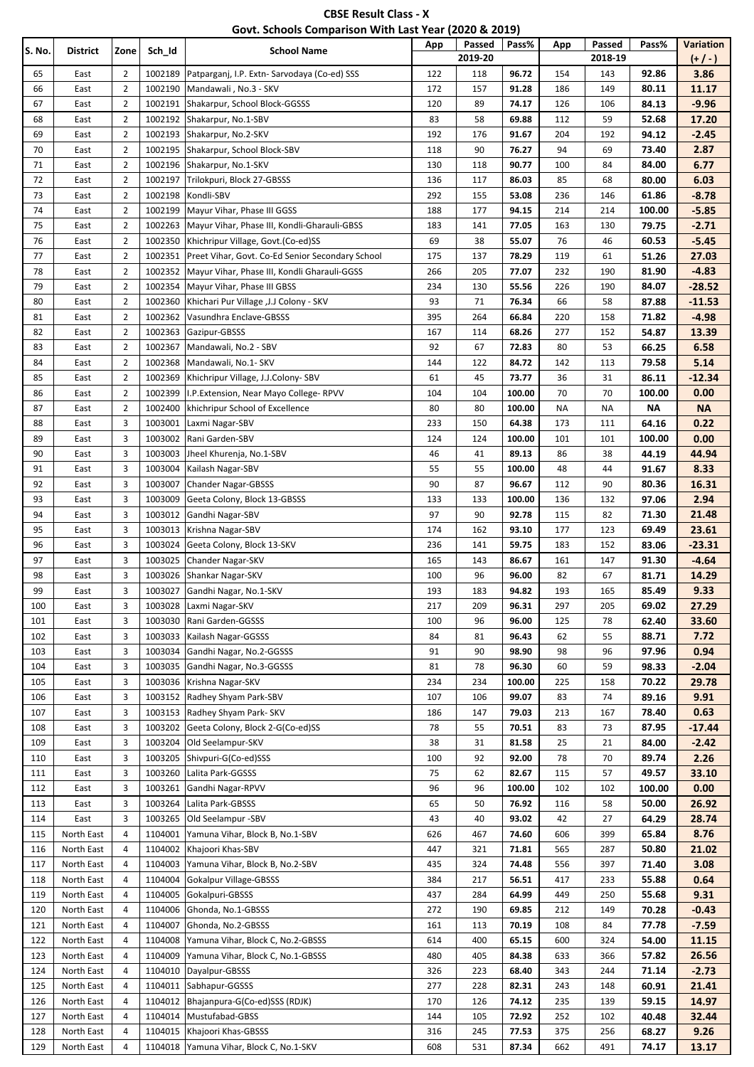**CBSE Result Class - X**

**Govt. Schools Comparison With Last Year (2020 & 2019)**

| S. No. | District | Zone | Sch_Id | School Name | App | Passed | Pass% | App | Passed | Pass% | Variation |
|---|---|---|---|---|---|---|---|---|---|---|---|
| | | | | | 2019-20 | | | 2018-19 | | | (+ / - ) |
| 65 | East | 2 | 1002189 | Patparganj, I.P. Extn- Sarvodaya (Co-ed) SSS | 122 | 118 | 96.72 | 154 | 143 | 92.86 | 3.86 |
| 66 | East | 2 | 1002190 | Mandawali , No.3 - SKV | 172 | 157 | 91.28 | 186 | 149 | 80.11 | 11.17 |
| 67 | East | 2 | 1002191 | Shakarpur, School Block-GGSSS | 120 | 89 | 74.17 | 126 | 106 | 84.13 | -9.96 |
| 68 | East | 2 | 1002192 | Shakarpur, No.1-SBV | 83 | 58 | 69.88 | 112 | 59 | 52.68 | 17.20 |
| 69 | East | 2 | 1002193 | Shakarpur, No.2-SKV | 192 | 176 | 91.67 | 204 | 192 | 94.12 | -2.45 |
| 70 | East | 2 | 1002195 | Shakarpur, School Block-SBV | 118 | 90 | 76.27 | 94 | 69 | 73.40 | 2.87 |
| 71 | East | 2 | 1002196 | Shakarpur, No.1-SKV | 130 | 118 | 90.77 | 100 | 84 | 84.00 | 6.77 |
| 72 | East | 2 | 1002197 | Trilokpuri, Block 27-GBSSS | 136 | 117 | 86.03 | 85 | 68 | 80.00 | 6.03 |
| 73 | East | 2 | 1002198 | Kondli-SBV | 292 | 155 | 53.08 | 236 | 146 | 61.86 | -8.78 |
| 74 | East | 2 | 1002199 | Mayur Vihar, Phase III GGSS | 188 | 177 | 94.15 | 214 | 214 | 100.00 | -5.85 |
| 75 | East | 2 | 1002263 | Mayur Vihar, Phase III, Kondli-Gharauli-GBSS | 183 | 141 | 77.05 | 163 | 130 | 79.75 | -2.71 |
| 76 | East | 2 | 1002350 | Khichripur Village, Govt.(Co-ed)SS | 69 | 38 | 55.07 | 76 | 46 | 60.53 | -5.45 |
| 77 | East | 2 | 1002351 | Preet Vihar, Govt. Co-Ed Senior Secondary School | 175 | 137 | 78.29 | 119 | 61 | 51.26 | 27.03 |
| 78 | East | 2 | 1002352 | Mayur Vihar, Phase III, Kondli Gharauli-GGSS | 266 | 205 | 77.07 | 232 | 190 | 81.90 | -4.83 |
| 79 | East | 2 | 1002354 | Mayur Vihar, Phase III GBSS | 234 | 130 | 55.56 | 226 | 190 | 84.07 | -28.52 |
| 80 | East | 2 | 1002360 | Khichari Pur Village ,J.J Colony - SKV | 93 | 71 | 76.34 | 66 | 58 | 87.88 | -11.53 |
| 81 | East | 2 | 1002362 | Vasundhra Enclave-GBSSS | 395 | 264 | 66.84 | 220 | 158 | 71.82 | -4.98 |
| 82 | East | 2 | 1002363 | Gazipur-GBSSS | 167 | 114 | 68.26 | 277 | 152 | 54.87 | 13.39 |
| 83 | East | 2 | 1002367 | Mandawali, No.2 - SBV | 92 | 67 | 72.83 | 80 | 53 | 66.25 | 6.58 |
| 84 | East | 2 | 1002368 | Mandawali, No.1- SKV | 144 | 122 | 84.72 | 142 | 113 | 79.58 | 5.14 |
| 85 | East | 2 | 1002369 | Khichripur Village, J.J.Colony- SBV | 61 | 45 | 73.77 | 36 | 31 | 86.11 | -12.34 |
| 86 | East | 2 | 1002399 | I.P.Extension, Near Mayo College- RPVV | 104 | 104 | 100.00 | 70 | 70 | 100.00 | 0.00 |
| 87 | East | 2 | 1002400 | khichripur School of Excellence | 80 | 80 | 100.00 | NA | NA | NA | NA |
| 88 | East | 3 | 1003001 | Laxmi Nagar-SBV | 233 | 150 | 64.38 | 173 | 111 | 64.16 | 0.22 |
| 89 | East | 3 | 1003002 | Rani Garden-SBV | 124 | 124 | 100.00 | 101 | 101 | 100.00 | 0.00 |
| 90 | East | 3 | 1003003 | Jheel Khurenja, No.1-SBV | 46 | 41 | 89.13 | 86 | 38 | 44.19 | 44.94 |
| 91 | East | 3 | 1003004 | Kailash Nagar-SBV | 55 | 55 | 100.00 | 48 | 44 | 91.67 | 8.33 |
| 92 | East | 3 | 1003007 | Chander Nagar-GBSSS | 90 | 87 | 96.67 | 112 | 90 | 80.36 | 16.31 |
| 93 | East | 3 | 1003009 | Geeta Colony, Block 13-GBSSS | 133 | 133 | 100.00 | 136 | 132 | 97.06 | 2.94 |
| 94 | East | 3 | 1003012 | Gandhi Nagar-SBV | 97 | 90 | 92.78 | 115 | 82 | 71.30 | 21.48 |
| 95 | East | 3 | 1003013 | Krishna Nagar-SBV | 174 | 162 | 93.10 | 177 | 123 | 69.49 | 23.61 |
| 96 | East | 3 | 1003024 | Geeta Colony, Block 13-SKV | 236 | 141 | 59.75 | 183 | 152 | 83.06 | -23.31 |
| 97 | East | 3 | 1003025 | Chander Nagar-SKV | 165 | 143 | 86.67 | 161 | 147 | 91.30 | -4.64 |
| 98 | East | 3 | 1003026 | Shankar Nagar-SKV | 100 | 96 | 96.00 | 82 | 67 | 81.71 | 14.29 |
| 99 | East | 3 | 1003027 | Gandhi Nagar, No.1-SKV | 193 | 183 | 94.82 | 193 | 165 | 85.49 | 9.33 |
| 100 | East | 3 | 1003028 | Laxmi Nagar-SKV | 217 | 209 | 96.31 | 297 | 205 | 69.02 | 27.29 |
| 101 | East | 3 | 1003030 | Rani Garden-GGSSS | 100 | 96 | 96.00 | 125 | 78 | 62.40 | 33.60 |
| 102 | East | 3 | 1003033 | Kailash Nagar-GGSSS | 84 | 81 | 96.43 | 62 | 55 | 88.71 | 7.72 |
| 103 | East | 3 | 1003034 | Gandhi Nagar, No.2-GGSSS | 91 | 90 | 98.90 | 98 | 96 | 97.96 | 0.94 |
| 104 | East | 3 | 1003035 | Gandhi Nagar, No.3-GGSSS | 81 | 78 | 96.30 | 60 | 59 | 98.33 | -2.04 |
| 105 | East | 3 | 1003036 | Krishna Nagar-SKV | 234 | 234 | 100.00 | 225 | 158 | 70.22 | 29.78 |
| 106 | East | 3 | 1003152 | Radhey Shyam Park-SBV | 107 | 106 | 99.07 | 83 | 74 | 89.16 | 9.91 |
| 107 | East | 3 | 1003153 | Radhey Shyam Park- SKV | 186 | 147 | 79.03 | 213 | 167 | 78.40 | 0.63 |
| 108 | East | 3 | 1003202 | Geeta Colony, Block 2-G(Co-ed)SS | 78 | 55 | 70.51 | 83 | 73 | 87.95 | -17.44 |
| 109 | East | 3 | 1003204 | Old Seelampur-SKV | 38 | 31 | 81.58 | 25 | 21 | 84.00 | -2.42 |
| 110 | East | 3 | 1003205 | Shivpuri-G(Co-ed)SSS | 100 | 92 | 92.00 | 78 | 70 | 89.74 | 2.26 |
| 111 | East | 3 | 1003260 | Lalita Park-GGSSS | 75 | 62 | 82.67 | 115 | 57 | 49.57 | 33.10 |
| 112 | East | 3 | 1003261 | Gandhi Nagar-RPVV | 96 | 96 | 100.00 | 102 | 102 | 100.00 | 0.00 |
| 113 | East | 3 | 1003264 | Lalita Park-GBSSS | 65 | 50 | 76.92 | 116 | 58 | 50.00 | 26.92 |
| 114 | East | 3 | 1003265 | Old Seelampur -SBV | 43 | 40 | 93.02 | 42 | 27 | 64.29 | 28.74 |
| 115 | North East | 4 | 1104001 | Yamuna Vihar, Block B, No.1-SBV | 626 | 467 | 74.60 | 606 | 399 | 65.84 | 8.76 |
| 116 | North East | 4 | 1104002 | Khajoori Khas-SBV | 447 | 321 | 71.81 | 565 | 287 | 50.80 | 21.02 |
| 117 | North East | 4 | 1104003 | Yamuna Vihar, Block B, No.2-SBV | 435 | 324 | 74.48 | 556 | 397 | 71.40 | 3.08 |
| 118 | North East | 4 | 1104004 | Gokalpur Village-GBSSS | 384 | 217 | 56.51 | 417 | 233 | 55.88 | 0.64 |
| 119 | North East | 4 | 1104005 | Gokalpuri-GBSSS | 437 | 284 | 64.99 | 449 | 250 | 55.68 | 9.31 |
| 120 | North East | 4 | 1104006 | Ghonda, No.1-GBSSS | 272 | 190 | 69.85 | 212 | 149 | 70.28 | -0.43 |
| 121 | North East | 4 | 1104007 | Ghonda, No.2-GBSSS | 161 | 113 | 70.19 | 108 | 84 | 77.78 | -7.59 |
| 122 | North East | 4 | 1104008 | Yamuna Vihar, Block C, No.2-GBSSS | 614 | 400 | 65.15 | 600 | 324 | 54.00 | 11.15 |
| 123 | North East | 4 | 1104009 | Yamuna Vihar, Block C, No.1-GBSSS | 480 | 405 | 84.38 | 633 | 366 | 57.82 | 26.56 |
| 124 | North East | 4 | 1104010 | Dayalpur-GBSSS | 326 | 223 | 68.40 | 343 | 244 | 71.14 | -2.73 |
| 125 | North East | 4 | 1104011 | Sabhapur-GGSSS | 277 | 228 | 82.31 | 243 | 148 | 60.91 | 21.41 |
| 126 | North East | 4 | 1104012 | Bhajanpura-G(Co-ed)SSS (RDJK) | 170 | 126 | 74.12 | 235 | 139 | 59.15 | 14.97 |
| 127 | North East | 4 | 1104014 | Mustufabad-GBSS | 144 | 105 | 72.92 | 252 | 102 | 40.48 | 32.44 |
| 128 | North East | 4 | 1104015 | Khajoori Khas-GBSSS | 316 | 245 | 77.53 | 375 | 256 | 68.27 | 9.26 |
| 129 | North East | 4 | 1104018 | Yamuna Vihar, Block C, No.1-SKV | 608 | 531 | 87.34 | 662 | 491 | 74.17 | 13.17 |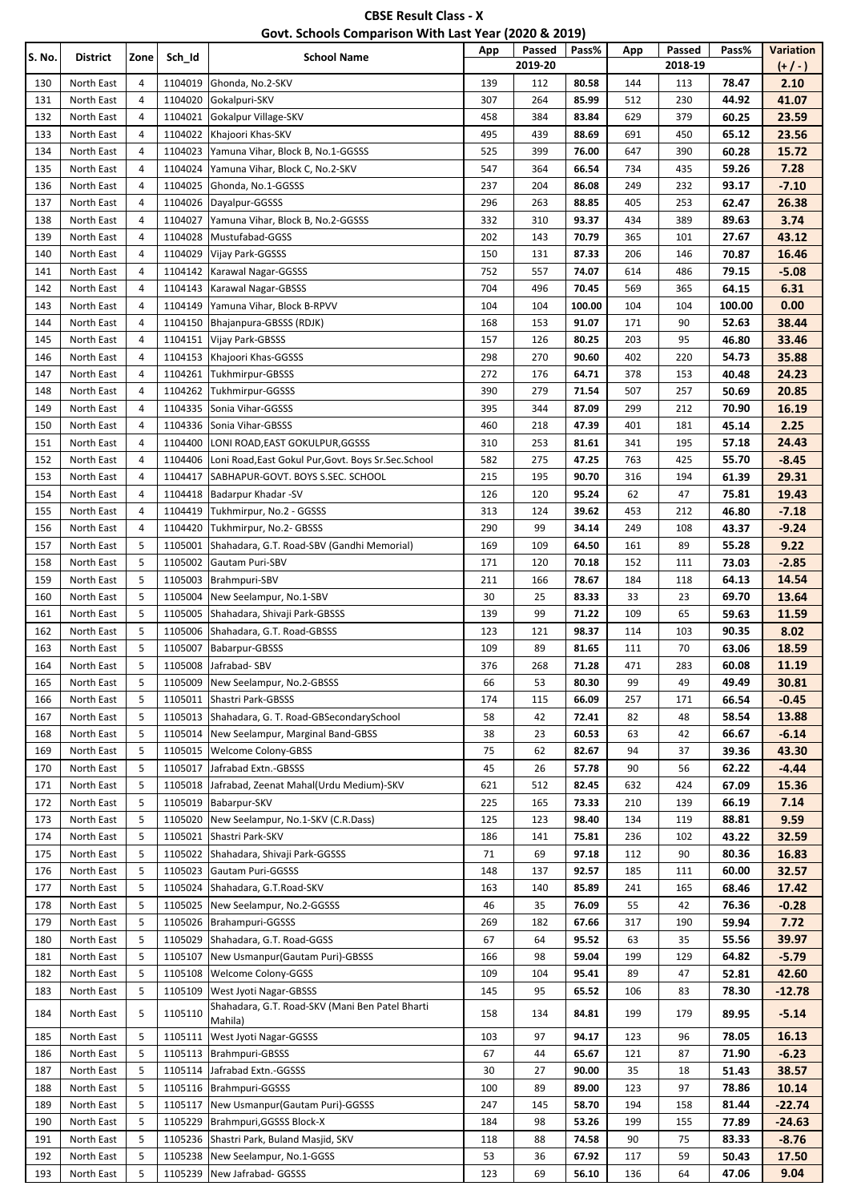**CBSE Result Class - X**

**Govt. Schools Comparison With Last Year (2020 & 2019)**

| S. No. | District | Zone | Sch_Id | School Name | App | Passed | Pass% | App | Passed | Pass% | Variation |
|---|---|---|---|---|---|---|---|---|---|---|---|
| | | | | | | 2019-20 | | | 2018-19 | | (+ / - ) |
| 130 | North East | 4 | 1104019 | Ghonda, No.2-SKV | 139 | 112 | 80.58 | 144 | 113 | 78.47 | 2.10 |
| 131 | North East | 4 | 1104020 | Gokalpuri-SKV | 307 | 264 | 85.99 | 512 | 230 | 44.92 | 41.07 |
| 132 | North East | 4 | 1104021 | Gokalpur Village-SKV | 458 | 384 | 83.84 | 629 | 379 | 60.25 | 23.59 |
| 133 | North East | 4 | 1104022 | Khajoori Khas-SKV | 495 | 439 | 88.69 | 691 | 450 | 65.12 | 23.56 |
| 134 | North East | 4 | 1104023 | Yamuna Vihar, Block B, No.1-GGSSS | 525 | 399 | 76.00 | 647 | 390 | 60.28 | 15.72 |
| 135 | North East | 4 | 1104024 | Yamuna Vihar, Block C, No.2-SKV | 547 | 364 | 66.54 | 734 | 435 | 59.26 | 7.28 |
| 136 | North East | 4 | 1104025 | Ghonda, No.1-GGSSS | 237 | 204 | 86.08 | 249 | 232 | 93.17 | -7.10 |
| 137 | North East | 4 | 1104026 | Dayalpur-GGSSS | 296 | 263 | 88.85 | 405 | 253 | 62.47 | 26.38 |
| 138 | North East | 4 | 1104027 | Yamuna Vihar, Block B, No.2-GGSSS | 332 | 310 | 93.37 | 434 | 389 | 89.63 | 3.74 |
| 139 | North East | 4 | 1104028 | Mustufabad-GGSSS | 202 | 143 | 70.79 | 365 | 101 | 27.67 | 43.12 |
| 140 | North East | 4 | 1104029 | Vijay Park-GGSSS | 150 | 131 | 87.33 | 206 | 146 | 70.87 | 16.46 |
| 141 | North East | 4 | 1104142 | Karawal Nagar-GGSSS | 752 | 557 | 74.07 | 614 | 486 | 79.15 | -5.08 |
| 142 | North East | 4 | 1104143 | Karawal Nagar-GBSSS | 704 | 496 | 70.45 | 569 | 365 | 64.15 | 6.31 |
| 143 | North East | 4 | 1104149 | Yamuna Vihar, Block B-RPVV | 104 | 104 | 100.00 | 104 | 104 | 100.00 | 0.00 |
| 144 | North East | 4 | 1104150 | Bhajanpura-GBSSS (RDJK) | 168 | 153 | 91.07 | 171 | 90 | 52.63 | 38.44 |
| 145 | North East | 4 | 1104151 | Vijay Park-GBSSS | 157 | 126 | 80.25 | 203 | 95 | 46.80 | 33.46 |
| 146 | North East | 4 | 1104153 | Khajoori Khas-GGSSS | 298 | 270 | 90.60 | 402 | 220 | 54.73 | 35.88 |
| 147 | North East | 4 | 1104261 | Tukhmirpur-GBSSS | 272 | 176 | 64.71 | 378 | 153 | 40.48 | 24.23 |
| 148 | North East | 4 | 1104262 | Tukhmirpur-GGSSS | 390 | 279 | 71.54 | 507 | 257 | 50.69 | 20.85 |
| 149 | North East | 4 | 1104335 | Sonia Vihar-GGSSS | 395 | 344 | 87.09 | 299 | 212 | 70.90 | 16.19 |
| 150 | North East | 4 | 1104336 | Sonia Vihar-GBSSS | 460 | 218 | 47.39 | 401 | 181 | 45.14 | 2.25 |
| 151 | North East | 4 | 1104400 | LONI ROAD,EAST GOKULPUR,GGSSS | 310 | 253 | 81.61 | 341 | 195 | 57.18 | 24.43 |
| 152 | North East | 4 | 1104406 | Loni Road,East Gokul Pur,Govt. Boys Sr.Sec.School | 582 | 275 | 47.25 | 763 | 425 | 55.70 | -8.45 |
| 153 | North East | 4 | 1104417 | SABHAPUR-GOVT. BOYS S.SEC. SCHOOL | 215 | 195 | 90.70 | 316 | 194 | 61.39 | 29.31 |
| 154 | North East | 4 | 1104418 | Badarpur Khadar -SV | 126 | 120 | 95.24 | 62 | 47 | 75.81 | 19.43 |
| 155 | North East | 4 | 1104419 | Tukhmirpur, No.2 - GGSSS | 313 | 124 | 39.62 | 453 | 212 | 46.80 | -7.18 |
| 156 | North East | 4 | 1104420 | Tukhmirpur, No.2- GBSSS | 290 | 99 | 34.14 | 249 | 108 | 43.37 | -9.24 |
| 157 | North East | 5 | 1105001 | Shahadara, G.T. Road-SBV (Gandhi Memorial) | 169 | 109 | 64.50 | 161 | 89 | 55.28 | 9.22 |
| 158 | North East | 5 | 1105002 | Gautam Puri-SBV | 171 | 120 | 70.18 | 152 | 111 | 73.03 | -2.85 |
| 159 | North East | 5 | 1105003 | Brahmpuri-SBV | 211 | 166 | 78.67 | 184 | 118 | 64.13 | 14.54 |
| 160 | North East | 5 | 1105004 | New Seelampur, No.1-SBV | 30 | 25 | 83.33 | 33 | 23 | 69.70 | 13.64 |
| 161 | North East | 5 | 1105005 | Shahadara, Shivaji Park-GBSSS | 139 | 99 | 71.22 | 109 | 65 | 59.63 | 11.59 |
| 162 | North East | 5 | 1105006 | Shahadara, G.T. Road-GBSSS | 123 | 121 | 98.37 | 114 | 103 | 90.35 | 8.02 |
| 163 | North East | 5 | 1105007 | Babarpur-GBSSS | 109 | 89 | 81.65 | 111 | 70 | 63.06 | 18.59 |
| 164 | North East | 5 | 1105008 | Jafrabad- SBV | 376 | 268 | 71.28 | 471 | 283 | 60.08 | 11.19 |
| 165 | North East | 5 | 1105009 | New Seelampur, No.2-GBSSS | 66 | 53 | 80.30 | 99 | 49 | 49.49 | 30.81 |
| 166 | North East | 5 | 1105011 | Shastri Park-GBSSS | 174 | 115 | 66.09 | 257 | 171 | 66.54 | -0.45 |
| 167 | North East | 5 | 1105013 | Shahadara, G. T. Road-GBSecondarySchool | 58 | 42 | 72.41 | 82 | 48 | 58.54 | 13.88 |
| 168 | North East | 5 | 1105014 | New Seelampur, Marginal Band-GBSS | 38 | 23 | 60.53 | 63 | 42 | 66.67 | -6.14 |
| 169 | North East | 5 | 1105015 | Welcome Colony-GBSS | 75 | 62 | 82.67 | 94 | 37 | 39.36 | 43.30 |
| 170 | North East | 5 | 1105017 | Jafrabad Extn.-GBSSS | 45 | 26 | 57.78 | 90 | 56 | 62.22 | -4.44 |
| 171 | North East | 5 | 1105018 | Jafrabad, Zeenat Mahal(Urdu Medium)-SKV | 621 | 512 | 82.45 | 632 | 424 | 67.09 | 15.36 |
| 172 | North East | 5 | 1105019 | Babarpur-SKV | 225 | 165 | 73.33 | 210 | 139 | 66.19 | 7.14 |
| 173 | North East | 5 | 1105020 | New Seelampur, No.1-SKV (C.R.Dass) | 125 | 123 | 98.40 | 134 | 119 | 88.81 | 9.59 |
| 174 | North East | 5 | 1105021 | Shastri Park-SKV | 186 | 141 | 75.81 | 236 | 102 | 43.22 | 32.59 |
| 175 | North East | 5 | 1105022 | Shahadara, Shivaji Park-GGSSS | 71 | 69 | 97.18 | 112 | 90 | 80.36 | 16.83 |
| 176 | North East | 5 | 1105023 | Gautam Puri-GGSSS | 148 | 137 | 92.57 | 185 | 111 | 60.00 | 32.57 |
| 177 | North East | 5 | 1105024 | Shahadara, G.T.Road-SKV | 163 | 140 | 85.89 | 241 | 165 | 68.46 | 17.42 |
| 178 | North East | 5 | 1105025 | New Seelampur, No.2-GGSSS | 46 | 35 | 76.09 | 55 | 42 | 76.36 | -0.28 |
| 179 | North East | 5 | 1105026 | Brahampuri-GGSSS | 269 | 182 | 67.66 | 317 | 190 | 59.94 | 7.72 |
| 180 | North East | 5 | 1105029 | Shahadara, G.T. Road-GGSS | 67 | 64 | 95.52 | 63 | 35 | 55.56 | 39.97 |
| 181 | North East | 5 | 1105107 | New Usmanpur(Gautam Puri)-GBSSS | 166 | 98 | 59.04 | 199 | 129 | 64.82 | -5.79 |
| 182 | North East | 5 | 1105108 | Welcome Colony-GGSS | 109 | 104 | 95.41 | 89 | 47 | 52.81 | 42.60 |
| 183 | North East | 5 | 1105109 | West Jyoti Nagar-GBSSS | 145 | 95 | 65.52 | 106 | 83 | 78.30 | -12.78 |
| 184 | North East | 5 | 1105110 | Shahadara, G.T. Road-SKV (Mani Ben Patel Bharti Mahila) | 158 | 134 | 84.81 | 199 | 179 | 89.95 | -5.14 |
| 185 | North East | 5 | 1105111 | West Jyoti Nagar-GGSSS | 103 | 97 | 94.17 | 123 | 96 | 78.05 | 16.13 |
| 186 | North East | 5 | 1105113 | Brahmpuri-GBSSS | 67 | 44 | 65.67 | 121 | 87 | 71.90 | -6.23 |
| 187 | North East | 5 | 1105114 | Jafrabad Extn.-GGSSS | 30 | 27 | 90.00 | 35 | 18 | 51.43 | 38.57 |
| 188 | North East | 5 | 1105116 | Brahmpuri-GGSSS | 100 | 89 | 89.00 | 123 | 97 | 78.86 | 10.14 |
| 189 | North East | 5 | 1105117 | New Usmanpur(Gautam Puri)-GGSSS | 247 | 145 | 58.70 | 194 | 158 | 81.44 | -22.74 |
| 190 | North East | 5 | 1105229 | Brahmpuri,GGSSS Block-X | 184 | 98 | 53.26 | 199 | 155 | 77.89 | -24.63 |
| 191 | North East | 5 | 1105236 | Shastri Park, Buland Masjid, SKV | 118 | 88 | 74.58 | 90 | 75 | 83.33 | -8.76 |
| 192 | North East | 5 | 1105238 | New Seelampur, No.1-GGSS | 53 | 36 | 67.92 | 117 | 59 | 50.43 | 17.50 |
| 193 | North East | 5 | 1105239 | New Jafrabad- GGSSS | 123 | 69 | 56.10 | 136 | 64 | 47.06 | 9.04 |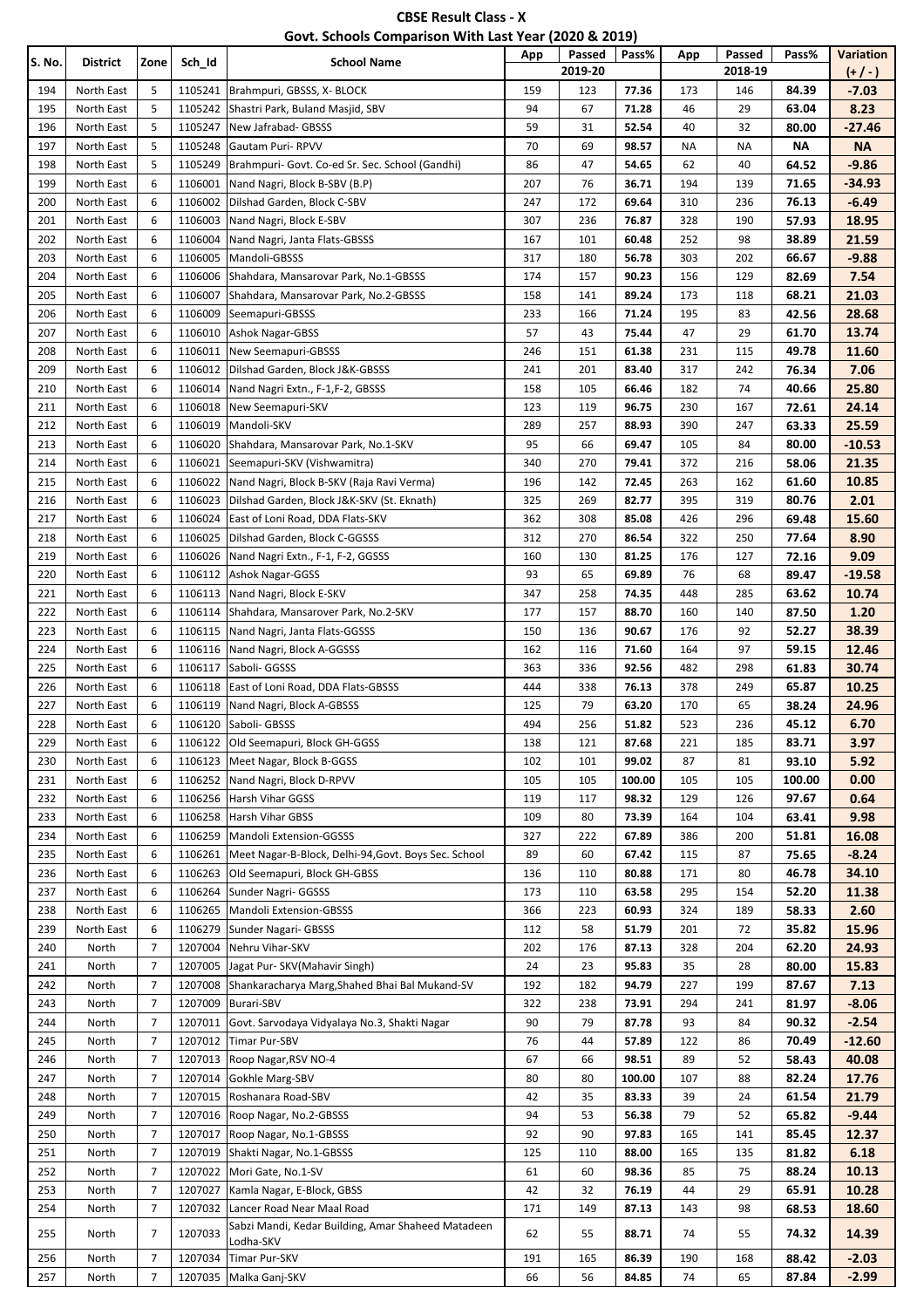**CBSE Result Class - X**

**Govt. Schools Comparison With Last Year (2020 & 2019)**

| S. No. | District | Zone | Sch_Id | School Name | App | Passed | Pass% | App | Passed | Pass% | Variation |
|---|---|---|---|---|---|---|---|---|---|---|---|
| | | | | | | 2019-20 | | | 2018-19 | | (+ / - ) |
| 194 | North East | 5 | 1105241 | Brahmpuri, GBSSS, X- BLOCK | 159 | 123 | 77.36 | 173 | 146 | 84.39 | -7.03 |
| 195 | North East | 5 | 1105242 | Shastri Park, Buland Masjid, SBV | 94 | 67 | 71.28 | 46 | 29 | 63.04 | 8.23 |
| 196 | North East | 5 | 1105247 | New Jafrabad- GBSSS | 59 | 31 | 52.54 | 40 | 32 | 80.00 | -27.46 |
| 197 | North East | 5 | 1105248 | Gautam Puri- RPVV | 70 | 69 | 98.57 | NA | NA | NA | NA |
| 198 | North East | 5 | 1105249 | Brahmpuri- Govt. Co-ed Sr. Sec. School (Gandhi) | 86 | 47 | 54.65 | 62 | 40 | 64.52 | -9.86 |
| 199 | North East | 6 | 1106001 | Nand Nagri, Block B-SBV (B.P) | 207 | 76 | 36.71 | 194 | 139 | 71.65 | -34.93 |
| 200 | North East | 6 | 1106002 | Dilshad Garden, Block C-SBV | 247 | 172 | 69.64 | 310 | 236 | 76.13 | -6.49 |
| 201 | North East | 6 | 1106003 | Nand Nagri, Block E-SBV | 307 | 236 | 76.87 | 328 | 190 | 57.93 | 18.95 |
| 202 | North East | 6 | 1106004 | Nand Nagri, Janta Flats-GBSSS | 167 | 101 | 60.48 | 252 | 98 | 38.89 | 21.59 |
| 203 | North East | 6 | 1106005 | Mandoli-GBSSS | 317 | 180 | 56.78 | 303 | 202 | 66.67 | -9.88 |
| 204 | North East | 6 | 1106006 | Shahdara, Mansarovar Park, No.1-GBSSS | 174 | 157 | 90.23 | 156 | 129 | 82.69 | 7.54 |
| 205 | North East | 6 | 1106007 | Shahdara, Mansarovar Park, No.2-GBSSS | 158 | 141 | 89.24 | 173 | 118 | 68.21 | 21.03 |
| 206 | North East | 6 | 1106009 | Seemapuri-GBSSS | 233 | 166 | 71.24 | 195 | 83 | 42.56 | 28.68 |
| 207 | North East | 6 | 1106010 | Ashok Nagar-GBSS | 57 | 43 | 75.44 | 47 | 29 | 61.70 | 13.74 |
| 208 | North East | 6 | 1106011 | New Seemapuri-GBSSS | 246 | 151 | 61.38 | 231 | 115 | 49.78 | 11.60 |
| 209 | North East | 6 | 1106012 | Dilshad Garden, Block J&K-GBSSS | 241 | 201 | 83.40 | 317 | 242 | 76.34 | 7.06 |
| 210 | North East | 6 | 1106014 | Nand Nagri Extn., F-1,F-2, GBSSS | 158 | 105 | 66.46 | 182 | 74 | 40.66 | 25.80 |
| 211 | North East | 6 | 1106018 | New Seemapuri-SKV | 123 | 119 | 96.75 | 230 | 167 | 72.61 | 24.14 |
| 212 | North East | 6 | 1106019 | Mandoli-SKV | 289 | 257 | 88.93 | 390 | 247 | 63.33 | 25.59 |
| 213 | North East | 6 | 1106020 | Shahdara, Mansarovar Park, No.1-SKV | 95 | 66 | 69.47 | 105 | 84 | 80.00 | -10.53 |
| 214 | North East | 6 | 1106021 | Seemapuri-SKV (Vishwamitra) | 340 | 270 | 79.41 | 372 | 216 | 58.06 | 21.35 |
| 215 | North East | 6 | 1106022 | Nand Nagri, Block B-SKV (Raja Ravi Verma) | 196 | 142 | 72.45 | 263 | 162 | 61.60 | 10.85 |
| 216 | North East | 6 | 1106023 | Dilshad Garden, Block J&K-SKV (St. Eknath) | 325 | 269 | 82.77 | 395 | 319 | 80.76 | 2.01 |
| 217 | North East | 6 | 1106024 | East of Loni Road, DDA Flats-SKV | 362 | 308 | 85.08 | 426 | 296 | 69.48 | 15.60 |
| 218 | North East | 6 | 1106025 | Dilshad Garden, Block C-GGSSS | 312 | 270 | 86.54 | 322 | 250 | 77.64 | 8.90 |
| 219 | North East | 6 | 1106026 | Nand Nagri Extn., F-1, F-2, GGSSS | 160 | 130 | 81.25 | 176 | 127 | 72.16 | 9.09 |
| 220 | North East | 6 | 1106112 | Ashok Nagar-GGSS | 93 | 65 | 69.89 | 76 | 68 | 89.47 | -19.58 |
| 221 | North East | 6 | 1106113 | Nand Nagri, Block E-SKV | 347 | 258 | 74.35 | 448 | 285 | 63.62 | 10.74 |
| 222 | North East | 6 | 1106114 | Shahdara, Mansarover Park, No.2-SKV | 177 | 157 | 88.70 | 160 | 140 | 87.50 | 1.20 |
| 223 | North East | 6 | 1106115 | Nand Nagri, Janta Flats-GGSSS | 150 | 136 | 90.67 | 176 | 92 | 52.27 | 38.39 |
| 224 | North East | 6 | 1106116 | Nand Nagri, Block A-GGSSS | 162 | 116 | 71.60 | 164 | 97 | 59.15 | 12.46 |
| 225 | North East | 6 | 1106117 | Saboli- GGSSS | 363 | 336 | 92.56 | 482 | 298 | 61.83 | 30.74 |
| 226 | North East | 6 | 1106118 | East of Loni Road, DDA Flats-GBSSS | 444 | 338 | 76.13 | 378 | 249 | 65.87 | 10.25 |
| 227 | North East | 6 | 1106119 | Nand Nagri, Block A-GBSSS | 125 | 79 | 63.20 | 170 | 65 | 38.24 | 24.96 |
| 228 | North East | 6 | 1106120 | Saboli- GBSSS | 494 | 256 | 51.82 | 523 | 236 | 45.12 | 6.70 |
| 229 | North East | 6 | 1106122 | Old Seemapuri, Block GH-GGSS | 138 | 121 | 87.68 | 221 | 185 | 83.71 | 3.97 |
| 230 | North East | 6 | 1106123 | Meet Nagar, Block B-GGSS | 102 | 101 | 99.02 | 87 | 81 | 93.10 | 5.92 |
| 231 | North East | 6 | 1106252 | Nand Nagri, Block D-RPVV | 105 | 105 | 100.00 | 105 | 105 | 100.00 | 0.00 |
| 232 | North East | 6 | 1106256 | Harsh Vihar GGSS | 119 | 117 | 98.32 | 129 | 126 | 97.67 | 0.64 |
| 233 | North East | 6 | 1106258 | Harsh Vihar GBSS | 109 | 80 | 73.39 | 164 | 104 | 63.41 | 9.98 |
| 234 | North East | 6 | 1106259 | Mandoli Extension-GGSSS | 327 | 222 | 67.89 | 386 | 200 | 51.81 | 16.08 |
| 235 | North East | 6 | 1106261 | Meet Nagar-B-Block, Delhi-94,Govt. Boys Sec. School | 89 | 60 | 67.42 | 115 | 87 | 75.65 | -8.24 |
| 236 | North East | 6 | 1106263 | Old Seemapuri, Block GH-GBSS | 136 | 110 | 80.88 | 171 | 80 | 46.78 | 34.10 |
| 237 | North East | 6 | 1106264 | Sunder Nagri- GGSSS | 173 | 110 | 63.58 | 295 | 154 | 52.20 | 11.38 |
| 238 | North East | 6 | 1106265 | Mandoli Extension-GBSSS | 366 | 223 | 60.93 | 324 | 189 | 58.33 | 2.60 |
| 239 | North East | 6 | 1106279 | Sunder Nagari- GBSSS | 112 | 58 | 51.79 | 201 | 72 | 35.82 | 15.96 |
| 240 | North | 7 | 1207004 | Nehru Vihar-SKV | 202 | 176 | 87.13 | 328 | 204 | 62.20 | 24.93 |
| 241 | North | 7 | 1207005 | Jagat Pur- SKV(Mahavir Singh) | 24 | 23 | 95.83 | 35 | 28 | 80.00 | 15.83 |
| 242 | North | 7 | 1207008 | Shankaracharya Marg,Shahed Bhai Bal Mukand-SV | 192 | 182 | 94.79 | 227 | 199 | 87.67 | 7.13 |
| 243 | North | 7 | 1207009 | Burari-SBV | 322 | 238 | 73.91 | 294 | 241 | 81.97 | -8.06 |
| 244 | North | 7 | 1207011 | Govt. Sarvodaya Vidyalaya No.3, Shakti Nagar | 90 | 79 | 87.78 | 93 | 84 | 90.32 | -2.54 |
| 245 | North | 7 | 1207012 | Timar Pur-SBV | 76 | 44 | 57.89 | 122 | 86 | 70.49 | -12.60 |
| 246 | North | 7 | 1207013 | Roop Nagar,RSV NO-4 | 67 | 66 | 98.51 | 89 | 52 | 58.43 | 40.08 |
| 247 | North | 7 | 1207014 | Gokhle Marg-SBV | 80 | 80 | 100.00 | 107 | 88 | 82.24 | 17.76 |
| 248 | North | 7 | 1207015 | Roshanara Road-SBV | 42 | 35 | 83.33 | 39 | 24 | 61.54 | 21.79 |
| 249 | North | 7 | 1207016 | Roop Nagar, No.2-GBSSS | 94 | 53 | 56.38 | 79 | 52 | 65.82 | -9.44 |
| 250 | North | 7 | 1207017 | Roop Nagar, No.1-GBSSS | 92 | 90 | 97.83 | 165 | 141 | 85.45 | 12.37 |
| 251 | North | 7 | 1207019 | Shakti Nagar, No.1-GBSSS | 125 | 110 | 88.00 | 165 | 135 | 81.82 | 6.18 |
| 252 | North | 7 | 1207022 | Mori Gate, No.1-SV | 61 | 60 | 98.36 | 85 | 75 | 88.24 | 10.13 |
| 253 | North | 7 | 1207027 | Kamla Nagar, E-Block, GBSS | 42 | 32 | 76.19 | 44 | 29 | 65.91 | 10.28 |
| 254 | North | 7 | 1207032 | Lancer Road Near Maal Road | 171 | 149 | 87.13 | 143 | 98 | 68.53 | 18.60 |
| 255 | North | 7 | 1207033 | Sabzi Mandi, Kedar Building, Amar Shaheed Matadeen Lodha-SKV | 62 | 55 | 88.71 | 74 | 55 | 74.32 | 14.39 |
| 256 | North | 7 | 1207034 | Timar Pur-SKV | 191 | 165 | 86.39 | 190 | 168 | 88.42 | -2.03 |
| 257 | North | 7 | 1207035 | Malka Ganj-SKV | 66 | 56 | 84.85 | 74 | 65 | 87.84 | -2.99 |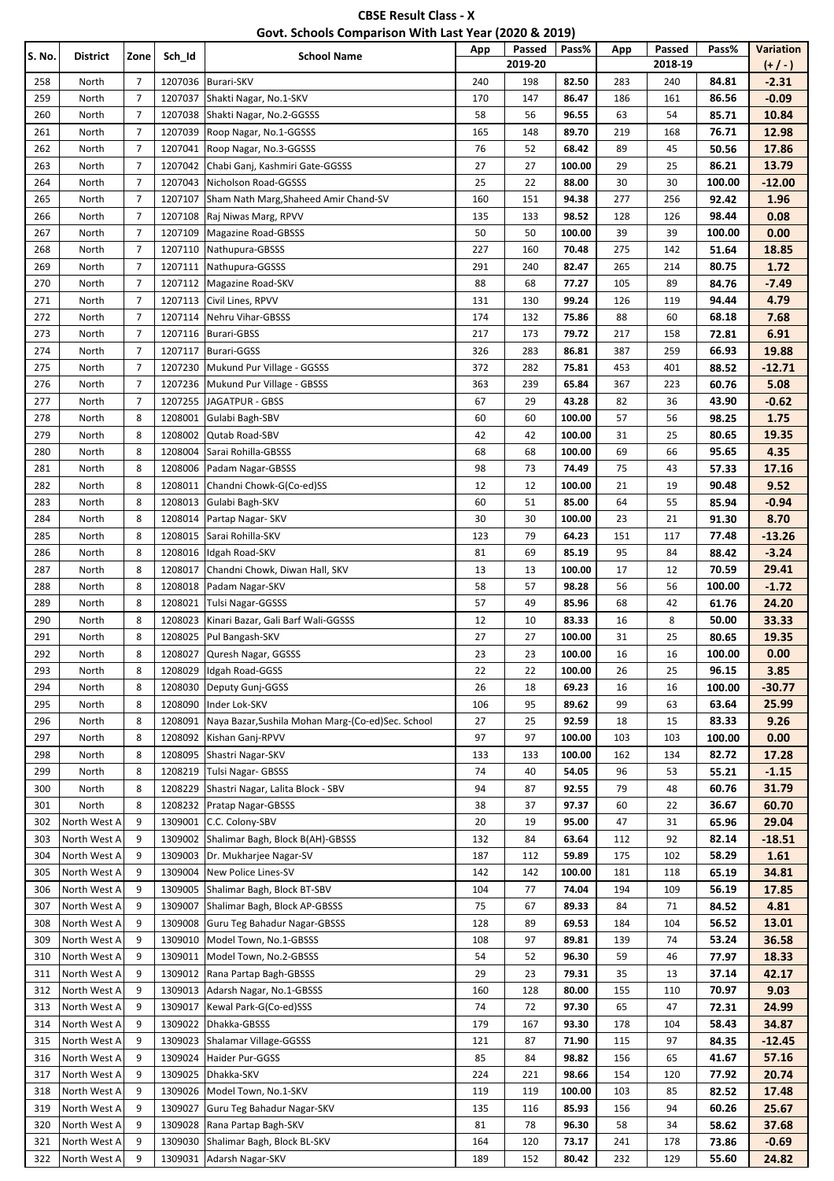**CBSE Result Class - X**

**Govt. Schools Comparison With Last Year (2020 & 2019)**

| S. No. | District | Zone | Sch_Id | School Name | App | Passed | Pass% | App | Passed | Pass% | Variation |
|---|---|---|---|---|---|---|---|---|---|---|---|
| | | | | | | 2019-20 | | | 2018-19 | | (+ / - ) |
| 258 | North | 7 | 1207036 | Burari-SKV | 240 | 198 | 82.50 | 283 | 240 | 84.81 | -2.31 |
| 259 | North | 7 | 1207037 | Shakti Nagar, No.1-SKV | 170 | 147 | 86.47 | 186 | 161 | 86.56 | -0.09 |
| 260 | North | 7 | 1207038 | Shakti Nagar, No.2-GGSSS | 58 | 56 | 96.55 | 63 | 54 | 85.71 | 10.84 |
| 261 | North | 7 | 1207039 | Roop Nagar, No.1-GGSSS | 165 | 148 | 89.70 | 219 | 168 | 76.71 | 12.98 |
| 262 | North | 7 | 1207041 | Roop Nagar, No.3-GGSSS | 76 | 52 | 68.42 | 89 | 45 | 50.56 | 17.86 |
| 263 | North | 7 | 1207042 | Chabi Ganj, Kashmiri Gate-GGSSS | 27 | 27 | 100.00 | 29 | 25 | 86.21 | 13.79 |
| 264 | North | 7 | 1207043 | Nicholson Road-GGSSS | 25 | 22 | 88.00 | 30 | 30 | 100.00 | -12.00 |
| 265 | North | 7 | 1207107 | Sham Nath Marg,Shaheed Amir Chand-SV | 160 | 151 | 94.38 | 277 | 256 | 92.42 | 1.96 |
| 266 | North | 7 | 1207108 | Raj Niwas Marg, RPVV | 135 | 133 | 98.52 | 128 | 126 | 98.44 | 0.08 |
| 267 | North | 7 | 1207109 | Magazine Road-GBSSS | 50 | 50 | 100.00 | 39 | 39 | 100.00 | 0.00 |
| 268 | North | 7 | 1207110 | Nathupura-GBSSS | 227 | 160 | 70.48 | 275 | 142 | 51.64 | 18.85 |
| 269 | North | 7 | 1207111 | Nathupura-GGSSS | 291 | 240 | 82.47 | 265 | 214 | 80.75 | 1.72 |
| 270 | North | 7 | 1207112 | Magazine Road-SKV | 88 | 68 | 77.27 | 105 | 89 | 84.76 | -7.49 |
| 271 | North | 7 | 1207113 | Civil Lines, RPVV | 131 | 130 | 99.24 | 126 | 119 | 94.44 | 4.79 |
| 272 | North | 7 | 1207114 | Nehru Vihar-GBSSS | 174 | 132 | 75.86 | 88 | 60 | 68.18 | 7.68 |
| 273 | North | 7 | 1207116 | Burari-GBSS | 217 | 173 | 79.72 | 217 | 158 | 72.81 | 6.91 |
| 274 | North | 7 | 1207117 | Burari-GGSS | 326 | 283 | 86.81 | 387 | 259 | 66.93 | 19.88 |
| 275 | North | 7 | 1207230 | Mukund Pur Village - GGSSS | 372 | 282 | 75.81 | 453 | 401 | 88.52 | -12.71 |
| 276 | North | 7 | 1207236 | Mukund Pur Village - GBSSS | 363 | 239 | 65.84 | 367 | 223 | 60.76 | 5.08 |
| 277 | North | 7 | 1207255 | JAGATPUR - GBSS | 67 | 29 | 43.28 | 82 | 36 | 43.90 | -0.62 |
| 278 | North | 8 | 1208001 | Gulabi Bagh-SBV | 60 | 60 | 100.00 | 57 | 56 | 98.25 | 1.75 |
| 279 | North | 8 | 1208002 | Qutab Road-SBV | 42 | 42 | 100.00 | 31 | 25 | 80.65 | 19.35 |
| 280 | North | 8 | 1208004 | Sarai Rohilla-GBSSS | 68 | 68 | 100.00 | 69 | 66 | 95.65 | 4.35 |
| 281 | North | 8 | 1208006 | Padam Nagar-GBSSS | 98 | 73 | 74.49 | 75 | 43 | 57.33 | 17.16 |
| 282 | North | 8 | 1208011 | Chandni Chowk-G(Co-ed)SS | 12 | 12 | 100.00 | 21 | 19 | 90.48 | 9.52 |
| 283 | North | 8 | 1208013 | Gulabi Bagh-SKV | 60 | 51 | 85.00 | 64 | 55 | 85.94 | -0.94 |
| 284 | North | 8 | 1208014 | Partap Nagar- SKV | 30 | 30 | 100.00 | 23 | 21 | 91.30 | 8.70 |
| 285 | North | 8 | 1208015 | Sarai Rohilla-SKV | 123 | 79 | 64.23 | 151 | 117 | 77.48 | -13.26 |
| 286 | North | 8 | 1208016 | Idgah Road-SKV | 81 | 69 | 85.19 | 95 | 84 | 88.42 | -3.24 |
| 287 | North | 8 | 1208017 | Chandni Chowk, Diwan Hall, SKV | 13 | 13 | 100.00 | 17 | 12 | 70.59 | 29.41 |
| 288 | North | 8 | 1208018 | Padam Nagar-SKV | 58 | 57 | 98.28 | 56 | 56 | 100.00 | -1.72 |
| 289 | North | 8 | 1208021 | Tulsi Nagar-GGSSS | 57 | 49 | 85.96 | 68 | 42 | 61.76 | 24.20 |
| 290 | North | 8 | 1208023 | Kinari Bazar, Gali Barf Wali-GGSSS | 12 | 10 | 83.33 | 16 | 8 | 50.00 | 33.33 |
| 291 | North | 8 | 1208025 | Pul Bangash-SKV | 27 | 27 | 100.00 | 31 | 25 | 80.65 | 19.35 |
| 292 | North | 8 | 1208027 | Quresh Nagar, GGSSS | 23 | 23 | 100.00 | 16 | 16 | 100.00 | 0.00 |
| 293 | North | 8 | 1208029 | Idgah Road-GGSS | 22 | 22 | 100.00 | 26 | 25 | 96.15 | 3.85 |
| 294 | North | 8 | 1208030 | Deputy Gunj-GGSS | 26 | 18 | 69.23 | 16 | 16 | 100.00 | -30.77 |
| 295 | North | 8 | 1208090 | Inder Lok-SKV | 106 | 95 | 89.62 | 99 | 63 | 63.64 | 25.99 |
| 296 | North | 8 | 1208091 | Naya Bazar,Sushila Mohan Marg-(Co-ed)Sec. School | 27 | 25 | 92.59 | 18 | 15 | 83.33 | 9.26 |
| 297 | North | 8 | 1208092 | Kishan Ganj-RPVV | 97 | 97 | 100.00 | 103 | 103 | 100.00 | 0.00 |
| 298 | North | 8 | 1208095 | Shastri Nagar-SKV | 133 | 133 | 100.00 | 162 | 134 | 82.72 | 17.28 |
| 299 | North | 8 | 1208219 | Tulsi Nagar- GBSSS | 74 | 40 | 54.05 | 96 | 53 | 55.21 | -1.15 |
| 300 | North | 8 | 1208229 | Shastri Nagar, Lalita Block - SBV | 94 | 87 | 92.55 | 79 | 48 | 60.76 | 31.79 |
| 301 | North | 8 | 1208232 | Pratap Nagar-GBSSS | 38 | 37 | 97.37 | 60 | 22 | 36.67 | 60.70 |
| 302 | North West A | 9 | 1309001 | C.C. Colony-SBV | 20 | 19 | 95.00 | 47 | 31 | 65.96 | 29.04 |
| 303 | North West A | 9 | 1309002 | Shalimar Bagh, Block B(AH)-GBSSS | 132 | 84 | 63.64 | 112 | 92 | 82.14 | -18.51 |
| 304 | North West A | 9 | 1309003 | Dr. Mukharjee Nagar-SV | 187 | 112 | 59.89 | 175 | 102 | 58.29 | 1.61 |
| 305 | North West A | 9 | 1309004 | New Police Lines-SV | 142 | 142 | 100.00 | 181 | 118 | 65.19 | 34.81 |
| 306 | North West A | 9 | 1309005 | Shalimar Bagh, Block BT-SBV | 104 | 77 | 74.04 | 194 | 109 | 56.19 | 17.85 |
| 307 | North West A | 9 | 1309007 | Shalimar Bagh, Block AP-GBSSS | 75 | 67 | 89.33 | 84 | 71 | 84.52 | 4.81 |
| 308 | North West A | 9 | 1309008 | Guru Teg Bahadur Nagar-GBSSS | 128 | 89 | 69.53 | 184 | 104 | 56.52 | 13.01 |
| 309 | North West A | 9 | 1309010 | Model Town, No.1-GBSSS | 108 | 97 | 89.81 | 139 | 74 | 53.24 | 36.58 |
| 310 | North West A | 9 | 1309011 | Model Town, No.2-GBSSS | 54 | 52 | 96.30 | 59 | 46 | 77.97 | 18.33 |
| 311 | North West A | 9 | 1309012 | Rana Partap Bagh-GBSSS | 29 | 23 | 79.31 | 35 | 13 | 37.14 | 42.17 |
| 312 | North West A | 9 | 1309013 | Adarsh Nagar, No.1-GBSSS | 160 | 128 | 80.00 | 155 | 110 | 70.97 | 9.03 |
| 313 | North West A | 9 | 1309017 | Kewal Park-G(Co-ed)SSS | 74 | 72 | 97.30 | 65 | 47 | 72.31 | 24.99 |
| 314 | North West A | 9 | 1309022 | Dhakka-GBSSS | 179 | 167 | 93.30 | 178 | 104 | 58.43 | 34.87 |
| 315 | North West A | 9 | 1309023 | Shalamar Village-GGSSS | 121 | 87 | 71.90 | 115 | 97 | 84.35 | -12.45 |
| 316 | North West A | 9 | 1309024 | Haider Pur-GGSS | 85 | 84 | 98.82 | 156 | 65 | 41.67 | 57.16 |
| 317 | North West A | 9 | 1309025 | Dhakka-SKV | 224 | 221 | 98.66 | 154 | 120 | 77.92 | 20.74 |
| 318 | North West A | 9 | 1309026 | Model Town, No.1-SKV | 119 | 119 | 100.00 | 103 | 85 | 82.52 | 17.48 |
| 319 | North West A | 9 | 1309027 | Guru Teg Bahadur Nagar-SKV | 135 | 116 | 85.93 | 156 | 94 | 60.26 | 25.67 |
| 320 | North West A | 9 | 1309028 | Rana Partap Bagh-SKV | 81 | 78 | 96.30 | 58 | 34 | 58.62 | 37.68 |
| 321 | North West A | 9 | 1309030 | Shalimar Bagh, Block BL-SKV | 164 | 120 | 73.17 | 241 | 178 | 73.86 | -0.69 |
| 322 | North West A | 9 | 1309031 | Adarsh Nagar-SKV | 189 | 152 | 80.42 | 232 | 129 | 55.60 | 24.82 |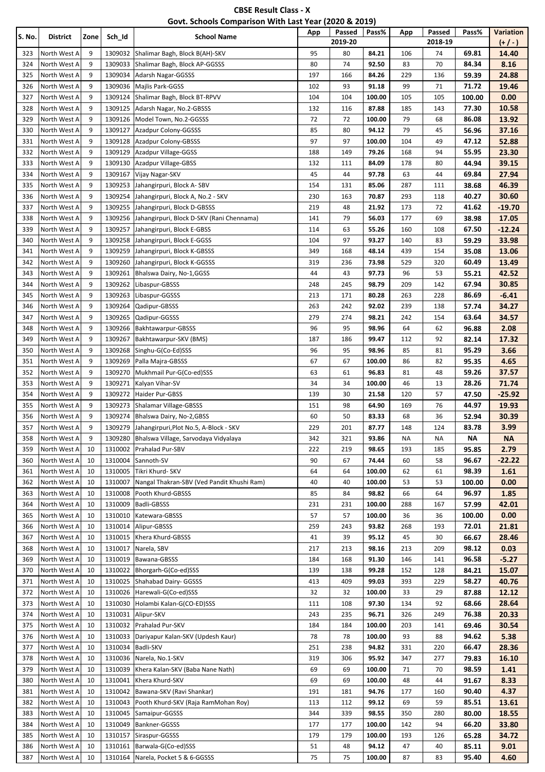**CBSE Result Class - X**

**Govt. Schools Comparison With Last Year (2020 & 2019)**

| S. No. | District | Zone | Sch_Id | School Name | App | Passed | Pass% | App | Passed | Pass% | Variation |
|---|---|---|---|---|---|---|---|---|---|---|---|
| | | | | | 2019-20 | | | 2018-19 | | | (+ / - ) |
| 323 | North West A | 9 | 1309032 | Shalimar Bagh, Block B(AH)-SKV | 95 | 80 | **84.21** | 106 | 74 | **69.81** | **14.40** |
| 324 | North West A | 9 | 1309033 | Shalimar Bagh, Block AP-GGSSS | 80 | 74 | **92.50** | 83 | 70 | **84.34** | **8.16** |
| 325 | North West A | 9 | 1309034 | Adarsh Nagar-GGSSS | 197 | 166 | **84.26** | 229 | 136 | **59.39** | **24.88** |
| 326 | North West A | 9 | 1309036 | Majlis Park-GGSS | 102 | 93 | **91.18** | 99 | 71 | **71.72** | **19.46** |
| 327 | North West A | 9 | 1309124 | Shalimar Bagh, Block BT-RPVV | 104 | 104 | **100.00** | 105 | 105 | **100.00** | **0.00** |
| 328 | North West A | 9 | 1309125 | Adarsh Nagar, No.2-GBSSS | 132 | 116 | **87.88** | 185 | 143 | **77.30** | **10.58** |
| 329 | North West A | 9 | 1309126 | Model Town, No.2-GGSSS | 72 | 72 | **100.00** | 79 | 68 | **86.08** | **13.92** |
| 330 | North West A | 9 | 1309127 | Azadpur Colony-GGSSS | 85 | 80 | **94.12** | 79 | 45 | **56.96** | **37.16** |
| 331 | North West A | 9 | 1309128 | Azadpur Colony-GBSSS | 97 | 97 | **100.00** | 104 | 49 | **47.12** | **52.88** |
| 332 | North West A | 9 | 1309129 | Azadpur Village-GGSS | 188 | 149 | **79.26** | 168 | 94 | **55.95** | **23.30** |
| 333 | North West A | 9 | 1309130 | Azadpur Village-GBSS | 132 | 111 | **84.09** | 178 | 80 | **44.94** | **39.15** |
| 334 | North West A | 9 | 1309167 | Vijay Nagar-SKV | 45 | 44 | **97.78** | 63 | 44 | **69.84** | **27.94** |
| 335 | North West A | 9 | 1309253 | Jahangirpuri, Block A- SBV | 154 | 131 | **85.06** | 287 | 111 | **38.68** | **46.39** |
| 336 | North West A | 9 | 1309254 | Jahangirpuri, Block A, No.2 - SKV | 230 | 163 | **70.87** | 293 | 118 | **40.27** | **30.60** |
| 337 | North West A | 9 | 1309255 | Jahangirpuri, Block D-GBSSS | 219 | 48 | **21.92** | 173 | 72 | **41.62** | **-19.70** |
| 338 | North West A | 9 | 1309256 | Jahangirpuri, Block D-SKV (Rani Chennama) | 141 | 79 | **56.03** | 177 | 69 | **38.98** | **17.05** |
| 339 | North West A | 9 | 1309257 | Jahangirpuri, Block E-GBSS | 114 | 63 | **55.26** | 160 | 108 | **67.50** | **-12.24** |
| 340 | North West A | 9 | 1309258 | Jahangirpuri, Block E-GGSS | 104 | 97 | **93.27** | 140 | 83 | **59.29** | **33.98** |
| 341 | North West A | 9 | 1309259 | Jahangirpuri, Block K-GBSSS | 349 | 168 | **48.14** | 439 | 154 | **35.08** | **13.06** |
| 342 | North West A | 9 | 1309260 | Jahangirpuri, Block K-GGSSS | 319 | 236 | **73.98** | 529 | 320 | **60.49** | **13.49** |
| 343 | North West A | 9 | 1309261 | Bhalswa Dairy, No-1,GGSS | 44 | 43 | **97.73** | 96 | 53 | **55.21** | **42.52** |
| 344 | North West A | 9 | 1309262 | Libaspur-GBSSS | 248 | 245 | **98.79** | 209 | 142 | **67.94** | **30.85** |
| 345 | North West A | 9 | 1309263 | Libaspur-GGSSS | 213 | 171 | **80.28** | 263 | 228 | **86.69** | **-6.41** |
| 346 | North West A | 9 | 1309264 | Qadipur-GBSSS | 263 | 242 | **92.02** | 239 | 138 | **57.74** | **34.27** |
| 347 | North West A | 9 | 1309265 | Qadipur-GGSSS | 279 | 274 | **98.21** | 242 | 154 | **63.64** | **34.57** |
| 348 | North West A | 9 | 1309266 | Bakhtawarpur-GBSSS | 96 | 95 | **98.96** | 64 | 62 | **96.88** | **2.08** |
| 349 | North West A | 9 | 1309267 | Bakhtawarpur-SKV (BMS) | 187 | 186 | **99.47** | 112 | 92 | **82.14** | **17.32** |
| 350 | North West A | 9 | 1309268 | Singhu-G(Co-Ed)SSS | 96 | 95 | **98.96** | 85 | 81 | **95.29** | **3.66** |
| 351 | North West A | 9 | 1309269 | Palla Majra-GBSSS | 67 | 67 | **100.00** | 86 | 82 | **95.35** | **4.65** |
| 352 | North West A | 9 | 1309270 | Mukhmail Pur-G(Co-ed)SSS | 63 | 61 | **96.83** | 81 | 48 | **59.26** | **37.57** |
| 353 | North West A | 9 | 1309271 | Kalyan Vihar-SV | 34 | 34 | **100.00** | 46 | 13 | **28.26** | **71.74** |
| 354 | North West A | 9 | 1309272 | Haider Pur-GBSS | 139 | 30 | **21.58** | 120 | 57 | **47.50** | **-25.92** |
| 355 | North West A | 9 | 1309273 | Shalamar Village-GBSSS | 151 | 98 | **64.90** | 169 | 76 | **44.97** | **19.93** |
| 356 | North West A | 9 | 1309274 | Bhalswa Dairy, No-2,GBSS | 60 | 50 | **83.33** | 68 | 36 | **52.94** | **30.39** |
| 357 | North West A | 9 | 1309279 | Jahangirpuri,Plot No.5, A-Block - SKV | 229 | 201 | **87.77** | 148 | 124 | **83.78** | **3.99** |
| 358 | North West A | 9 | 1309280 | Bhalswa Village, Sarvodaya Vidyalaya | 342 | 321 | **93.86** | NA | NA | **NA** | **NA** |
| 359 | North West A | 10 | 1310002 | Prahalad Pur-SBV | 222 | 219 | **98.65** | 193 | 185 | **95.85** | **2.79** |
| 360 | North West A | 10 | 1310004 | Sannoth-SV | 90 | 67 | **74.44** | 60 | 58 | **96.67** | **-22.22** |
| 361 | North West A | 10 | 1310005 | Tikri Khurd- SKV | 64 | 64 | **100.00** | 62 | 61 | **98.39** | **1.61** |
| 362 | North West A | 10 | 1310007 | Nangal Thakran-SBV (Ved Pandit Khushi Ram) | 40 | 40 | **100.00** | 53 | 53 | **100.00** | **0.00** |
| 363 | North West A | 10 | 1310008 | Pooth Khurd-GBSSS | 85 | 84 | **98.82** | 66 | 64 | **96.97** | **1.85** |
| 364 | North West A | 10 | 1310009 | Badli-GBSSS | 231 | 231 | **100.00** | 288 | 167 | **57.99** | **42.01** |
| 365 | North West A | 10 | 1310010 | Katewara-GBSSS | 57 | 57 | **100.00** | 36 | 36 | **100.00** | **0.00** |
| 366 | North West A | 10 | 1310014 | Alipur-GBSSS | 259 | 243 | **93.82** | 268 | 193 | **72.01** | **21.81** |
| 367 | North West A | 10 | 1310015 | Khera Khurd-GBSSS | 41 | 39 | **95.12** | 45 | 30 | **66.67** | **28.46** |
| 368 | North West A | 10 | 1310017 | Narela, SBV | 217 | 213 | **98.16** | 213 | 209 | **98.12** | **0.03** |
| 369 | North West A | 10 | 1310019 | Bawana-GBSSS | 184 | 168 | **91.30** | 146 | 141 | **96.58** | **-5.27** |
| 370 | North West A | 10 | 1310022 | Bhorgarh-G(Co-ed)SSS | 139 | 138 | **99.28** | 152 | 128 | **84.21** | **15.07** |
| 371 | North West A | 10 | 1310025 | Shahabad Dairy- GGSSS | 413 | 409 | **99.03** | 393 | 229 | **58.27** | **40.76** |
| 372 | North West A | 10 | 1310026 | Harewali-G(Co-ed)SSS | 32 | 32 | **100.00** | 33 | 29 | **87.88** | **12.12** |
| 373 | North West A | 10 | 1310030 | Holambi Kalan-G(CO-ED)SSS | 111 | 108 | **97.30** | 134 | 92 | **68.66** | **28.64** |
| 374 | North West A | 10 | 1310031 | Alipur-SKV | 243 | 235 | **96.71** | 326 | 249 | **76.38** | **20.33** |
| 375 | North West A | 10 | 1310032 | Prahalad Pur-SKV | 184 | 184 | **100.00** | 203 | 141 | **69.46** | **30.54** |
| 376 | North West A | 10 | 1310033 | Dariyapur Kalan-SKV (Updesh Kaur) | 78 | 78 | **100.00** | 93 | 88 | **94.62** | **5.38** |
| 377 | North West A | 10 | 1310034 | Badli-SKV | 251 | 238 | **94.82** | 331 | 220 | **66.47** | **28.36** |
| 378 | North West A | 10 | 1310036 | Narela, No.1-SKV | 319 | 306 | **95.92** | 347 | 277 | **79.83** | **16.10** |
| 379 | North West A | 10 | 1310039 | Khera Kalan-SKV (Baba Nane Nath) | 69 | 69 | **100.00** | 71 | 70 | **98.59** | **1.41** |
| 380 | North West A | 10 | 1310041 | Khera Khurd-SKV | 69 | 69 | **100.00** | 48 | 44 | **91.67** | **8.33** |
| 381 | North West A | 10 | 1310042 | Bawana-SKV (Ravi Shankar) | 191 | 181 | **94.76** | 177 | 160 | **90.40** | **4.37** |
| 382 | North West A | 10 | 1310043 | Pooth Khurd-SKV (Raja RamMohan Roy) | 113 | 112 | **99.12** | 69 | 59 | **85.51** | **13.61** |
| 383 | North West A | 10 | 1310045 | Samaipur-GGSSS | 344 | 339 | **98.55** | 350 | 280 | **80.00** | **18.55** |
| 384 | North West A | 10 | 1310049 | Bankner-GGSSS | 177 | 177 | **100.00** | 142 | 94 | **66.20** | **33.80** |
| 385 | North West A | 10 | 1310157 | Siraspur-GGSSS | 179 | 179 | **100.00** | 193 | 126 | **65.28** | **34.72** |
| 386 | North West A | 10 | 1310161 | Barwala-G(Co-ed)SSS | 51 | 48 | **94.12** | 47 | 40 | **85.11** | **9.01** |
| 387 | North West A | 10 | 1310164 | Narela, Pocket 5 & 6-GGSSS | 75 | 75 | **100.00** | 87 | 83 | **95.40** | **4.60** |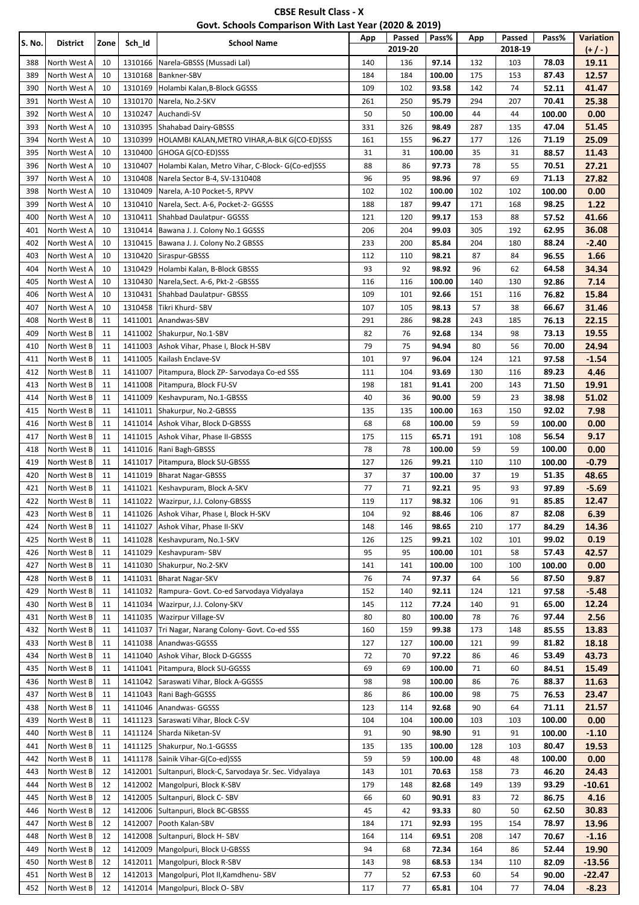**CBSE Result Class - X**

**Govt. Schools Comparison With Last Year (2020 & 2019)**

| S. No. | District | Zone | Sch_Id | School Name | App | Passed | Pass% | App | Passed | Pass% | Variation |
|---|---|---|---|---|---|---|---|---|---|---|---|
| | | | | | | 2019-20 | | | 2018-19 | | (+ / - ) |
| 388 | North West A | 10 | 1310166 | Narela-GBSSS (Mussadi Lal) | 140 | 136 | 97.14 | 132 | 103 | 78.03 | 19.11 |
| 389 | North West A | 10 | 1310168 | Bankner-SBV | 184 | 184 | 100.00 | 175 | 153 | 87.43 | 12.57 |
| 390 | North West A | 10 | 1310169 | Holambi Kalan,B-Block GGSSS | 109 | 102 | 93.58 | 142 | 74 | 52.11 | 41.47 |
| 391 | North West A | 10 | 1310170 | Narela, No.2-SKV | 261 | 250 | 95.79 | 294 | 207 | 70.41 | 25.38 |
| 392 | North West A | 10 | 1310247 | Auchandi-SV | 50 | 50 | 100.00 | 44 | 44 | 100.00 | 0.00 |
| 393 | North West A | 10 | 1310395 | Shahabad Dairy-GBSSS | 331 | 326 | 98.49 | 287 | 135 | 47.04 | 51.45 |
| 394 | North West A | 10 | 1310399 | HOLAMBI KALAN,METRO VIHAR,A-BLK G(CO-ED)SSS | 161 | 155 | 96.27 | 177 | 126 | 71.19 | 25.09 |
| 395 | North West A | 10 | 1310400 | GHOGA G(CO-ED)SSS | 31 | 31 | 100.00 | 35 | 31 | 88.57 | 11.43 |
| 396 | North West A | 10 | 1310407 | Holambi Kalan, Metro Vihar, C-Block- G(Co-ed)SSS | 88 | 86 | 97.73 | 78 | 55 | 70.51 | 27.21 |
| 397 | North West A | 10 | 1310408 | Narela Sector B-4, SV-1310408 | 96 | 95 | 98.96 | 97 | 69 | 71.13 | 27.82 |
| 398 | North West A | 10 | 1310409 | Narela, A-10 Pocket-5, RPVV | 102 | 102 | 100.00 | 102 | 102 | 100.00 | 0.00 |
| 399 | North West A | 10 | 1310410 | Narela, Sect. A-6, Pocket-2- GGSSS | 188 | 187 | 99.47 | 171 | 168 | 98.25 | 1.22 |
| 400 | North West A | 10 | 1310411 | Shahbad Daulatpur- GGSSS | 121 | 120 | 99.17 | 153 | 88 | 57.52 | 41.66 |
| 401 | North West A | 10 | 1310414 | Bawana J. J. Colony No.1 GGSSS | 206 | 204 | 99.03 | 305 | 192 | 62.95 | 36.08 |
| 402 | North West A | 10 | 1310415 | Bawana J. J. Colony No.2 GBSSS | 233 | 200 | 85.84 | 204 | 180 | 88.24 | -2.40 |
| 403 | North West A | 10 | 1310420 | Siraspur-GBSSS | 112 | 110 | 98.21 | 87 | 84 | 96.55 | 1.66 |
| 404 | North West A | 10 | 1310429 | Holambi Kalan, B-Block GBSSS | 93 | 92 | 98.92 | 96 | 62 | 64.58 | 34.34 |
| 405 | North West A | 10 | 1310430 | Narela,Sect. A-6, Pkt-2 -GBSSS | 116 | 116 | 100.00 | 140 | 130 | 92.86 | 7.14 |
| 406 | North West A | 10 | 1310431 | Shahbad Daulatpur- GBSSS | 109 | 101 | 92.66 | 151 | 116 | 76.82 | 15.84 |
| 407 | North West A | 10 | 1310458 | Tikri Khurd- SBV | 107 | 105 | 98.13 | 57 | 38 | 66.67 | 31.46 |
| 408 | North West B | 11 | 1411001 | Anandwas-SBV | 291 | 286 | 98.28 | 243 | 185 | 76.13 | 22.15 |
| 409 | North West B | 11 | 1411002 | Shakurpur, No.1-SBV | 82 | 76 | 92.68 | 134 | 98 | 73.13 | 19.55 |
| 410 | North West B | 11 | 1411003 | Ashok Vihar, Phase I, Block H-SBV | 79 | 75 | 94.94 | 80 | 56 | 70.00 | 24.94 |
| 411 | North West B | 11 | 1411005 | Kailash Enclave-SV | 101 | 97 | 96.04 | 124 | 121 | 97.58 | -1.54 |
| 412 | North West B | 11 | 1411007 | Pitampura, Block ZP- Sarvodaya Co-ed SSS | 111 | 104 | 93.69 | 130 | 116 | 89.23 | 4.46 |
| 413 | North West B | 11 | 1411008 | Pitampura, Block FU-SV | 198 | 181 | 91.41 | 200 | 143 | 71.50 | 19.91 |
| 414 | North West B | 11 | 1411009 | Keshavpuram, No.1-GBSSS | 40 | 36 | 90.00 | 59 | 23 | 38.98 | 51.02 |
| 415 | North West B | 11 | 1411011 | Shakurpur, No.2-GBSSS | 135 | 135 | 100.00 | 163 | 150 | 92.02 | 7.98 |
| 416 | North West B | 11 | 1411014 | Ashok Vihar, Block D-GBSSS | 68 | 68 | 100.00 | 59 | 59 | 100.00 | 0.00 |
| 417 | North West B | 11 | 1411015 | Ashok Vihar, Phase II-GBSSS | 175 | 115 | 65.71 | 191 | 108 | 56.54 | 9.17 |
| 418 | North West B | 11 | 1411016 | Rani Bagh-GBSSS | 78 | 78 | 100.00 | 59 | 59 | 100.00 | 0.00 |
| 419 | North West B | 11 | 1411017 | Pitampura, Block SU-GBSSS | 127 | 126 | 99.21 | 110 | 110 | 100.00 | -0.79 |
| 420 | North West B | 11 | 1411019 | Bharat Nagar-GBSSS | 37 | 37 | 100.00 | 37 | 19 | 51.35 | 48.65 |
| 421 | North West B | 11 | 1411021 | Keshavpuram, Block A-SKV | 77 | 71 | 92.21 | 95 | 93 | 97.89 | -5.69 |
| 422 | North West B | 11 | 1411022 | Wazirpur, J.J. Colony-GBSSS | 119 | 117 | 98.32 | 106 | 91 | 85.85 | 12.47 |
| 423 | North West B | 11 | 1411026 | Ashok Vihar, Phase I, Block H-SKV | 104 | 92 | 88.46 | 106 | 87 | 82.08 | 6.39 |
| 424 | North West B | 11 | 1411027 | Ashok Vihar, Phase II-SKV | 148 | 146 | 98.65 | 210 | 177 | 84.29 | 14.36 |
| 425 | North West B | 11 | 1411028 | Keshavpuram, No.1-SKV | 126 | 125 | 99.21 | 102 | 101 | 99.02 | 0.19 |
| 426 | North West B | 11 | 1411029 | Keshavpuram- SBV | 95 | 95 | 100.00 | 101 | 58 | 57.43 | 42.57 |
| 427 | North West B | 11 | 1411030 | Shakurpur, No.2-SKV | 141 | 141 | 100.00 | 100 | 100 | 100.00 | 0.00 |
| 428 | North West B | 11 | 1411031 | Bharat Nagar-SKV | 76 | 74 | 97.37 | 64 | 56 | 87.50 | 9.87 |
| 429 | North West B | 11 | 1411032 | Rampura- Govt. Co-ed Sarvodaya Vidyalaya | 152 | 140 | 92.11 | 124 | 121 | 97.58 | -5.48 |
| 430 | North West B | 11 | 1411034 | Wazirpur, J.J. Colony-SKV | 145 | 112 | 77.24 | 140 | 91 | 65.00 | 12.24 |
| 431 | North West B | 11 | 1411035 | Wazirpur Village-SV | 80 | 80 | 100.00 | 78 | 76 | 97.44 | 2.56 |
| 432 | North West B | 11 | 1411037 | Tri Nagar, Narang Colony- Govt. Co-ed SSS | 160 | 159 | 99.38 | 173 | 148 | 85.55 | 13.83 |
| 433 | North West B | 11 | 1411038 | Anandwas-GGSSS | 127 | 127 | 100.00 | 121 | 99 | 81.82 | 18.18 |
| 434 | North West B | 11 | 1411040 | Ashok Vihar, Block D-GGSSS | 72 | 70 | 97.22 | 86 | 46 | 53.49 | 43.73 |
| 435 | North West B | 11 | 1411041 | Pitampura, Block SU-GGSSS | 69 | 69 | 100.00 | 71 | 60 | 84.51 | 15.49 |
| 436 | North West B | 11 | 1411042 | Saraswati Vihar, Block A-GGSSS | 98 | 98 | 100.00 | 86 | 76 | 88.37 | 11.63 |
| 437 | North West B | 11 | 1411043 | Rani Bagh-GGSSS | 86 | 86 | 100.00 | 98 | 75 | 76.53 | 23.47 |
| 438 | North West B | 11 | 1411046 | Anandwas- GGSSS | 123 | 114 | 92.68 | 90 | 64 | 71.11 | 21.57 |
| 439 | North West B | 11 | 1411123 | Saraswati Vihar, Block C-SV | 104 | 104 | 100.00 | 103 | 103 | 100.00 | 0.00 |
| 440 | North West B | 11 | 1411124 | Sharda Niketan-SV | 91 | 90 | 98.90 | 91 | 91 | 100.00 | -1.10 |
| 441 | North West B | 11 | 1411125 | Shakurpur, No.1-GGSSS | 135 | 135 | 100.00 | 128 | 103 | 80.47 | 19.53 |
| 442 | North West B | 11 | 1411178 | Sainik Vihar-G(Co-ed)SSS | 59 | 59 | 100.00 | 48 | 48 | 100.00 | 0.00 |
| 443 | North West B | 12 | 1412001 | Sultanpuri, Block-C, Sarvodaya Sr. Sec. Vidyalaya | 143 | 101 | 70.63 | 158 | 73 | 46.20 | 24.43 |
| 444 | North West B | 12 | 1412002 | Mangolpuri, Block K-SBV | 179 | 148 | 82.68 | 149 | 139 | 93.29 | -10.61 |
| 445 | North West B | 12 | 1412005 | Sultanpuri, Block C- SBV | 66 | 60 | 90.91 | 83 | 72 | 86.75 | 4.16 |
| 446 | North West B | 12 | 1412006 | Sultanpuri, Block BC-GBSSS | 45 | 42 | 93.33 | 80 | 50 | 62.50 | 30.83 |
| 447 | North West B | 12 | 1412007 | Pooth Kalan-SBV | 184 | 171 | 92.93 | 195 | 154 | 78.97 | 13.96 |
| 448 | North West B | 12 | 1412008 | Sultanpuri, Block H- SBV | 164 | 114 | 69.51 | 208 | 147 | 70.67 | -1.16 |
| 449 | North West B | 12 | 1412009 | Mangolpuri, Block U-GBSSS | 94 | 68 | 72.34 | 164 | 86 | 52.44 | 19.90 |
| 450 | North West B | 12 | 1412011 | Mangolpuri, Block R-SBV | 143 | 98 | 68.53 | 134 | 110 | 82.09 | -13.56 |
| 451 | North West B | 12 | 1412013 | Mangolpuri, Plot II,Kamdhenu- SBV | 77 | 52 | 67.53 | 60 | 54 | 90.00 | -22.47 |
| 452 | North West B | 12 | 1412014 | Mangolpuri, Block O- SBV | 117 | 77 | 65.81 | 104 | 77 | 74.04 | -8.23 |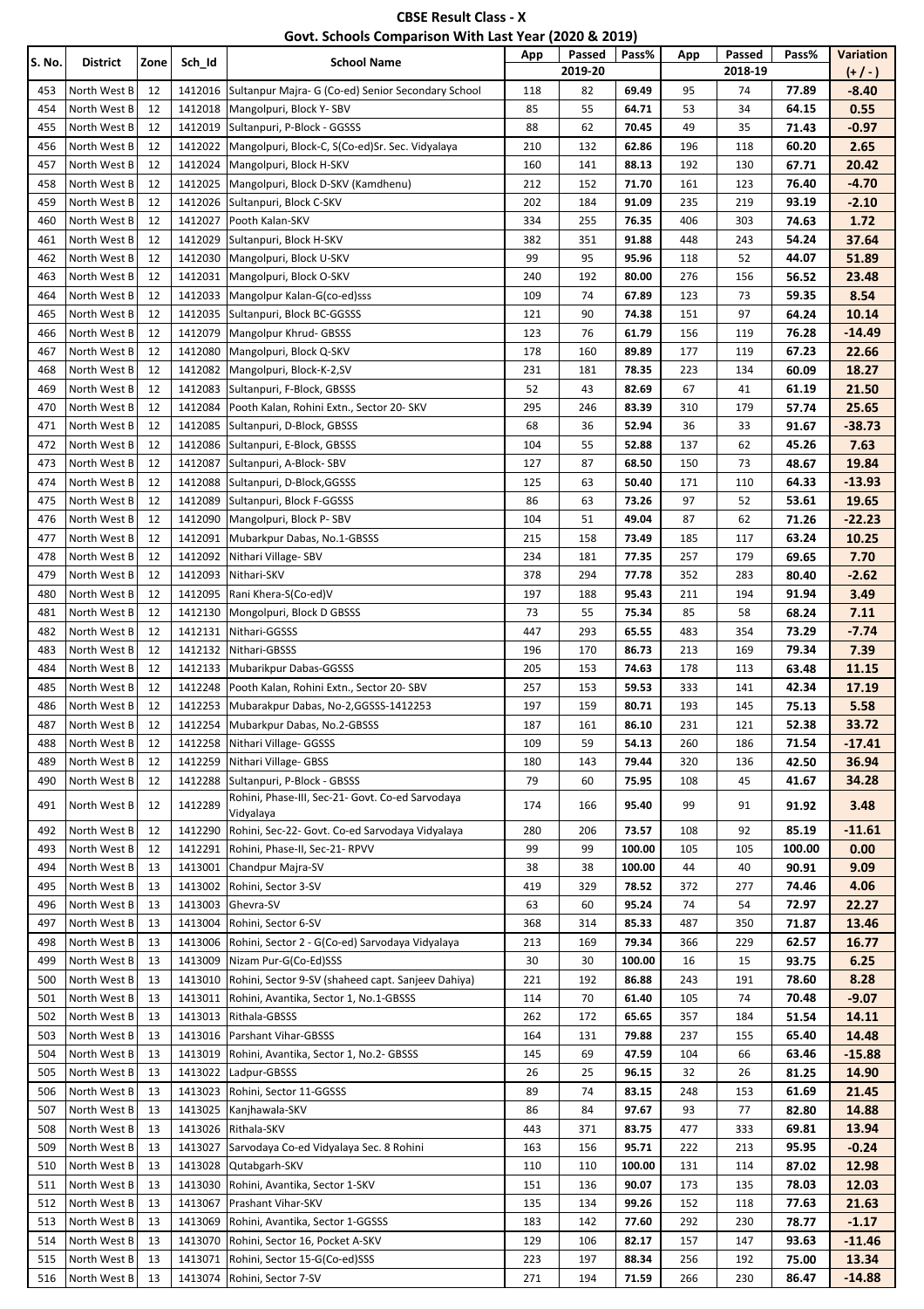**CBSE Result Class - X**

**Govt. Schools Comparison With Last Year (2020 & 2019)**

| S. No. | District | Zone | Sch_Id | School Name | App | Passed | Pass% | App | Passed | Pass% | Variation |
|---|---|---|---|---|---|---|---|---|---|---|---|
| | | | | | 2019-20 | | | 2018-19 | | | (+ / - ) |
| 453 | North West B | 12 | 1412016 | Sultanpur Majra- G (Co-ed) Senior Secondary School | 118 | 82 | 69.49 | 95 | 74 | 77.89 | -8.40 |
| 454 | North West B | 12 | 1412018 | Mangolpuri, Block Y- SBV | 85 | 55 | 64.71 | 53 | 34 | 64.15 | 0.55 |
| 455 | North West B | 12 | 1412019 | Sultanpuri, P-Block - GGSSS | 88 | 62 | 70.45 | 49 | 35 | 71.43 | -0.97 |
| 456 | North West B | 12 | 1412022 | Mangolpuri, Block-C, S(Co-ed)Sr. Sec. Vidyalaya | 210 | 132 | 62.86 | 196 | 118 | 60.20 | 2.65 |
| 457 | North West B | 12 | 1412024 | Mangolpuri, Block H-SKV | 160 | 141 | 88.13 | 192 | 130 | 67.71 | 20.42 |
| 458 | North West B | 12 | 1412025 | Mangolpuri, Block D-SKV (Kamdhenu) | 212 | 152 | 71.70 | 161 | 123 | 76.40 | -4.70 |
| 459 | North West B | 12 | 1412026 | Sultanpuri, Block C-SKV | 202 | 184 | 91.09 | 235 | 219 | 93.19 | -2.10 |
| 460 | North West B | 12 | 1412027 | Pooth Kalan-SKV | 334 | 255 | 76.35 | 406 | 303 | 74.63 | 1.72 |
| 461 | North West B | 12 | 1412029 | Sultanpuri, Block H-SKV | 382 | 351 | 91.88 | 448 | 243 | 54.24 | 37.64 |
| 462 | North West B | 12 | 1412030 | Mangolpuri, Block U-SKV | 99 | 95 | 95.96 | 118 | 52 | 44.07 | 51.89 |
| 463 | North West B | 12 | 1412031 | Mangolpuri, Block O-SKV | 240 | 192 | 80.00 | 276 | 156 | 56.52 | 23.48 |
| 464 | North West B | 12 | 1412033 | Mangolpur Kalan-G(co-ed)sss | 109 | 74 | 67.89 | 123 | 73 | 59.35 | 8.54 |
| 465 | North West B | 12 | 1412035 | Sultanpuri, Block BC-GGSSS | 121 | 90 | 74.38 | 151 | 97 | 64.24 | 10.14 |
| 466 | North West B | 12 | 1412079 | Mangolpur Khrud- GBSSS | 123 | 76 | 61.79 | 156 | 119 | 76.28 | -14.49 |
| 467 | North West B | 12 | 1412080 | Mangolpuri, Block Q-SKV | 178 | 160 | 89.89 | 177 | 119 | 67.23 | 22.66 |
| 468 | North West B | 12 | 1412082 | Mangolpuri, Block-K-2,SV | 231 | 181 | 78.35 | 223 | 134 | 60.09 | 18.27 |
| 469 | North West B | 12 | 1412083 | Sultanpuri, F-Block, GBSSS | 52 | 43 | 82.69 | 67 | 41 | 61.19 | 21.50 |
| 470 | North West B | 12 | 1412084 | Pooth Kalan, Rohini Extn., Sector 20- SKV | 295 | 246 | 83.39 | 310 | 179 | 57.74 | 25.65 |
| 471 | North West B | 12 | 1412085 | Sultanpuri, D-Block, GBSSS | 68 | 36 | 52.94 | 36 | 33 | 91.67 | -38.73 |
| 472 | North West B | 12 | 1412086 | Sultanpuri, E-Block, GBSSS | 104 | 55 | 52.88 | 137 | 62 | 45.26 | 7.63 |
| 473 | North West B | 12 | 1412087 | Sultanpuri, A-Block- SBV | 127 | 87 | 68.50 | 150 | 73 | 48.67 | 19.84 |
| 474 | North West B | 12 | 1412088 | Sultanpuri, D-Block,GGSSS | 125 | 63 | 50.40 | 171 | 110 | 64.33 | -13.93 |
| 475 | North West B | 12 | 1412089 | Sultanpuri, Block F-GGSSS | 86 | 63 | 73.26 | 97 | 52 | 53.61 | 19.65 |
| 476 | North West B | 12 | 1412090 | Mangolpuri, Block P- SBV | 104 | 51 | 49.04 | 87 | 62 | 71.26 | -22.23 |
| 477 | North West B | 12 | 1412091 | Mubarkpur Dabas, No.1-GBSSS | 215 | 158 | 73.49 | 185 | 117 | 63.24 | 10.25 |
| 478 | North West B | 12 | 1412092 | Nithari Village- SBV | 234 | 181 | 77.35 | 257 | 179 | 69.65 | 7.70 |
| 479 | North West B | 12 | 1412093 | Nithari-SKV | 378 | 294 | 77.78 | 352 | 283 | 80.40 | -2.62 |
| 480 | North West B | 12 | 1412095 | Rani Khera-S(Co-ed)V | 197 | 188 | 95.43 | 211 | 194 | 91.94 | 3.49 |
| 481 | North West B | 12 | 1412130 | Mongolpuri, Block D GBSSS | 73 | 55 | 75.34 | 85 | 58 | 68.24 | 7.11 |
| 482 | North West B | 12 | 1412131 | Nithari-GGSSS | 447 | 293 | 65.55 | 483 | 354 | 73.29 | -7.74 |
| 483 | North West B | 12 | 1412132 | Nithari-GBSSS | 196 | 170 | 86.73 | 213 | 169 | 79.34 | 7.39 |
| 484 | North West B | 12 | 1412133 | Mubarikpur Dabas-GGSSS | 205 | 153 | 74.63 | 178 | 113 | 63.48 | 11.15 |
| 485 | North West B | 12 | 1412248 | Pooth Kalan, Rohini Extn., Sector 20- SBV | 257 | 153 | 59.53 | 333 | 141 | 42.34 | 17.19 |
| 486 | North West B | 12 | 1412253 | Mubarakpur Dabas, No-2,GGSSS-1412253 | 197 | 159 | 80.71 | 193 | 145 | 75.13 | 5.58 |
| 487 | North West B | 12 | 1412254 | Mubarakpur Dabas, No.2-GBSSS | 187 | 161 | 86.10 | 231 | 121 | 52.38 | 33.72 |
| 488 | North West B | 12 | 1412258 | Nithari Village- GGSSS | 109 | 59 | 54.13 | 260 | 186 | 71.54 | -17.41 |
| 489 | North West B | 12 | 1412259 | Nithari Village- GBSS | 180 | 143 | 79.44 | 320 | 136 | 42.50 | 36.94 |
| 490 | North West B | 12 | 1412288 | Sultanpuri, P-Block - GBSSS | 79 | 60 | 75.95 | 108 | 45 | 41.67 | 34.28 |
| 491 | North West B | 12 | 1412289 | Rohini, Phase-III, Sec-21- Govt. Co-ed Sarvodaya Vidyalaya | 174 | 166 | 95.40 | 99 | 91 | 91.92 | 3.48 |
| 492 | North West B | 12 | 1412290 | Rohini, Sec-22- Govt. Co-ed Sarvodaya Vidyalaya | 280 | 206 | 73.57 | 108 | 92 | 85.19 | -11.61 |
| 493 | North West B | 12 | 1412291 | Rohini, Phase-II, Sec-21- RPVV | 99 | 99 | 100.00 | 105 | 105 | 100.00 | 0.00 |
| 494 | North West B | 13 | 1413001 | Chandpur Majra-SV | 38 | 38 | 100.00 | 44 | 40 | 90.91 | 9.09 |
| 495 | North West B | 13 | 1413002 | Rohini, Sector 3-SV | 419 | 329 | 78.52 | 372 | 277 | 74.46 | 4.06 |
| 496 | North West B | 13 | 1413003 | Ghevra-SV | 63 | 60 | 95.24 | 74 | 54 | 72.97 | 22.27 |
| 497 | North West B | 13 | 1413004 | Rohini, Sector 6-SV | 368 | 314 | 85.33 | 487 | 350 | 71.87 | 13.46 |
| 498 | North West B | 13 | 1413006 | Rohini, Sector 2 - G(Co-ed) Sarvodaya Vidyalaya | 213 | 169 | 79.34 | 366 | 229 | 62.57 | 16.77 |
| 499 | North West B | 13 | 1413009 | Nizam Pur-G(Co-Ed)SSS | 30 | 30 | 100.00 | 16 | 15 | 93.75 | 6.25 |
| 500 | North West B | 13 | 1413010 | Rohini, Sector 9-SV (shaheed capt. Sanjeev Dahiya) | 221 | 192 | 86.88 | 243 | 191 | 78.60 | 8.28 |
| 501 | North West B | 13 | 1413011 | Rohini, Avantika, Sector 1, No.1-GBSSS | 114 | 70 | 61.40 | 105 | 74 | 70.48 | -9.07 |
| 502 | North West B | 13 | 1413013 | Rithala-GBSSS | 262 | 172 | 65.65 | 357 | 184 | 51.54 | 14.11 |
| 503 | North West B | 13 | 1413016 | Parshant Vihar-GBSSS | 164 | 131 | 79.88 | 237 | 155 | 65.40 | 14.48 |
| 504 | North West B | 13 | 1413019 | Rohini, Avantika, Sector 1, No.2- GBSSS | 145 | 69 | 47.59 | 104 | 66 | 63.46 | -15.88 |
| 505 | North West B | 13 | 1413022 | Ladpur-GBSSS | 26 | 25 | 96.15 | 32 | 26 | 81.25 | 14.90 |
| 506 | North West B | 13 | 1413023 | Rohini, Sector 11-GGSSS | 89 | 74 | 83.15 | 248 | 153 | 61.69 | 21.45 |
| 507 | North West B | 13 | 1413025 | Kanjhawala-SKV | 86 | 84 | 97.67 | 93 | 77 | 82.80 | 14.88 |
| 508 | North West B | 13 | 1413026 | Rithala-SKV | 443 | 371 | 83.75 | 477 | 333 | 69.81 | 13.94 |
| 509 | North West B | 13 | 1413027 | Sarvodaya Co-ed Vidyalaya Sec. 8 Rohini | 163 | 156 | 95.71 | 222 | 213 | 95.95 | -0.24 |
| 510 | North West B | 13 | 1413028 | Qutabgarh-SKV | 110 | 110 | 100.00 | 131 | 114 | 87.02 | 12.98 |
| 511 | North West B | 13 | 1413030 | Rohini, Avantika, Sector 1-SKV | 151 | 136 | 90.07 | 173 | 135 | 78.03 | 12.03 |
| 512 | North West B | 13 | 1413067 | Prashant Vihar-SKV | 135 | 134 | 99.26 | 152 | 118 | 77.63 | 21.63 |
| 513 | North West B | 13 | 1413069 | Rohini, Avantika, Sector 1-GGSSS | 183 | 142 | 77.60 | 292 | 230 | 78.77 | -1.17 |
| 514 | North West B | 13 | 1413070 | Rohini, Sector 16, Pocket A-SKV | 129 | 106 | 82.17 | 157 | 147 | 93.63 | -11.46 |
| 515 | North West B | 13 | 1413071 | Rohini, Sector 15-G(Co-ed)SSS | 223 | 197 | 88.34 | 256 | 192 | 75.00 | 13.34 |
| 516 | North West B | 13 | 1413074 | Rohini, Sector 7-SV | 271 | 194 | 71.59 | 266 | 230 | 86.47 | -14.88 |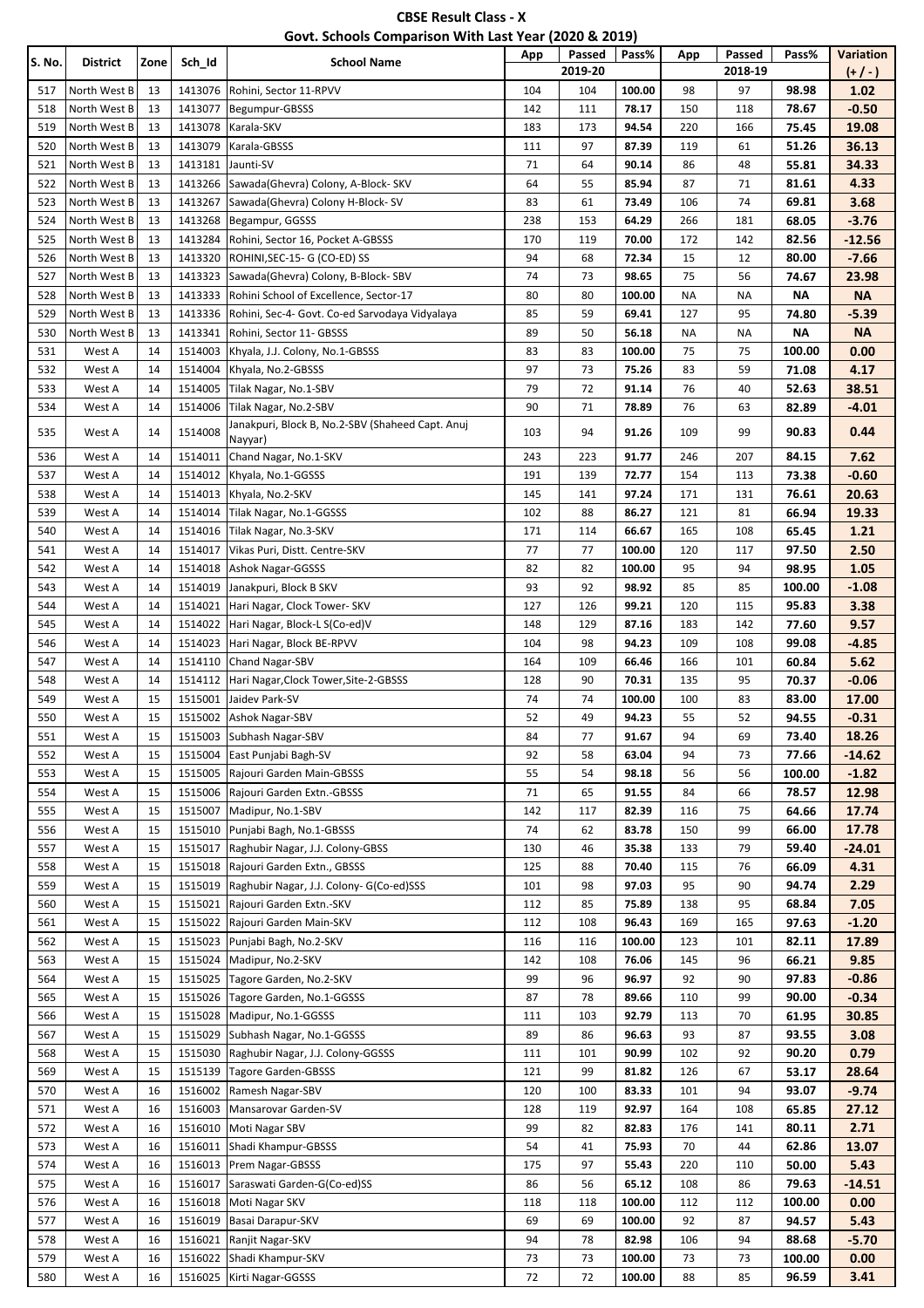**CBSE Result Class - X**

**Govt. Schools Comparison With Last Year (2020 & 2019)**

| S. No. | District | Zone | Sch_Id | School Name | App | Passed | Pass% | App | Passed | Pass% | Variation |
|---|---|---|---|---|---|---|---|---|---|---|---|
| | | | | | | 2019-20 | | | 2018-19 | | (+ / - ) |
| 517 | North West B | 13 | 1413076 | Rohini, Sector 11-RPVV | 104 | 104 | **100.00** | 98 | 97 | **98.98** | **1.02** |
| 518 | North West B | 13 | 1413077 | Begumpur-GBSSS | 142 | 111 | **78.17** | 150 | 118 | **78.67** | **-0.50** |
| 519 | North West B | 13 | 1413078 | Karala-SKV | 183 | 173 | **94.54** | 220 | 166 | **75.45** | **19.08** |
| 520 | North West B | 13 | 1413079 | Karala-GBSSS | 111 | 97 | **87.39** | 119 | 61 | **51.26** | **36.13** |
| 521 | North West B | 13 | 1413181 | Jaunti-SV | 71 | 64 | **90.14** | 86 | 48 | **55.81** | **34.33** |
| 522 | North West B | 13 | 1413266 | Sawada(Ghevra) Colony, A-Block- SKV | 64 | 55 | **85.94** | 87 | 71 | **81.61** | **4.33** |
| 523 | North West B | 13 | 1413267 | Sawada(Ghevra) Colony H-Block- SV | 83 | 61 | **73.49** | 106 | 74 | **69.81** | **3.68** |
| 524 | North West B | 13 | 1413268 | Begampur, GGSSS | 238 | 153 | **64.29** | 266 | 181 | **68.05** | **-3.76** |
| 525 | North West B | 13 | 1413284 | Rohini, Sector 16, Pocket A-GBSSS | 170 | 119 | **70.00** | 172 | 142 | **82.56** | **-12.56** |
| 526 | North West B | 13 | 1413320 | ROHINI,SEC-15- G (CO-ED) SS | 94 | 68 | **72.34** | 15 | 12 | **80.00** | **-7.66** |
| 527 | North West B | 13 | 1413323 | Sawada(Ghevra) Colony, B-Block- SBV | 74 | 73 | **98.65** | 75 | 56 | **74.67** | **23.98** |
| 528 | North West B | 13 | 1413333 | Rohini School of Excellence, Sector-17 | 80 | 80 | **100.00** | NA | NA | **NA** | **NA** |
| 529 | North West B | 13 | 1413336 | Rohini, Sec-4- Govt. Co-ed Sarvodaya Vidyalaya | 85 | 59 | **69.41** | 127 | 95 | **74.80** | **-5.39** |
| 530 | North West B | 13 | 1413341 | Rohini, Sector 11- GBSSS | 89 | 50 | **56.18** | NA | NA | **NA** | **NA** |
| 531 | West A | 14 | 1514003 | Khyala, J.J. Colony, No.1-GBSSS | 83 | 83 | **100.00** | 75 | 75 | **100.00** | **0.00** |
| 532 | West A | 14 | 1514004 | Khyala, No.2-GBSSS | 97 | 73 | **75.26** | 83 | 59 | **71.08** | **4.17** |
| 533 | West A | 14 | 1514005 | Tilak Nagar, No.1-SBV | 79 | 72 | **91.14** | 76 | 40 | **52.63** | **38.51** |
| 534 | West A | 14 | 1514006 | Tilak Nagar, No.2-SBV | 90 | 71 | **78.89** | 76 | 63 | **82.89** | **-4.01** |
| 535 | West A | 14 | 1514008 | Janakpuri, Block B, No.2-SBV (Shaheed Capt. Anuj Nayyar) | 103 | 94 | **91.26** | 109 | 99 | **90.83** | **0.44** |
| 536 | West A | 14 | 1514011 | Chand Nagar, No.1-SKV | 243 | 223 | **91.77** | 246 | 207 | **84.15** | **7.62** |
| 537 | West A | 14 | 1514012 | Khyala, No.1-GGSSS | 191 | 139 | **72.77** | 154 | 113 | **73.38** | **-0.60** |
| 538 | West A | 14 | 1514013 | Khyala, No.2-SKV | 145 | 141 | **97.24** | 171 | 131 | **76.61** | **20.63** |
| 539 | West A | 14 | 1514014 | Tilak Nagar, No.1-GGSSS | 102 | 88 | **86.27** | 121 | 81 | **66.94** | **19.33** |
| 540 | West A | 14 | 1514016 | Tilak Nagar, No.3-SKV | 171 | 114 | **66.67** | 165 | 108 | **65.45** | **1.21** |
| 541 | West A | 14 | 1514017 | Vikas Puri, Distt. Centre-SKV | 77 | 77 | **100.00** | 120 | 117 | **97.50** | **2.50** |
| 542 | West A | 14 | 1514018 | Ashok Nagar-GGSSS | 82 | 82 | **100.00** | 95 | 94 | **98.95** | **1.05** |
| 543 | West A | 14 | 1514019 | Janakpuri, Block B SKV | 93 | 92 | **98.92** | 85 | 85 | **100.00** | **-1.08** |
| 544 | West A | 14 | 1514021 | Hari Nagar, Clock Tower- SKV | 127 | 126 | **99.21** | 120 | 115 | **95.83** | **3.38** |
| 545 | West A | 14 | 1514022 | Hari Nagar, Block-L S(Co-ed)V | 148 | 129 | **87.16** | 183 | 142 | **77.60** | **9.57** |
| 546 | West A | 14 | 1514023 | Hari Nagar, Block BE-RPVV | 104 | 98 | **94.23** | 109 | 108 | **99.08** | **-4.85** |
| 547 | West A | 14 | 1514110 | Chand Nagar-SBV | 164 | 109 | **66.46** | 166 | 101 | **60.84** | **5.62** |
| 548 | West A | 14 | 1514112 | Hari Nagar,Clock Tower,Site-2-GBSSS | 128 | 90 | **70.31** | 135 | 95 | **70.37** | **-0.06** |
| 549 | West A | 15 | 1515001 | Jaidev Park-SV | 74 | 74 | **100.00** | 100 | 83 | **83.00** | **17.00** |
| 550 | West A | 15 | 1515002 | Ashok Nagar-SBV | 52 | 49 | **94.23** | 55 | 52 | **94.55** | **-0.31** |
| 551 | West A | 15 | 1515003 | Subhash Nagar-SBV | 84 | 77 | **91.67** | 94 | 69 | **73.40** | **18.26** |
| 552 | West A | 15 | 1515004 | East Punjabi Bagh-SV | 92 | 58 | **63.04** | 94 | 73 | **77.66** | **-14.62** |
| 553 | West A | 15 | 1515005 | Rajouri Garden Main-GBSSS | 55 | 54 | **98.18** | 56 | 56 | **100.00** | **-1.82** |
| 554 | West A | 15 | 1515006 | Rajouri Garden Extn.-GBSSS | 71 | 65 | **91.55** | 84 | 66 | **78.57** | **12.98** |
| 555 | West A | 15 | 1515007 | Madipur, No.1-SBV | 142 | 117 | **82.39** | 116 | 75 | **64.66** | **17.74** |
| 556 | West A | 15 | 1515010 | Punjabi Bagh, No.1-GBSSS | 74 | 62 | **83.78** | 150 | 99 | **66.00** | **17.78** |
| 557 | West A | 15 | 1515017 | Raghubir Nagar, J.J. Colony-GBSS | 130 | 46 | **35.38** | 133 | 79 | **59.40** | **-24.01** |
| 558 | West A | 15 | 1515018 | Rajouri Garden Extn., GBSSS | 125 | 88 | **70.40** | 115 | 76 | **66.09** | **4.31** |
| 559 | West A | 15 | 1515019 | Raghubir Nagar, J.J. Colony- G(Co-ed)SSS | 101 | 98 | **97.03** | 95 | 90 | **94.74** | **2.29** |
| 560 | West A | 15 | 1515021 | Rajouri Garden Extn.-SKV | 112 | 85 | **75.89** | 138 | 95 | **68.84** | **7.05** |
| 561 | West A | 15 | 1515022 | Rajouri Garden Main-SKV | 112 | 108 | **96.43** | 169 | 165 | **97.63** | **-1.20** |
| 562 | West A | 15 | 1515023 | Punjabi Bagh, No.2-SKV | 116 | 116 | **100.00** | 123 | 101 | **82.11** | **17.89** |
| 563 | West A | 15 | 1515024 | Madipur, No.2-SKV | 142 | 108 | **76.06** | 145 | 96 | **66.21** | **9.85** |
| 564 | West A | 15 | 1515025 | Tagore Garden, No.2-SKV | 99 | 96 | **96.97** | 92 | 90 | **97.83** | **-0.86** |
| 565 | West A | 15 | 1515026 | Tagore Garden, No.1-GGSSS | 87 | 78 | **89.66** | 110 | 99 | **90.00** | **-0.34** |
| 566 | West A | 15 | 1515028 | Madipur, No.1-GGSSS | 111 | 103 | **92.79** | 113 | 70 | **61.95** | **30.85** |
| 567 | West A | 15 | 1515029 | Subhash Nagar, No.1-GGSSS | 89 | 86 | **96.63** | 93 | 87 | **93.55** | **3.08** |
| 568 | West A | 15 | 1515030 | Raghubir Nagar, J.J. Colony-GGSSS | 111 | 101 | **90.99** | 102 | 92 | **90.20** | **0.79** |
| 569 | West A | 15 | 1515139 | Tagore Garden-GBSSS | 121 | 99 | **81.82** | 126 | 67 | **53.17** | **28.64** |
| 570 | West A | 16 | 1516002 | Ramesh Nagar-SBV | 120 | 100 | **83.33** | 101 | 94 | **93.07** | **-9.74** |
| 571 | West A | 16 | 1516003 | Mansarovar Garden-SV | 128 | 119 | **92.97** | 164 | 108 | **65.85** | **27.12** |
| 572 | West A | 16 | 1516010 | Moti Nagar SBV | 99 | 82 | **82.83** | 176 | 141 | **80.11** | **2.71** |
| 573 | West A | 16 | 1516011 | Shadi Khampur-GBSSS | 54 | 41 | **75.93** | 70 | 44 | **62.86** | **13.07** |
| 574 | West A | 16 | 1516013 | Prem Nagar-GBSSS | 175 | 97 | **55.43** | 220 | 110 | **50.00** | **5.43** |
| 575 | West A | 16 | 1516017 | Saraswati Garden-G(Co-ed)SS | 86 | 56 | **65.12** | 108 | 86 | **79.63** | **-14.51** |
| 576 | West A | 16 | 1516018 | Moti Nagar SKV | 118 | 118 | **100.00** | 112 | 112 | **100.00** | **0.00** |
| 577 | West A | 16 | 1516019 | Basai Darapur-SKV | 69 | 69 | **100.00** | 92 | 87 | **94.57** | **5.43** |
| 578 | West A | 16 | 1516021 | Ranjit Nagar-SKV | 94 | 78 | **82.98** | 106 | 94 | **88.68** | **-5.70** |
| 579 | West A | 16 | 1516022 | Shadi Khampur-SKV | 73 | 73 | **100.00** | 73 | 73 | **100.00** | **0.00** |
| 580 | West A | 16 | 1516025 | Kirti Nagar-GGSSS | 72 | 72 | **100.00** | 88 | 85 | **96.59** | **3.41** |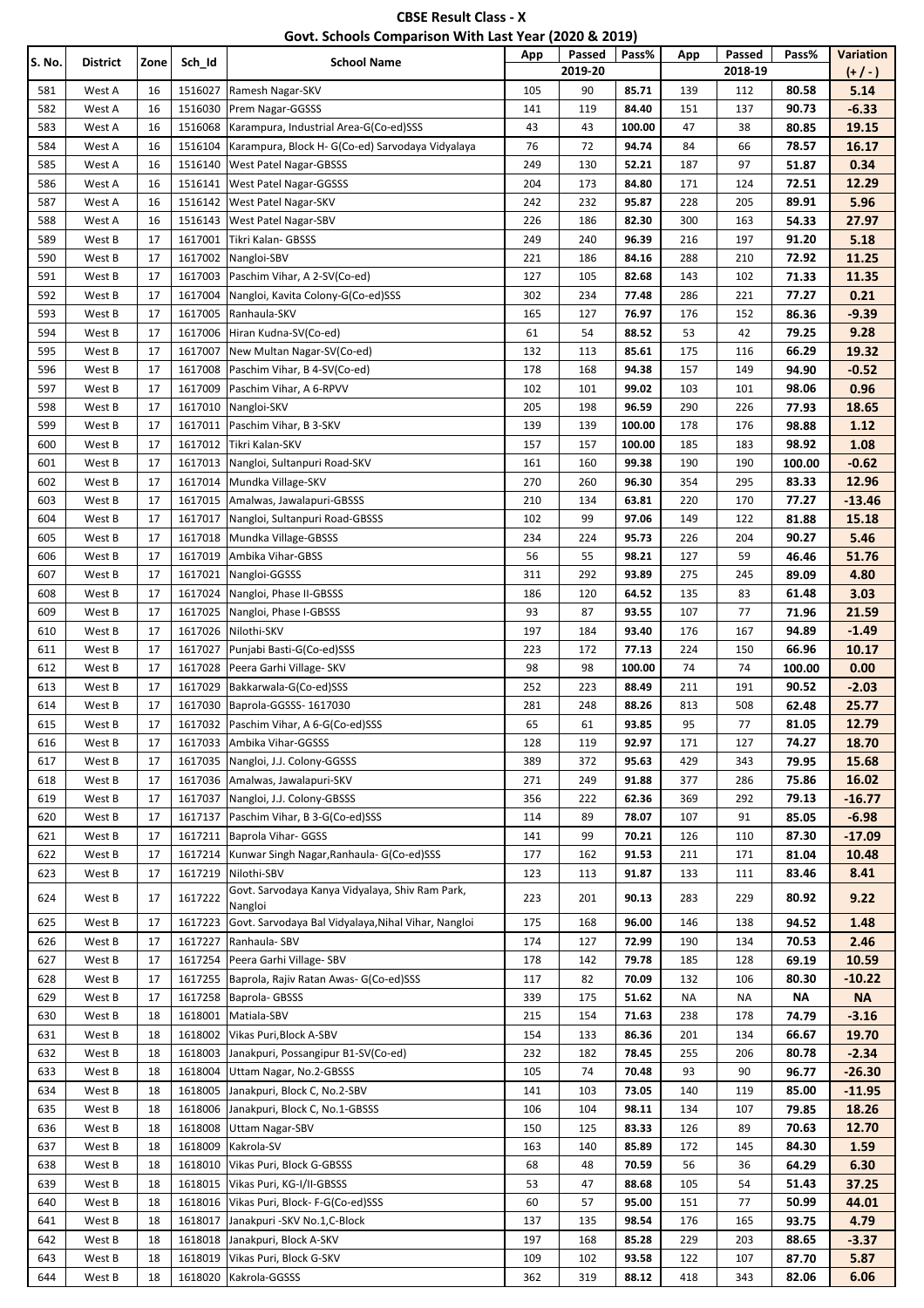**CBSE Result Class - X**

**Govt. Schools Comparison With Last Year (2020 & 2019)**

| S. No. | District | Zone | Sch_Id | School Name | App | Passed | Pass% | App | Passed | Pass% | Variation |
|---|---|---|---|---|---|---|---|---|---|---|---|
| | | | | | 2019-20 | | | 2018-19 | | | (+ / - ) |
| 581 | West A | 16 | 1516027 | Ramesh Nagar-SKV | 105 | 90 | 85.71 | 139 | 112 | 80.58 | 5.14 |
| 582 | West A | 16 | 1516030 | Prem Nagar-GGSSS | 141 | 119 | 84.40 | 151 | 137 | 90.73 | -6.33 |
| 583 | West A | 16 | 1516068 | Karampura, Industrial Area-G(Co-ed)SSS | 43 | 43 | 100.00 | 47 | 38 | 80.85 | 19.15 |
| 584 | West A | 16 | 1516104 | Karampura, Block H- G(Co-ed) Sarvodaya Vidyalaya | 76 | 72 | 94.74 | 84 | 66 | 78.57 | 16.17 |
| 585 | West A | 16 | 1516140 | West Patel Nagar-GBSSS | 249 | 130 | 52.21 | 187 | 97 | 51.87 | 0.34 |
| 586 | West A | 16 | 1516141 | West Patel Nagar-GGSSS | 204 | 173 | 84.80 | 171 | 124 | 72.51 | 12.29 |
| 587 | West A | 16 | 1516142 | West Patel Nagar-SKV | 242 | 232 | 95.87 | 228 | 205 | 89.91 | 5.96 |
| 588 | West A | 16 | 1516143 | West Patel Nagar-SBV | 226 | 186 | 82.30 | 300 | 163 | 54.33 | 27.97 |
| 589 | West B | 17 | 1617001 | Tikri Kalan- GBSSS | 249 | 240 | 96.39 | 216 | 197 | 91.20 | 5.18 |
| 590 | West B | 17 | 1617002 | Nangloi-SBV | 221 | 186 | 84.16 | 288 | 210 | 72.92 | 11.25 |
| 591 | West B | 17 | 1617003 | Paschim Vihar, A 2-SV(Co-ed) | 127 | 105 | 82.68 | 143 | 102 | 71.33 | 11.35 |
| 592 | West B | 17 | 1617004 | Nangloi, Kavita Colony-G(Co-ed)SSS | 302 | 234 | 77.48 | 286 | 221 | 77.27 | 0.21 |
| 593 | West B | 17 | 1617005 | Ranhaula-SKV | 165 | 127 | 76.97 | 176 | 152 | 86.36 | -9.39 |
| 594 | West B | 17 | 1617006 | Hiran Kudna-SV(Co-ed) | 61 | 54 | 88.52 | 53 | 42 | 79.25 | 9.28 |
| 595 | West B | 17 | 1617007 | New Multan Nagar-SV(Co-ed) | 132 | 113 | 85.61 | 175 | 116 | 66.29 | 19.32 |
| 596 | West B | 17 | 1617008 | Paschim Vihar, B 4-SV(Co-ed) | 178 | 168 | 94.38 | 157 | 149 | 94.90 | -0.52 |
| 597 | West B | 17 | 1617009 | Paschim Vihar, A 6-RPVV | 102 | 101 | 99.02 | 103 | 101 | 98.06 | 0.96 |
| 598 | West B | 17 | 1617010 | Nangloi-SKV | 205 | 198 | 96.59 | 290 | 226 | 77.93 | 18.65 |
| 599 | West B | 17 | 1617011 | Paschim Vihar, B 3-SKV | 139 | 139 | 100.00 | 178 | 176 | 98.88 | 1.12 |
| 600 | West B | 17 | 1617012 | Tikri Kalan-SKV | 157 | 157 | 100.00 | 185 | 183 | 98.92 | 1.08 |
| 601 | West B | 17 | 1617013 | Nangloi, Sultanpuri Road-SKV | 161 | 160 | 99.38 | 190 | 190 | 100.00 | -0.62 |
| 602 | West B | 17 | 1617014 | Mundka Village-SKV | 270 | 260 | 96.30 | 354 | 295 | 83.33 | 12.96 |
| 603 | West B | 17 | 1617015 | Amalwas, Jawalapuri-GBSSS | 210 | 134 | 63.81 | 220 | 170 | 77.27 | -13.46 |
| 604 | West B | 17 | 1617017 | Nangloi, Sultanpuri Road-GBSSS | 102 | 99 | 97.06 | 149 | 122 | 81.88 | 15.18 |
| 605 | West B | 17 | 1617018 | Mundka Village-GBSSS | 234 | 224 | 95.73 | 226 | 204 | 90.27 | 5.46 |
| 606 | West B | 17 | 1617019 | Ambika Vihar-GBSS | 56 | 55 | 98.21 | 127 | 59 | 46.46 | 51.76 |
| 607 | West B | 17 | 1617021 | Nangloi-GGSSS | 311 | 292 | 93.89 | 275 | 245 | 89.09 | 4.80 |
| 608 | West B | 17 | 1617024 | Nangloi, Phase II-GBSSS | 186 | 120 | 64.52 | 135 | 83 | 61.48 | 3.03 |
| 609 | West B | 17 | 1617025 | Nangloi, Phase I-GBSSS | 93 | 87 | 93.55 | 107 | 77 | 71.96 | 21.59 |
| 610 | West B | 17 | 1617026 | Nilothi-SKV | 197 | 184 | 93.40 | 176 | 167 | 94.89 | -1.49 |
| 611 | West B | 17 | 1617027 | Punjabi Basti-G(Co-ed)SSS | 223 | 172 | 77.13 | 224 | 150 | 66.96 | 10.17 |
| 612 | West B | 17 | 1617028 | Peera Garhi Village- SKV | 98 | 98 | 100.00 | 74 | 74 | 100.00 | 0.00 |
| 613 | West B | 17 | 1617029 | Bakkarwala-G(Co-ed)SSS | 252 | 223 | 88.49 | 211 | 191 | 90.52 | -2.03 |
| 614 | West B | 17 | 1617030 | Baprola-GGSSS- 1617030 | 281 | 248 | 88.26 | 813 | 508 | 62.48 | 25.77 |
| 615 | West B | 17 | 1617032 | Paschim Vihar, A 6-G(Co-ed)SSS | 65 | 61 | 93.85 | 95 | 77 | 81.05 | 12.79 |
| 616 | West B | 17 | 1617033 | Ambika Vihar-GGSSS | 128 | 119 | 92.97 | 171 | 127 | 74.27 | 18.70 |
| 617 | West B | 17 | 1617035 | Nangloi, J.J. Colony-GGSSS | 389 | 372 | 95.63 | 429 | 343 | 79.95 | 15.68 |
| 618 | West B | 17 | 1617036 | Amalwas, Jawalapuri-SKV | 271 | 249 | 91.88 | 377 | 286 | 75.86 | 16.02 |
| 619 | West B | 17 | 1617037 | Nangloi, J.J. Colony-GBSSS | 356 | 222 | 62.36 | 369 | 292 | 79.13 | -16.77 |
| 620 | West B | 17 | 1617137 | Paschim Vihar, B 3-G(Co-ed)SSS | 114 | 89 | 78.07 | 107 | 91 | 85.05 | -6.98 |
| 621 | West B | 17 | 1617211 | Baprola Vihar- GGSS | 141 | 99 | 70.21 | 126 | 110 | 87.30 | -17.09 |
| 622 | West B | 17 | 1617214 | Kunwar Singh Nagar,Ranhaula- G(Co-ed)SSS | 177 | 162 | 91.53 | 211 | 171 | 81.04 | 10.48 |
| 623 | West B | 17 | 1617219 | Nilothi-SBV | 123 | 113 | 91.87 | 133 | 111 | 83.46 | 8.41 |
| 624 | West B | 17 | 1617222 | Govt. Sarvodaya Kanya Vidyalaya, Shiv Ram Park, Nangloi | 223 | 201 | 90.13 | 283 | 229 | 80.92 | 9.22 |
| 625 | West B | 17 | 1617223 | Govt. Sarvodaya Bal Vidyalaya,Nihal Vihar, Nangloi | 175 | 168 | 96.00 | 146 | 138 | 94.52 | 1.48 |
| 626 | West B | 17 | 1617227 | Ranhaula- SBV | 174 | 127 | 72.99 | 190 | 134 | 70.53 | 2.46 |
| 627 | West B | 17 | 1617254 | Peera Garhi Village- SBV | 178 | 142 | 79.78 | 185 | 128 | 69.19 | 10.59 |
| 628 | West B | 17 | 1617255 | Baprola, Rajiv Ratan Awas- G(Co-ed)SSS | 117 | 82 | 70.09 | 132 | 106 | 80.30 | -10.22 |
| 629 | West B | 17 | 1617258 | Baprola- GBSSS | 339 | 175 | 51.62 | NA | NA | NA | NA |
| 630 | West B | 18 | 1618001 | Matiala-SBV | 215 | 154 | 71.63 | 238 | 178 | 74.79 | -3.16 |
| 631 | West B | 18 | 1618002 | Vikas Puri,Block A-SBV | 154 | 133 | 86.36 | 201 | 134 | 66.67 | 19.70 |
| 632 | West B | 18 | 1618003 | Janakpuri, Possangipur B1-SV(Co-ed) | 232 | 182 | 78.45 | 255 | 206 | 80.78 | -2.34 |
| 633 | West B | 18 | 1618004 | Uttam Nagar, No.2-GBSSS | 105 | 74 | 70.48 | 93 | 90 | 96.77 | -26.30 |
| 634 | West B | 18 | 1618005 | Janakpuri, Block C, No.2-SBV | 141 | 103 | 73.05 | 140 | 119 | 85.00 | -11.95 |
| 635 | West B | 18 | 1618006 | Janakpuri, Block C, No.1-GBSSS | 106 | 104 | 98.11 | 134 | 107 | 79.85 | 18.26 |
| 636 | West B | 18 | 1618008 | Uttam Nagar-SBV | 150 | 125 | 83.33 | 126 | 89 | 70.63 | 12.70 |
| 637 | West B | 18 | 1618009 | Kakrola-SV | 163 | 140 | 85.89 | 172 | 145 | 84.30 | 1.59 |
| 638 | West B | 18 | 1618010 | Vikas Puri, Block G-GBSSS | 68 | 48 | 70.59 | 56 | 36 | 64.29 | 6.30 |
| 639 | West B | 18 | 1618015 | Vikas Puri, KG-I/II-GBSSS | 53 | 47 | 88.68 | 105 | 54 | 51.43 | 37.25 |
| 640 | West B | 18 | 1618016 | Vikas Puri, Block- F-G(Co-ed)SSS | 60 | 57 | 95.00 | 151 | 77 | 50.99 | 44.01 |
| 641 | West B | 18 | 1618017 | Janakpuri -SKV No.1,C-Block | 137 | 135 | 98.54 | 176 | 165 | 93.75 | 4.79 |
| 642 | West B | 18 | 1618018 | Janakpuri, Block A-SKV | 197 | 168 | 85.28 | 229 | 203 | 88.65 | -3.37 |
| 643 | West B | 18 | 1618019 | Vikas Puri, Block G-SKV | 109 | 102 | 93.58 | 122 | 107 | 87.70 | 5.87 |
| 644 | West B | 18 | 1618020 | Kakrola-GGSSS | 362 | 319 | 88.12 | 418 | 343 | 82.06 | 6.06 |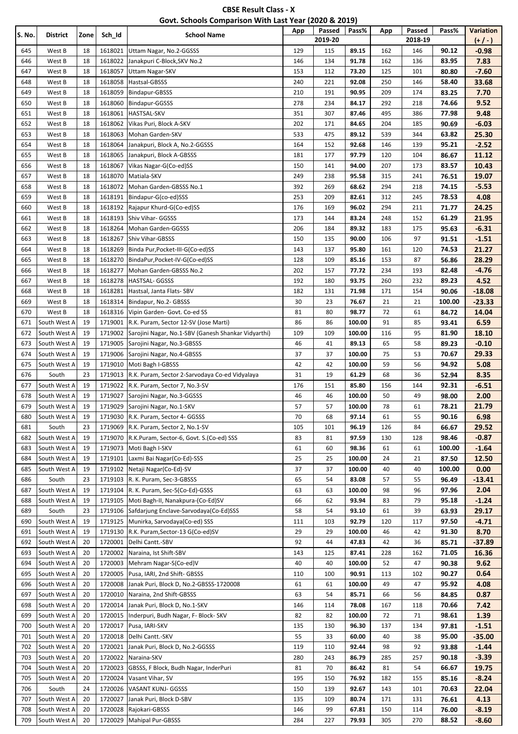# CBSE Result Class - X

## Govt. Schools Comparison With Last Year (2020 & 2019)

| S. No. | District | Zone | Sch_Id | School Name | App | Passed | Pass% | App | Passed | Pass% | Variation |
|---|---|---|---|---|---|---|---|---|---|---|---|
| | | | | | 2019-20 | | | 2018-19 | | | (+ / - ) |
| 645 | West B | 18 | 1618021 | Uttam Nagar, No.2-GGSSS | 129 | 115 | **89.15** | 162 | 146 | **90.12** | **-0.98** |
| 646 | West B | 18 | 1618022 | Janakpuri C-Block,SKV No.2 | 146 | 134 | **91.78** | 162 | 136 | **83.95** | **7.83** |
| 647 | West B | 18 | 1618057 | Uttam Nagar-SKV | 153 | 112 | **73.20** | 125 | 101 | **80.80** | **-7.60** |
| 648 | West B | 18 | 1618058 | Hastsal-GBSSS | 240 | 221 | **92.08** | 250 | 146 | **58.40** | **33.68** |
| 649 | West B | 18 | 1618059 | Bindapur-GBSSS | 210 | 191 | **90.95** | 209 | 174 | **83.25** | **7.70** |
| 650 | West B | 18 | 1618060 | Bindapur-GGSSS | 278 | 234 | **84.17** | 292 | 218 | **74.66** | **9.52** |
| 651 | West B | 18 | 1618061 | HASTSAL-SKV | 351 | 307 | **87.46** | 495 | 386 | **77.98** | **9.48** |
| 652 | West B | 18 | 1618062 | Vikas Puri, Block A-SKV | 202 | 171 | **84.65** | 204 | 185 | **90.69** | **-6.03** |
| 653 | West B | 18 | 1618063 | Mohan Garden-SKV | 533 | 475 | **89.12** | 539 | 344 | **63.82** | **25.30** |
| 654 | West B | 18 | 1618064 | Janakpuri, Block A, No.2-GGSSS | 164 | 152 | **92.68** | 146 | 139 | **95.21** | **-2.52** |
| 655 | West B | 18 | 1618065 | Janakpuri, Block A-GBSSS | 181 | 177 | **97.79** | 120 | 104 | **86.67** | **11.12** |
| 656 | West B | 18 | 1618067 | Vikas Nagar-G(Co-ed)SS | 150 | 141 | **94.00** | 207 | 173 | **83.57** | **10.43** |
| 657 | West B | 18 | 1618070 | Matiala-SKV | 249 | 238 | **95.58** | 315 | 241 | **76.51** | **19.07** |
| 658 | West B | 18 | 1618072 | Mohan Garden-GBSSS No.1 | 392 | 269 | **68.62** | 294 | 218 | **74.15** | **-5.53** |
| 659 | West B | 18 | 1618191 | Bindapur-G(co-ed)SSS | 253 | 209 | **82.61** | 312 | 245 | **78.53** | **4.08** |
| 660 | West B | 18 | 1618192 | Rajapur Khurd-G(Co-ed)SS | 176 | 169 | **96.02** | 294 | 211 | **71.77** | **24.25** |
| 661 | West B | 18 | 1618193 | Shiv Vihar- GGSSS | 173 | 144 | **83.24** | 248 | 152 | **61.29** | **21.95** |
| 662 | West B | 18 | 1618264 | Mohan Garden-GGSSS | 206 | 184 | **89.32** | 183 | 175 | **95.63** | **-6.31** |
| 663 | West B | 18 | 1618267 | Shiv Vihar-GBSSS | 150 | 135 | **90.00** | 106 | 97 | **91.51** | **-1.51** |
| 664 | West B | 18 | 1618269 | Binda Pur,Pocket-III-G(Co-ed)SS | 143 | 137 | **95.80** | 161 | 120 | **74.53** | **21.27** |
| 665 | West B | 18 | 1618270 | BindaPur,Pocket-IV-G(Co-ed)SS | 128 | 109 | **85.16** | 153 | 87 | **56.86** | **28.29** |
| 666 | West B | 18 | 1618277 | Mohan Garden-GBSSS No.2 | 202 | 157 | **77.72** | 234 | 193 | **82.48** | **-4.76** |
| 667 | West B | 18 | 1618278 | HASTSAL- GGSSS | 192 | 180 | **93.75** | 260 | 232 | **89.23** | **4.52** |
| 668 | West B | 18 | 1618281 | Hastsal, Janta Flats- SBV | 182 | 131 | **71.98** | 171 | 154 | **90.06** | **-18.08** |
| 669 | West B | 18 | 1618314 | Bindapur, No.2- GBSSS | 30 | 23 | **76.67** | 21 | 21 | **100.00** | **-23.33** |
| 670 | West B | 18 | 1618316 | Vipin Garden- Govt. Co-ed SS | 81 | 80 | **98.77** | 72 | 61 | **84.72** | **14.04** |
| 671 | South West A | 19 | 1719001 | R.K. Puram, Sector 12-SV (Jose Marti) | 86 | 86 | **100.00** | 91 | 85 | **93.41** | **6.59** |
| 672 | South West A | 19 | 1719002 | Sarojini Nagar, No.1-SBV (Ganesh Shankar Vidyarthi) | 109 | 109 | **100.00** | 116 | 95 | **81.90** | **18.10** |
| 673 | South West A | 19 | 1719005 | Sarojini Nagar, No.3-GBSSS | 46 | 41 | **89.13** | 65 | 58 | **89.23** | **-0.10** |
| 674 | South West A | 19 | 1719006 | Sarojini Nagar, No.4-GBSSS | 37 | 37 | **100.00** | 75 | 53 | **70.67** | **29.33** |
| 675 | South West A | 19 | 1719010 | Moti Bagh I-GBSSS | 42 | 42 | **100.00** | 59 | 56 | **94.92** | **5.08** |
| 676 | South | 23 | 1719013 | R.K. Puram, Sector 2-Sarvodaya Co-ed Vidyalaya | 31 | 19 | **61.29** | 68 | 36 | **52.94** | **8.35** |
| 677 | South West A | 19 | 1719022 | R.K. Puram, Sector 7, No.3-SV | 176 | 151 | **85.80** | 156 | 144 | **92.31** | **-6.51** |
| 678 | South West A | 19 | 1719027 | Sarojini Nagar, No.3-GGSSS | 46 | 46 | **100.00** | 50 | 49 | **98.00** | **2.00** |
| 679 | South West A | 19 | 1719029 | Sarojini Nagar, No.1-SKV | 57 | 57 | **100.00** | 78 | 61 | **78.21** | **21.79** |
| 680 | South West A | 19 | 1719030 | R.K. Puram, Sector 4- GGSSS | 70 | 68 | **97.14** | 61 | 55 | **90.16** | **6.98** |
| 681 | South | 23 | 1719069 | R.K. Puram, Sector 2, No.1-SV | 105 | 101 | **96.19** | 126 | 84 | **66.67** | **29.52** |
| 682 | South West A | 19 | 1719070 | R.K.Puram, Sector-6, Govt. S.(Co-ed) SSS | 83 | 81 | **97.59** | 130 | 128 | **98.46** | **-0.87** |
| 683 | South West A | 19 | 1719073 | Moti Bagh I-SKV | 61 | 60 | **98.36** | 61 | 61 | **100.00** | **-1.64** |
| 684 | South West A | 19 | 1719101 | Laxmi Bai Nagar(Co-Ed)-SSS | 25 | 25 | **100.00** | 24 | 21 | **87.50** | **12.50** |
| 685 | South West A | 19 | 1719102 | Netaji Nagar(Co-Ed)-SV | 37 | 37 | **100.00** | 40 | 40 | **100.00** | **0.00** |
| 686 | South | 23 | 1719103 | R. K. Puram, Sec-3-GBSSS | 65 | 54 | **83.08** | 57 | 55 | **96.49** | **-13.41** |
| 687 | South West A | 19 | 1719104 | R. K. Puram, Sec-5(Co-Ed)-GSSS | 63 | 63 | **100.00** | 98 | 96 | **97.96** | **2.04** |
| 688 | South West A | 19 | 1719105 | Moti Bagh-II, Nanakpura-(Co-Ed)SV | 66 | 62 | **93.94** | 83 | 79 | **95.18** | **-1.24** |
| 689 | South | 23 | 1719106 | Safdarjung Enclave-Sarvodaya(Co-Ed)SSS | 58 | 54 | **93.10** | 61 | 39 | **63.93** | **29.17** |
| 690 | South West A | 19 | 1719125 | Munirka, Sarvodaya(Co-ed) SSS | 111 | 103 | **92.79** | 120 | 117 | **97.50** | **-4.71** |
| 691 | South West A | 19 | 1719130 | R.K. Puram,Sector-13 G(Co-ed)SV | 29 | 29 | **100.00** | 46 | 42 | **91.30** | **8.70** |
| 692 | South West A | 20 | 1720001 | Delhi Cantt.-SBV | 92 | 44 | **47.83** | 42 | 36 | **85.71** | **-37.89** |
| 693 | South West A | 20 | 1720002 | Naraina, Ist Shift-SBV | 143 | 125 | **87.41** | 228 | 162 | **71.05** | **16.36** |
| 694 | South West A | 20 | 1720003 | Mehram Nagar-S(Co-ed)V | 40 | 40 | **100.00** | 52 | 47 | **90.38** | **9.62** |
| 695 | South West A | 20 | 1720005 | Pusa, IARI, 2nd Shift- GBSSS | 110 | 100 | **90.91** | 113 | 102 | **90.27** | **0.64** |
| 696 | South West A | 20 | 1720008 | Janak Puri, Block D, No.2-GBSSS-1720008 | 61 | 61 | **100.00** | 49 | 47 | **95.92** | **4.08** |
| 697 | South West A | 20 | 1720010 | Naraina, 2nd Shift-GBSSS | 63 | 54 | **85.71** | 66 | 56 | **84.85** | **0.87** |
| 698 | South West A | 20 | 1720014 | Janak Puri, Block D, No.1-SKV | 146 | 114 | **78.08** | 167 | 118 | **70.66** | **7.42** |
| 699 | South West A | 20 | 1720015 | Inderpuri, Budh Nagar, F- Block- SKV | 82 | 82 | **100.00** | 72 | 71 | **98.61** | **1.39** |
| 700 | South West A | 20 | 1720017 | Pusa, IARI-SKV | 135 | 130 | **96.30** | 137 | 134 | **97.81** | **-1.51** |
| 701 | South West A | 20 | 1720018 | Delhi Cantt.-SKV | 55 | 33 | **60.00** | 40 | 38 | **95.00** | **-35.00** |
| 702 | South West A | 20 | 1720021 | Janak Puri, Block D, No.2-GGSSS | 119 | 110 | **92.44** | 98 | 92 | **93.88** | **-1.44** |
| 703 | South West A | 20 | 1720022 | Naraina-SKV | 280 | 243 | **86.79** | 285 | 257 | **90.18** | **-3.39** |
| 704 | South West A | 20 | 1720023 | GBSSS, F Block, Budh Nagar, InderPuri | 81 | 70 | **86.42** | 81 | 54 | **66.67** | **19.75** |
| 705 | South West A | 20 | 1720024 | Vasant Vihar, SV | 195 | 150 | **76.92** | 182 | 155 | **85.16** | **-8.24** |
| 706 | South | 24 | 1720026 | VASANT KUNJ- GGSSS | 150 | 139 | **92.67** | 143 | 101 | **70.63** | **22.04** |
| 707 | South West A | 20 | 1720027 | Janak Puri, Block D-SBV | 135 | 109 | **80.74** | 171 | 131 | **76.61** | **4.13** |
| 708 | South West A | 20 | 1720028 | Rajokari-GBSSS | 146 | 99 | **67.81** | 150 | 114 | **76.00** | **-8.19** |
| 709 | South West A | 20 | 1720029 | Mahipal Pur-GBSSS | 284 | 227 | **79.93** | 305 | 270 | **88.52** | **-8.60** |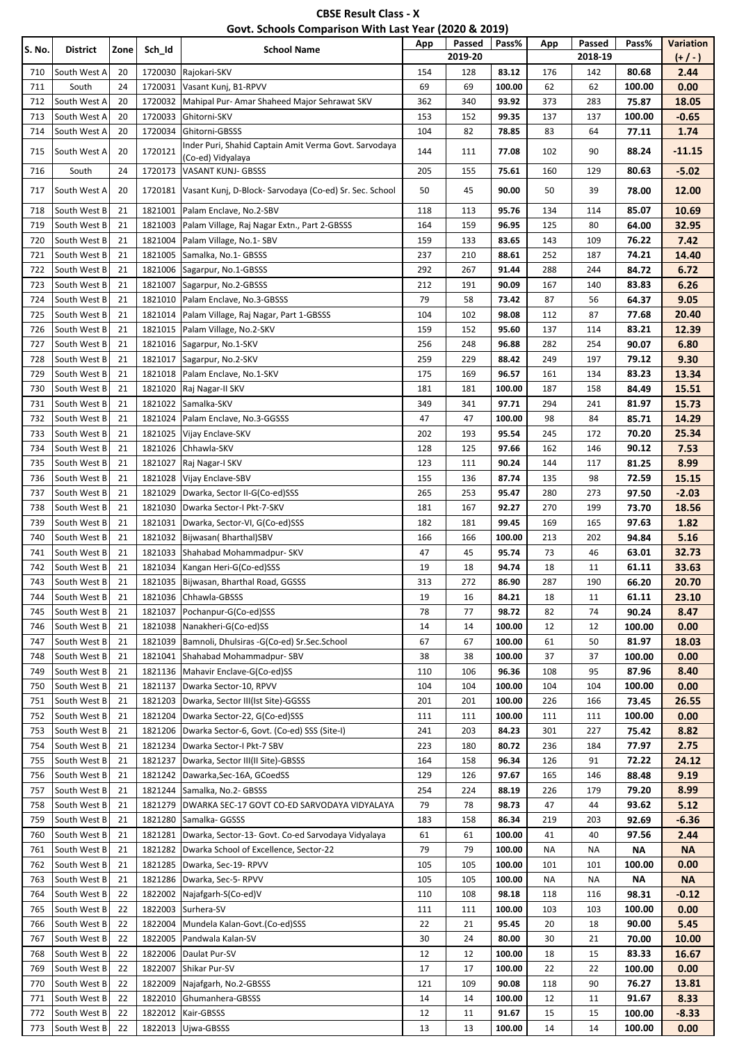# CBSE Result Class - X

## Govt. Schools Comparison With Last Year (2020 & 2019)

| S. No. | District | Zone | Sch_Id | School Name | App | Passed | Pass% | App | Passed | Pass% | Variation |
|---|---|---|---|---|---|---|---|---|---|---|---|
| | | | | | 2019-20 | | | 2018-19 | | | (+ / - ) |
| 710 | South West A | 20 | 1720030 | Rajokari-SKV | 154 | 128 | 83.12 | 176 | 142 | 80.68 | 2.44 |
| 711 | South | 24 | 1720031 | Vasant Kunj, B1-RPVV | 69 | 69 | 100.00 | 62 | 62 | 100.00 | 0.00 |
| 712 | South West A | 20 | 1720032 | Mahipal Pur- Amar Shaheed Major Sehrawat SKV | 362 | 340 | 93.92 | 373 | 283 | 75.87 | 18.05 |
| 713 | South West A | 20 | 1720033 | Ghitorni-SKV | 153 | 152 | 99.35 | 137 | 137 | 100.00 | -0.65 |
| 714 | South West A | 20 | 1720034 | Ghitorni-GBSSS | 104 | 82 | 78.85 | 83 | 64 | 77.11 | 1.74 |
| 715 | South West A | 20 | 1720121 | Inder Puri, Shahid Captain Amit Verma Govt. Sarvodaya (Co-ed) Vidyalaya | 144 | 111 | 77.08 | 102 | 90 | 88.24 | -11.15 |
| 716 | South | 24 | 1720173 | VASANT KUNJ- GBSSS | 205 | 155 | 75.61 | 160 | 129 | 80.63 | -5.02 |
| 717 | South West A | 20 | 1720181 | Vasant Kunj, D-Block- Sarvodaya (Co-ed) Sr. Sec. School | 50 | 45 | 90.00 | 50 | 39 | 78.00 | 12.00 |
| 718 | South West B | 21 | 1821001 | Palam Enclave, No.2-SBV | 118 | 113 | 95.76 | 134 | 114 | 85.07 | 10.69 |
| 719 | South West B | 21 | 1821003 | Palam Village, Raj Nagar Extn., Part 2-GBSSS | 164 | 159 | 96.95 | 125 | 80 | 64.00 | 32.95 |
| 720 | South West B | 21 | 1821004 | Palam Village, No.1- SBV | 159 | 133 | 83.65 | 143 | 109 | 76.22 | 7.42 |
| 721 | South West B | 21 | 1821005 | Samalka, No.1- GBSSS | 237 | 210 | 88.61 | 252 | 187 | 74.21 | 14.40 |
| 722 | South West B | 21 | 1821006 | Sagarpur, No.1-GBSSS | 292 | 267 | 91.44 | 288 | 244 | 84.72 | 6.72 |
| 723 | South West B | 21 | 1821007 | Sagarpur, No.2-GBSSS | 212 | 191 | 90.09 | 167 | 140 | 83.83 | 6.26 |
| 724 | South West B | 21 | 1821010 | Palam Enclave, No.3-GBSSS | 79 | 58 | 73.42 | 87 | 56 | 64.37 | 9.05 |
| 725 | South West B | 21 | 1821014 | Palam Village, Raj Nagar, Part 1-GBSSS | 104 | 102 | 98.08 | 112 | 87 | 77.68 | 20.40 |
| 726 | South West B | 21 | 1821015 | Palam Village, No.2-SKV | 159 | 152 | 95.60 | 137 | 114 | 83.21 | 12.39 |
| 727 | South West B | 21 | 1821016 | Sagarpur, No.1-SKV | 256 | 248 | 96.88 | 282 | 254 | 90.07 | 6.80 |
| 728 | South West B | 21 | 1821017 | Sagarpur, No.2-SKV | 259 | 229 | 88.42 | 249 | 197 | 79.12 | 9.30 |
| 729 | South West B | 21 | 1821018 | Palam Enclave, No.1-SKV | 175 | 169 | 96.57 | 161 | 134 | 83.23 | 13.34 |
| 730 | South West B | 21 | 1821020 | Raj Nagar-II SKV | 181 | 181 | 100.00 | 187 | 158 | 84.49 | 15.51 |
| 731 | South West B | 21 | 1821022 | Samalka-SKV | 349 | 341 | 97.71 | 294 | 241 | 81.97 | 15.73 |
| 732 | South West B | 21 | 1821024 | Palam Enclave, No.3-GGSSS | 47 | 47 | 100.00 | 98 | 84 | 85.71 | 14.29 |
| 733 | South West B | 21 | 1821025 | Vijay Enclave-SKV | 202 | 193 | 95.54 | 245 | 172 | 70.20 | 25.34 |
| 734 | South West B | 21 | 1821026 | Chhawla-SKV | 128 | 125 | 97.66 | 162 | 146 | 90.12 | 7.53 |
| 735 | South West B | 21 | 1821027 | Raj Nagar-I SKV | 123 | 111 | 90.24 | 144 | 117 | 81.25 | 8.99 |
| 736 | South West B | 21 | 1821028 | Vijay Enclave-SBV | 155 | 136 | 87.74 | 135 | 98 | 72.59 | 15.15 |
| 737 | South West B | 21 | 1821029 | Dwarka, Sector II-G(Co-ed)SSS | 265 | 253 | 95.47 | 280 | 273 | 97.50 | -2.03 |
| 738 | South West B | 21 | 1821030 | Dwarka Sector-I Pkt-7-SKV | 181 | 167 | 92.27 | 270 | 199 | 73.70 | 18.56 |
| 739 | South West B | 21 | 1821031 | Dwarka, Sector-VI, G(Co-ed)SSS | 182 | 181 | 99.45 | 169 | 165 | 97.63 | 1.82 |
| 740 | South West B | 21 | 1821032 | Bijwasan( Bharthal)SBV | 166 | 166 | 100.00 | 213 | 202 | 94.84 | 5.16 |
| 741 | South West B | 21 | 1821033 | Shahabad Mohammadpur- SKV | 47 | 45 | 95.74 | 73 | 46 | 63.01 | 32.73 |
| 742 | South West B | 21 | 1821034 | Kangan Heri-G(Co-ed)SSS | 19 | 18 | 94.74 | 18 | 11 | 61.11 | 33.63 |
| 743 | South West B | 21 | 1821035 | Bijwasan, Bharthal Road, GGSSS | 313 | 272 | 86.90 | 287 | 190 | 66.20 | 20.70 |
| 744 | South West B | 21 | 1821036 | Chhawla-GBSSS | 19 | 16 | 84.21 | 18 | 11 | 61.11 | 23.10 |
| 745 | South West B | 21 | 1821037 | Pochanpur-G(Co-ed)SSS | 78 | 77 | 98.72 | 82 | 74 | 90.24 | 8.47 |
| 746 | South West B | 21 | 1821038 | Nanakheri-G(Co-ed)SS | 14 | 14 | 100.00 | 12 | 12 | 100.00 | 0.00 |
| 747 | South West B | 21 | 1821039 | Bamnoli, Dhulsiras -G(Co-ed) Sr.Sec.School | 67 | 67 | 100.00 | 61 | 50 | 81.97 | 18.03 |
| 748 | South West B | 21 | 1821041 | Shahabad Mohammadpur- SBV | 38 | 38 | 100.00 | 37 | 37 | 100.00 | 0.00 |
| 749 | South West B | 21 | 1821136 | Mahavir Enclave-G(Co-ed)SS | 110 | 106 | 96.36 | 108 | 95 | 87.96 | 8.40 |
| 750 | South West B | 21 | 1821137 | Dwarka Sector-10, RPVV | 104 | 104 | 100.00 | 104 | 104 | 100.00 | 0.00 |
| 751 | South West B | 21 | 1821203 | Dwarka, Sector III(Ist Site)-GGSSS | 201 | 201 | 100.00 | 226 | 166 | 73.45 | 26.55 |
| 752 | South West B | 21 | 1821204 | Dwarka Sector-22, G(Co-ed)SSS | 111 | 111 | 100.00 | 111 | 111 | 100.00 | 0.00 |
| 753 | South West B | 21 | 1821206 | Dwarka Sector-6, Govt. (Co-ed) SSS (Site-I) | 241 | 203 | 84.23 | 301 | 227 | 75.42 | 8.82 |
| 754 | South West B | 21 | 1821234 | Dwarka Sector-I Pkt-7 SBV | 223 | 180 | 80.72 | 236 | 184 | 77.97 | 2.75 |
| 755 | South West B | 21 | 1821237 | Dwarka, Sector III(II Site)-GBSSS | 164 | 158 | 96.34 | 126 | 91 | 72.22 | 24.12 |
| 756 | South West B | 21 | 1821242 | Dawarka,Sec-16A, GCoedSS | 129 | 126 | 97.67 | 165 | 146 | 88.48 | 9.19 |
| 757 | South West B | 21 | 1821244 | Samalka, No.2- GBSSS | 254 | 224 | 88.19 | 226 | 179 | 79.20 | 8.99 |
| 758 | South West B | 21 | 1821279 | DWARKA SEC-17 GOVT CO-ED SARVODAYA VIDYALAYA | 79 | 78 | 98.73 | 47 | 44 | 93.62 | 5.12 |
| 759 | South West B | 21 | 1821280 | Samalka- GGSSS | 183 | 158 | 86.34 | 219 | 203 | 92.69 | -6.36 |
| 760 | South West B | 21 | 1821281 | Dwarka, Sector-13- Govt. Co-ed Sarvodaya Vidyalaya | 61 | 61 | 100.00 | 41 | 40 | 97.56 | 2.44 |
| 761 | South West B | 21 | 1821282 | Dwarka School of Excellence, Sector-22 | 79 | 79 | 100.00 | NA | NA | NA | NA |
| 762 | South West B | 21 | 1821285 | Dwarka, Sec-19- RPVV | 105 | 105 | 100.00 | 101 | 101 | 100.00 | 0.00 |
| 763 | South West B | 21 | 1821286 | Dwarka, Sec-5- RPVV | 105 | 105 | 100.00 | NA | NA | NA | NA |
| 764 | South West B | 22 | 1822002 | Najafgarh-S(Co-ed)V | 110 | 108 | 98.18 | 118 | 116 | 98.31 | -0.12 |
| 765 | South West B | 22 | 1822003 | Surhera-SV | 111 | 111 | 100.00 | 103 | 103 | 100.00 | 0.00 |
| 766 | South West B | 22 | 1822004 | Mundela Kalan-Govt.(Co-ed)SSS | 22 | 21 | 95.45 | 20 | 18 | 90.00 | 5.45 |
| 767 | South West B | 22 | 1822005 | Pandwala Kalan-SV | 30 | 24 | 80.00 | 30 | 21 | 70.00 | 10.00 |
| 768 | South West B | 22 | 1822006 | Daulat Pur-SV | 12 | 12 | 100.00 | 18 | 15 | 83.33 | 16.67 |
| 769 | South West B | 22 | 1822007 | Shikar Pur-SV | 17 | 17 | 100.00 | 22 | 22 | 100.00 | 0.00 |
| 770 | South West B | 22 | 1822009 | Najafgarh, No.2-GBSSS | 121 | 109 | 90.08 | 118 | 90 | 76.27 | 13.81 |
| 771 | South West B | 22 | 1822010 | Ghumanhera-GBSSS | 14 | 14 | 100.00 | 12 | 11 | 91.67 | 8.33 |
| 772 | South West B | 22 | 1822012 | Kair-GBSSS | 12 | 11 | 91.67 | 15 | 15 | 100.00 | -8.33 |
| 773 | South West B | 22 | 1822013 | Ujwa-GBSSS | 13 | 13 | 100.00 | 14 | 14 | 100.00 | 0.00 |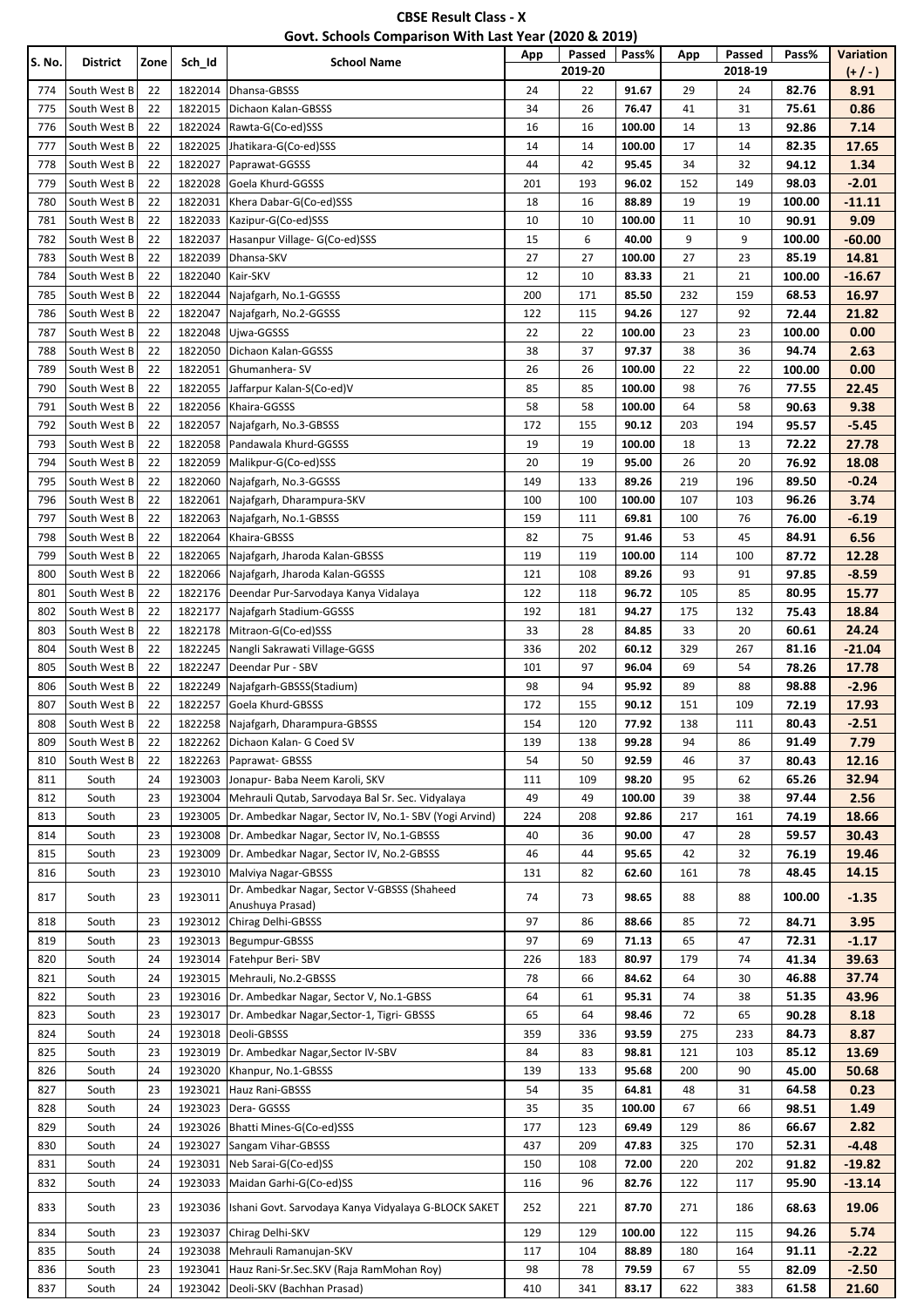**CBSE Result Class - X**

**Govt. Schools Comparison With Last Year (2020 & 2019)**

| S. No. | District | Zone | Sch_Id | School Name | App | Passed | Pass% | App | Passed | Pass% | Variation |
|---|---|---|---|---|---|---|---|---|---|---|---|
| | | | | | 2019-20 | | | 2018-19 | | | (+ / - ) |
| 774 | South West B | 22 | 1822014 | Dhansa-GBSSS | 24 | 22 | **91.67** | 29 | 24 | **82.76** | **8.91** |
| 775 | South West B | 22 | 1822015 | Dichaon Kalan-GBSSS | 34 | 26 | **76.47** | 41 | 31 | **75.61** | **0.86** |
| 776 | South West B | 22 | 1822024 | Rawta-G(Co-ed)SSS | 16 | 16 | **100.00** | 14 | 13 | **92.86** | **7.14** |
| 777 | South West B | 22 | 1822025 | Jhatikara-G(Co-ed)SSS | 14 | 14 | **100.00** | 17 | 14 | **82.35** | **17.65** |
| 778 | South West B | 22 | 1822027 | Paprawat-GGSSS | 44 | 42 | **95.45** | 34 | 32 | **94.12** | **1.34** |
| 779 | South West B | 22 | 1822028 | Goela Khurd-GGSSS | 201 | 193 | **96.02** | 152 | 149 | **98.03** | **-2.01** |
| 780 | South West B | 22 | 1822031 | Khera Dabar-G(Co-ed)SSS | 18 | 16 | **88.89** | 19 | 19 | **100.00** | **-11.11** |
| 781 | South West B | 22 | 1822033 | Kazipur-G(Co-ed)SSS | 10 | 10 | **100.00** | 11 | 10 | **90.91** | **9.09** |
| 782 | South West B | 22 | 1822037 | Hasanpur Village- G(Co-ed)SSS | 15 | 6 | **40.00** | 9 | 9 | **100.00** | **-60.00** |
| 783 | South West B | 22 | 1822039 | Dhansa-SKV | 27 | 27 | **100.00** | 27 | 23 | **85.19** | **14.81** |
| 784 | South West B | 22 | 1822040 | Kair-SKV | 12 | 10 | **83.33** | 21 | 21 | **100.00** | **-16.67** |
| 785 | South West B | 22 | 1822044 | Najafgarh, No.1-GGSSS | 200 | 171 | **85.50** | 232 | 159 | **68.53** | **16.97** |
| 786 | South West B | 22 | 1822047 | Najafgarh, No.2-GGSSS | 122 | 115 | **94.26** | 127 | 92 | **72.44** | **21.82** |
| 787 | South West B | 22 | 1822048 | Ujwa-GGSSS | 22 | 22 | **100.00** | 23 | 23 | **100.00** | **0.00** |
| 788 | South West B | 22 | 1822050 | Dichaon Kalan-GGSSS | 38 | 37 | **97.37** | 38 | 36 | **94.74** | **2.63** |
| 789 | South West B | 22 | 1822051 | Ghumanhera- SV | 26 | 26 | **100.00** | 22 | 22 | **100.00** | **0.00** |
| 790 | South West B | 22 | 1822055 | Jaffarpur Kalan-S(Co-ed)V | 85 | 85 | **100.00** | 98 | 76 | **77.55** | **22.45** |
| 791 | South West B | 22 | 1822056 | Khaira-GGSSS | 58 | 58 | **100.00** | 64 | 58 | **90.63** | **9.38** |
| 792 | South West B | 22 | 1822057 | Najafgarh, No.3-GBSSS | 172 | 155 | **90.12** | 203 | 194 | **95.57** | **-5.45** |
| 793 | South West B | 22 | 1822058 | Pandawala Khurd-GGSSS | 19 | 19 | **100.00** | 18 | 13 | **72.22** | **27.78** |
| 794 | South West B | 22 | 1822059 | Malikpur-G(Co-ed)SSS | 20 | 19 | **95.00** | 26 | 20 | **76.92** | **18.08** |
| 795 | South West B | 22 | 1822060 | Najafgarh, No.3-GGSSS | 149 | 133 | **89.26** | 219 | 196 | **89.50** | **-0.24** |
| 796 | South West B | 22 | 1822061 | Najafgarh, Dharampura-SKV | 100 | 100 | **100.00** | 107 | 103 | **96.26** | **3.74** |
| 797 | South West B | 22 | 1822063 | Najafgarh, No.1-GBSSS | 159 | 111 | **69.81** | 100 | 76 | **76.00** | **-6.19** |
| 798 | South West B | 22 | 1822064 | Khaira-GBSSS | 82 | 75 | **91.46** | 53 | 45 | **84.91** | **6.56** |
| 799 | South West B | 22 | 1822065 | Najafgarh, Jharoda Kalan-GBSSS | 119 | 119 | **100.00** | 114 | 100 | **87.72** | **12.28** |
| 800 | South West B | 22 | 1822066 | Najafgarh, Jharoda Kalan-GGSSS | 121 | 108 | **89.26** | 93 | 91 | **97.85** | **-8.59** |
| 801 | South West B | 22 | 1822176 | Deendar Pur-Sarvodaya Kanya Vidalaya | 122 | 118 | **96.72** | 105 | 85 | **80.95** | **15.77** |
| 802 | South West B | 22 | 1822177 | Najafgarh Stadium-GGSSS | 192 | 181 | **94.27** | 175 | 132 | **75.43** | **18.84** |
| 803 | South West B | 22 | 1822178 | Mitraon-G(Co-ed)SSS | 33 | 28 | **84.85** | 33 | 20 | **60.61** | **24.24** |
| 804 | South West B | 22 | 1822245 | Nangli Sakrawati Village-GGSS | 336 | 202 | **60.12** | 329 | 267 | **81.16** | **-21.04** |
| 805 | South West B | 22 | 1822247 | Deendar Pur - SBV | 101 | 97 | **96.04** | 69 | 54 | **78.26** | **17.78** |
| 806 | South West B | 22 | 1822249 | Najafgarh-GBSSS(Stadium) | 98 | 94 | **95.92** | 89 | 88 | **98.88** | **-2.96** |
| 807 | South West B | 22 | 1822257 | Goela Khurd-GBSSS | 172 | 155 | **90.12** | 151 | 109 | **72.19** | **17.93** |
| 808 | South West B | 22 | 1822258 | Najafgarh, Dharampura-GBSSS | 154 | 120 | **77.92** | 138 | 111 | **80.43** | **-2.51** |
| 809 | South West B | 22 | 1822262 | Dichaon Kalan- G Coed SV | 139 | 138 | **99.28** | 94 | 86 | **91.49** | **7.79** |
| 810 | South West B | 22 | 1822263 | Paprawat- GBSSS | 54 | 50 | **92.59** | 46 | 37 | **80.43** | **12.16** |
| 811 | South | 24 | 1923003 | Jonapur- Baba Neem Karoli, SKV | 111 | 109 | **98.20** | 95 | 62 | **65.26** | **32.94** |
| 812 | South | 23 | 1923004 | Mehrauli Qutab, Sarvodaya Bal Sr. Sec. Vidyalaya | 49 | 49 | **100.00** | 39 | 38 | **97.44** | **2.56** |
| 813 | South | 23 | 1923005 | Dr. Ambedkar Nagar, Sector IV, No.1- SBV (Yogi Arvind) | 224 | 208 | **92.86** | 217 | 161 | **74.19** | **18.66** |
| 814 | South | 23 | 1923008 | Dr. Ambedkar Nagar, Sector IV, No.1-GBSSS | 40 | 36 | **90.00** | 47 | 28 | **59.57** | **30.43** |
| 815 | South | 23 | 1923009 | Dr. Ambedkar Nagar, Sector IV, No.2-GBSSS | 46 | 44 | **95.65** | 42 | 32 | **76.19** | **19.46** |
| 816 | South | 23 | 1923010 | Malviya Nagar-GBSSS | 131 | 82 | **62.60** | 161 | 78 | **48.45** | **14.15** |
| 817 | South | 23 | 1923011 | Dr. Ambedkar Nagar, Sector V-GBSSS (Shaheed Anushuya Prasad) | 74 | 73 | **98.65** | 88 | 88 | **100.00** | **-1.35** |
| 818 | South | 23 | 1923012 | Chirag Delhi-GBSSS | 97 | 86 | **88.66** | 85 | 72 | **84.71** | **3.95** |
| 819 | South | 23 | 1923013 | Begumpur-GBSSS | 97 | 69 | **71.13** | 65 | 47 | **72.31** | **-1.17** |
| 820 | South | 24 | 1923014 | Fatehpur Beri- SBV | 226 | 183 | **80.97** | 179 | 74 | **41.34** | **39.63** |
| 821 | South | 24 | 1923015 | Mehrauli, No.2-GBSSS | 78 | 66 | **84.62** | 64 | 30 | **46.88** | **37.74** |
| 822 | South | 23 | 1923016 | Dr. Ambedkar Nagar, Sector V, No.1-GBSS | 64 | 61 | **95.31** | 74 | 38 | **51.35** | **43.96** |
| 823 | South | 23 | 1923017 | Dr. Ambedkar Nagar,Sector-1, Tigri- GBSSS | 65 | 64 | **98.46** | 72 | 65 | **90.28** | **8.18** |
| 824 | South | 24 | 1923018 | Deoli-GBSSS | 359 | 336 | **93.59** | 275 | 233 | **84.73** | **8.87** |
| 825 | South | 23 | 1923019 | Dr. Ambedkar Nagar,Sector IV-SBV | 84 | 83 | **98.81** | 121 | 103 | **85.12** | **13.69** |
| 826 | South | 24 | 1923020 | Khanpur, No.1-GBSSS | 139 | 133 | **95.68** | 200 | 90 | **45.00** | **50.68** |
| 827 | South | 23 | 1923021 | Hauz Rani-GBSSS | 54 | 35 | **64.81** | 48 | 31 | **64.58** | **0.23** |
| 828 | South | 24 | 1923023 | Dera- GGSSS | 35 | 35 | **100.00** | 67 | 66 | **98.51** | **1.49** |
| 829 | South | 24 | 1923026 | Bhatti Mines-G(Co-ed)SSS | 177 | 123 | **69.49** | 129 | 86 | **66.67** | **2.82** |
| 830 | South | 24 | 1923027 | Sangam Vihar-GBSSS | 437 | 209 | **47.83** | 325 | 170 | **52.31** | **-4.48** |
| 831 | South | 24 | 1923031 | Neb Sarai-G(Co-ed)SS | 150 | 108 | **72.00** | 220 | 202 | **91.82** | **-19.82** |
| 832 | South | 24 | 1923033 | Maidan Garhi-G(Co-ed)SS | 116 | 96 | **82.76** | 122 | 117 | **95.90** | **-13.14** |
| 833 | South | 23 | 1923036 | Ishani Govt. Sarvodaya Kanya Vidyalaya G-BLOCK SAKET | 252 | 221 | **87.70** | 271 | 186 | **68.63** | **19.06** |
| 834 | South | 23 | 1923037 | Chirag Delhi-SKV | 129 | 129 | **100.00** | 122 | 115 | **94.26** | **5.74** |
| 835 | South | 24 | 1923038 | Mehrauli Ramanujan-SKV | 117 | 104 | **88.89** | 180 | 164 | **91.11** | **-2.22** |
| 836 | South | 23 | 1923041 | Hauz Rani-Sr.Sec.SKV (Raja RamMohan Roy) | 98 | 78 | **79.59** | 67 | 55 | **82.09** | **-2.50** |
| 837 | South | 24 | 1923042 | Deoli-SKV (Bachhan Prasad) | 410 | 341 | **83.17** | 622 | 383 | **61.58** | **21.60** |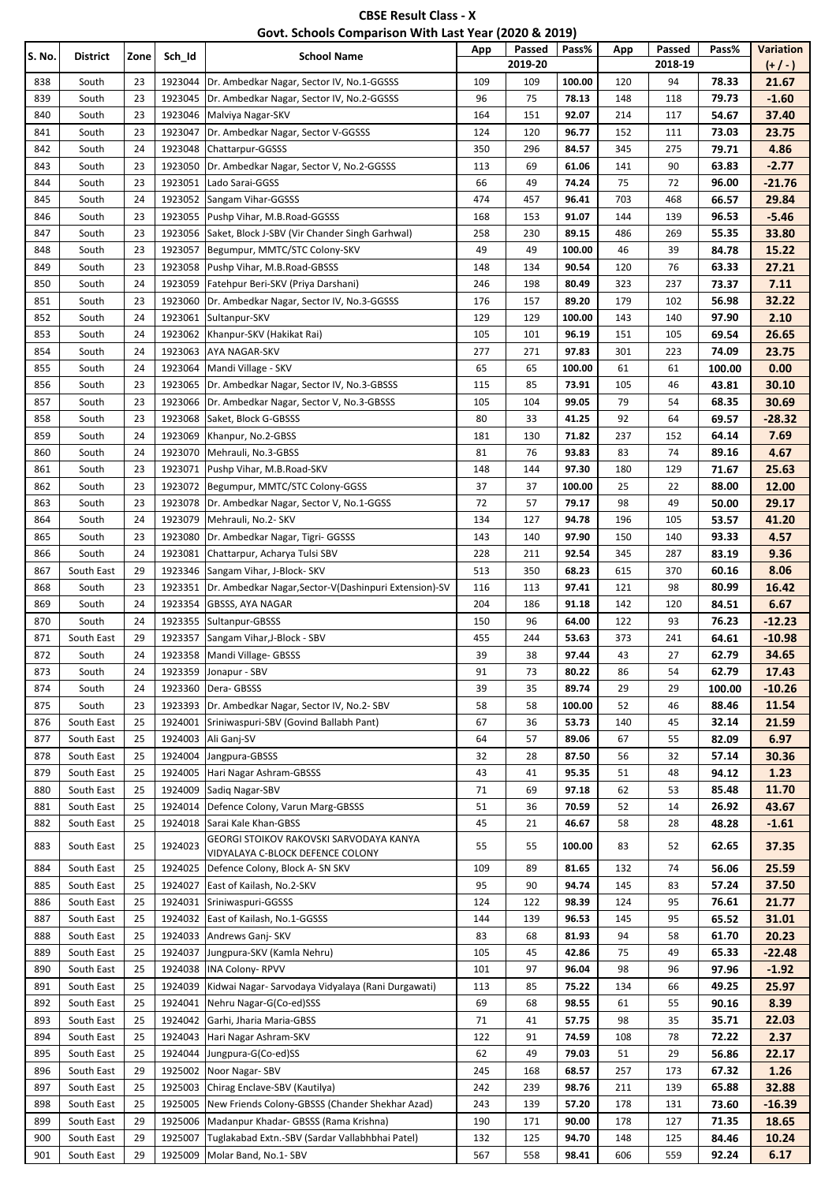**CBSE Result Class - X**

**Govt. Schools Comparison With Last Year (2020 & 2019)**

| S. No. | District | Zone | Sch_Id | School Name | App | Passed | Pass% | App | Passed | Pass% | Variation |
|---|---|---|---|---|---|---|---|---|---|---|---|
| | | | | | 2019-20 | | | 2018-19 | | | (+ / - ) |
| 838 | South | 23 | 1923044 | Dr. Ambedkar Nagar, Sector IV, No.1-GGSSS | 109 | 109 | **100.00** | 120 | 94 | **78.33** | **21.67** |
| 839 | South | 23 | 1923045 | Dr. Ambedkar Nagar, Sector IV, No.2-GGSSS | 96 | 75 | **78.13** | 148 | 118 | **79.73** | **-1.60** |
| 840 | South | 23 | 1923046 | Malviya Nagar-SKV | 164 | 151 | **92.07** | 214 | 117 | **54.67** | **37.40** |
| 841 | South | 23 | 1923047 | Dr. Ambedkar Nagar, Sector V-GGSSS | 124 | 120 | **96.77** | 152 | 111 | **73.03** | **23.75** |
| 842 | South | 24 | 1923048 | Chattarpur-GGSSS | 350 | 296 | **84.57** | 345 | 275 | **79.71** | **4.86** |
| 843 | South | 23 | 1923050 | Dr. Ambedkar Nagar, Sector V, No.2-GGSSS | 113 | 69 | **61.06** | 141 | 90 | **63.83** | **-2.77** |
| 844 | South | 23 | 1923051 | Lado Sarai-GGSS | 66 | 49 | **74.24** | 75 | 72 | **96.00** | **-21.76** |
| 845 | South | 24 | 1923052 | Sangam Vihar-GGSSS | 474 | 457 | **96.41** | 703 | 468 | **66.57** | **29.84** |
| 846 | South | 23 | 1923055 | Pushp Vihar, M.B.Road-GGSSS | 168 | 153 | **91.07** | 144 | 139 | **96.53** | **-5.46** |
| 847 | South | 23 | 1923056 | Saket, Block J-SBV (Vir Chander Singh Garhwal) | 258 | 230 | **89.15** | 486 | 269 | **55.35** | **33.80** |
| 848 | South | 23 | 1923057 | Begumpur, MMTC/STC Colony-SKV | 49 | 49 | **100.00** | 46 | 39 | **84.78** | **15.22** |
| 849 | South | 23 | 1923058 | Pushp Vihar, M.B.Road-GBSSS | 148 | 134 | **90.54** | 120 | 76 | **63.33** | **27.21** |
| 850 | South | 24 | 1923059 | Fatehpur Beri-SKV (Priya Darshani) | 246 | 198 | **80.49** | 323 | 237 | **73.37** | **7.11** |
| 851 | South | 23 | 1923060 | Dr. Ambedkar Nagar, Sector IV, No.3-GGSSS | 176 | 157 | **89.20** | 179 | 102 | **56.98** | **32.22** |
| 852 | South | 24 | 1923061 | Sultanpur-SKV | 129 | 129 | **100.00** | 143 | 140 | **97.90** | **2.10** |
| 853 | South | 24 | 1923062 | Khanpur-SKV (Hakikat Rai) | 105 | 101 | **96.19** | 151 | 105 | **69.54** | **26.65** |
| 854 | South | 24 | 1923063 | AYA NAGAR-SKV | 277 | 271 | **97.83** | 301 | 223 | **74.09** | **23.75** |
| 855 | South | 24 | 1923064 | Mandi Village - SKV | 65 | 65 | **100.00** | 61 | 61 | **100.00** | **0.00** |
| 856 | South | 23 | 1923065 | Dr. Ambedkar Nagar, Sector IV, No.3-GBSSS | 115 | 85 | **73.91** | 105 | 46 | **43.81** | **30.10** |
| 857 | South | 23 | 1923066 | Dr. Ambedkar Nagar, Sector V, No.3-GBSSS | 105 | 104 | **99.05** | 79 | 54 | **68.35** | **30.69** |
| 858 | South | 23 | 1923068 | Saket, Block G-GBSSS | 80 | 33 | **41.25** | 92 | 64 | **69.57** | **-28.32** |
| 859 | South | 24 | 1923069 | Khanpur, No.2-GBSS | 181 | 130 | **71.82** | 237 | 152 | **64.14** | **7.69** |
| 860 | South | 24 | 1923070 | Mehrauli, No.3-GBSS | 81 | 76 | **93.83** | 83 | 74 | **89.16** | **4.67** |
| 861 | South | 23 | 1923071 | Pushp Vihar, M.B.Road-SKV | 148 | 144 | **97.30** | 180 | 129 | **71.67** | **25.63** |
| 862 | South | 23 | 1923072 | Begumpur, MMTC/STC Colony-GGSS | 37 | 37 | **100.00** | 25 | 22 | **88.00** | **12.00** |
| 863 | South | 23 | 1923078 | Dr. Ambedkar Nagar, Sector V, No.1-GGSS | 72 | 57 | **79.17** | 98 | 49 | **50.00** | **29.17** |
| 864 | South | 24 | 1923079 | Mehrauli, No.2- SKV | 134 | 127 | **94.78** | 196 | 105 | **53.57** | **41.20** |
| 865 | South | 23 | 1923080 | Dr. Ambedkar Nagar, Tigri- GGSSS | 143 | 140 | **97.90** | 150 | 140 | **93.33** | **4.57** |
| 866 | South | 24 | 1923081 | Chattarpur, Acharya Tulsi SBV | 228 | 211 | **92.54** | 345 | 287 | **83.19** | **9.36** |
| 867 | South East | 29 | 1923346 | Sangam Vihar, J-Block- SKV | 513 | 350 | **68.23** | 615 | 370 | **60.16** | **8.06** |
| 868 | South | 23 | 1923351 | Dr. Ambedkar Nagar,Sector-V(Dashinpuri Extension)-SV | 116 | 113 | **97.41** | 121 | 98 | **80.99** | **16.42** |
| 869 | South | 24 | 1923354 | GBSSS, AYA NAGAR | 204 | 186 | **91.18** | 142 | 120 | **84.51** | **6.67** |
| 870 | South | 24 | 1923355 | Sultanpur-GBSSS | 150 | 96 | **64.00** | 122 | 93 | **76.23** | **-12.23** |
| 871 | South East | 29 | 1923357 | Sangam Vihar,J-Block - SBV | 455 | 244 | **53.63** | 373 | 241 | **64.61** | **-10.98** |
| 872 | South | 24 | 1923358 | Mandi Village- GBSSS | 39 | 38 | **97.44** | 43 | 27 | **62.79** | **34.65** |
| 873 | South | 24 | 1923359 | Jonapur - SBV | 91 | 73 | **80.22** | 86 | 54 | **62.79** | **17.43** |
| 874 | South | 24 | 1923360 | Dera- GBSSS | 39 | 35 | **89.74** | 29 | 29 | **100.00** | **-10.26** |
| 875 | South | 23 | 1923393 | Dr. Ambedkar Nagar, Sector IV, No.2- SBV | 58 | 58 | **100.00** | 52 | 46 | **88.46** | **11.54** |
| 876 | South East | 25 | 1924001 | Sriniwaspuri-SBV (Govind Ballabh Pant) | 67 | 36 | **53.73** | 140 | 45 | **32.14** | **21.59** |
| 877 | South East | 25 | 1924003 | Ali Ganj-SV | 64 | 57 | **89.06** | 67 | 55 | **82.09** | **6.97** |
| 878 | South East | 25 | 1924004 | Jangpura-GBSSS | 32 | 28 | **87.50** | 56 | 32 | **57.14** | **30.36** |
| 879 | South East | 25 | 1924005 | Hari Nagar Ashram-GBSSS | 43 | 41 | **95.35** | 51 | 48 | **94.12** | **1.23** |
| 880 | South East | 25 | 1924009 | Sadiq Nagar-SBV | 71 | 69 | **97.18** | 62 | 53 | **85.48** | **11.70** |
| 881 | South East | 25 | 1924014 | Defence Colony, Varun Marg-GBSSS | 51 | 36 | **70.59** | 52 | 14 | **26.92** | **43.67** |
| 882 | South East | 25 | 1924018 | Sarai Kale Khan-GBSS | 45 | 21 | **46.67** | 58 | 28 | **48.28** | **-1.61** |
| 883 | South East | 25 | 1924023 | GEORGI STOIKOV RAKOVSKI SARVODAYA KANYA VIDYALAYA C-BLOCK DEFENCE COLONY | 55 | 55 | **100.00** | 83 | 52 | **62.65** | **37.35** |
| 884 | South East | 25 | 1924025 | Defence Colony, Block A- SN SKV | 109 | 89 | **81.65** | 132 | 74 | **56.06** | **25.59** |
| 885 | South East | 25 | 1924027 | East of Kailash, No.2-SKV | 95 | 90 | **94.74** | 145 | 83 | **57.24** | **37.50** |
| 886 | South East | 25 | 1924031 | Sriniwaspuri-GGSSS | 124 | 122 | **98.39** | 124 | 95 | **76.61** | **21.77** |
| 887 | South East | 25 | 1924032 | East of Kailash, No.1-GGSSS | 144 | 139 | **96.53** | 145 | 95 | **65.52** | **31.01** |
| 888 | South East | 25 | 1924033 | Andrews Ganj- SKV | 83 | 68 | **81.93** | 94 | 58 | **61.70** | **20.23** |
| 889 | South East | 25 | 1924037 | Jungpura-SKV (Kamla Nehru) | 105 | 45 | **42.86** | 75 | 49 | **65.33** | **-22.48** |
| 890 | South East | 25 | 1924038 | INA Colony- RPVV | 101 | 97 | **96.04** | 98 | 96 | **97.96** | **-1.92** |
| 891 | South East | 25 | 1924039 | Kidwai Nagar- Sarvodaya Vidyalaya (Rani Durgawati) | 113 | 85 | **75.22** | 134 | 66 | **49.25** | **25.97** |
| 892 | South East | 25 | 1924041 | Nehru Nagar-G(Co-ed)SSS | 69 | 68 | **98.55** | 61 | 55 | **90.16** | **8.39** |
| 893 | South East | 25 | 1924042 | Garhi, Jharia Maria-GBSS | 71 | 41 | **57.75** | 98 | 35 | **35.71** | **22.03** |
| 894 | South East | 25 | 1924043 | Hari Nagar Ashram-SKV | 122 | 91 | **74.59** | 108 | 78 | **72.22** | **2.37** |
| 895 | South East | 25 | 1924044 | Jungpura-G(Co-ed)SS | 62 | 49 | **79.03** | 51 | 29 | **56.86** | **22.17** |
| 896 | South East | 29 | 1925002 | Noor Nagar- SBV | 245 | 168 | **68.57** | 257 | 173 | **67.32** | **1.26** |
| 897 | South East | 25 | 1925003 | Chirag Enclave-SBV (Kautilya) | 242 | 239 | **98.76** | 211 | 139 | **65.88** | **32.88** |
| 898 | South East | 25 | 1925005 | New Friends Colony-GBSSS (Chander Shekhar Azad) | 243 | 139 | **57.20** | 178 | 131 | **73.60** | **-16.39** |
| 899 | South East | 29 | 1925006 | Madanpur Khadar- GBSSS (Rama Krishna) | 190 | 171 | **90.00** | 178 | 127 | **71.35** | **18.65** |
| 900 | South East | 29 | 1925007 | Tuglakabad Extn.-SBV (Sardar Vallabhbhai Patel) | 132 | 125 | **94.70** | 148 | 125 | **84.46** | **10.24** |
| 901 | South East | 29 | 1925009 | Molar Band, No.1- SBV | 567 | 558 | **98.41** | 606 | 559 | **92.24** | **6.17** |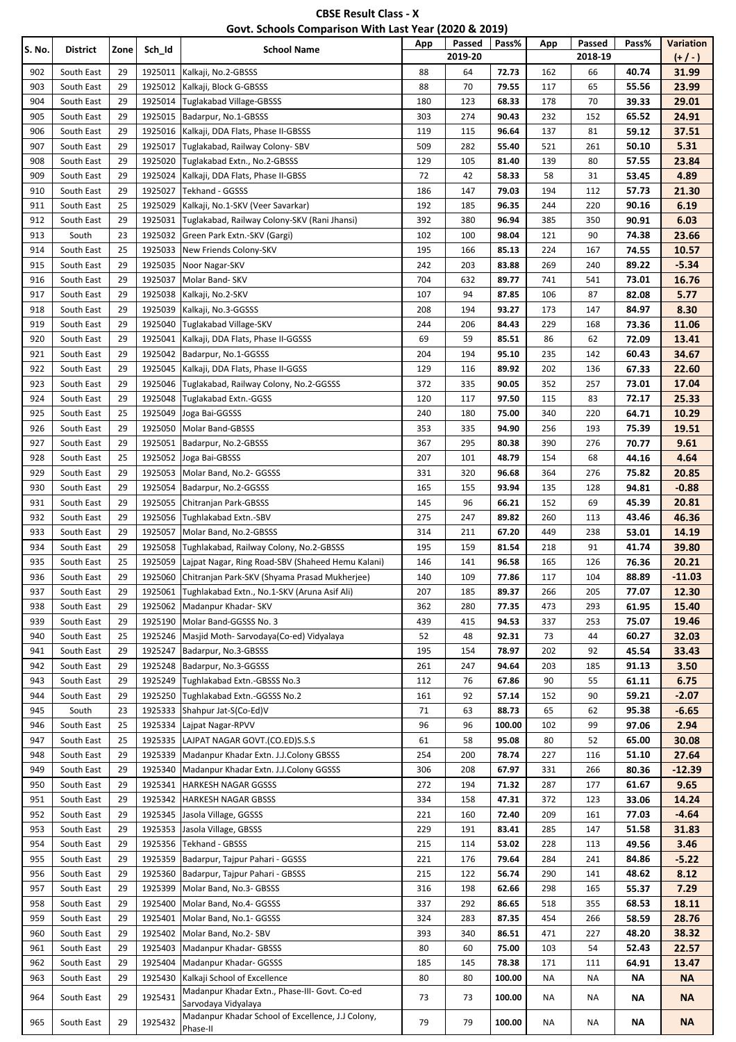**CBSE Result Class - X**

**Govt. Schools Comparison With Last Year (2020 & 2019)**

| S. No. | District | Zone | Sch_Id | School Name | App | Passed | Pass% | App | Passed | Pass% | Variation |
|---|---|---|---|---|---|---|---|---|---|---|---|
| | | | | | 2019-20 | | | 2018-19 | | | (+ / - ) |
| 902 | South East | 29 | 1925011 | Kalkaji, No.2-GBSSS | 88 | 64 | 72.73 | 162 | 66 | 40.74 | 31.99 |
| 903 | South East | 29 | 1925012 | Kalkaji, Block G-GBSSS | 88 | 70 | 79.55 | 117 | 65 | 55.56 | 23.99 |
| 904 | South East | 29 | 1925014 | Tuglakabad Village-GBSSS | 180 | 123 | 68.33 | 178 | 70 | 39.33 | 29.01 |
| 905 | South East | 29 | 1925015 | Badarpur, No.1-GBSSS | 303 | 274 | 90.43 | 232 | 152 | 65.52 | 24.91 |
| 906 | South East | 29 | 1925016 | Kalkaji, DDA Flats, Phase II-GBSSS | 119 | 115 | 96.64 | 137 | 81 | 59.12 | 37.51 |
| 907 | South East | 29 | 1925017 | Tuglakabad, Railway Colony- SBV | 509 | 282 | 55.40 | 521 | 261 | 50.10 | 5.31 |
| 908 | South East | 29 | 1925020 | Tuglakabad Extn., No.2-GBSSS | 129 | 105 | 81.40 | 139 | 80 | 57.55 | 23.84 |
| 909 | South East | 29 | 1925024 | Kalkaji, DDA Flats, Phase II-GBSS | 72 | 42 | 58.33 | 58 | 31 | 53.45 | 4.89 |
| 910 | South East | 29 | 1925027 | Tekhand - GGSSS | 186 | 147 | 79.03 | 194 | 112 | 57.73 | 21.30 |
| 911 | South East | 25 | 1925029 | Kalkaji, No.1-SKV (Veer Savarkar) | 192 | 185 | 96.35 | 244 | 220 | 90.16 | 6.19 |
| 912 | South East | 29 | 1925031 | Tuglakabad, Railway Colony-SKV (Rani Jhansi) | 392 | 380 | 96.94 | 385 | 350 | 90.91 | 6.03 |
| 913 | South | 23 | 1925032 | Green Park Extn.-SKV (Gargi) | 102 | 100 | 98.04 | 121 | 90 | 74.38 | 23.66 |
| 914 | South East | 25 | 1925033 | New Friends Colony-SKV | 195 | 166 | 85.13 | 224 | 167 | 74.55 | 10.57 |
| 915 | South East | 29 | 1925035 | Noor Nagar-SKV | 242 | 203 | 83.88 | 269 | 240 | 89.22 | -5.34 |
| 916 | South East | 29 | 1925037 | Molar Band- SKV | 704 | 632 | 89.77 | 741 | 541 | 73.01 | 16.76 |
| 917 | South East | 29 | 1925038 | Kalkaji, No.2-SKV | 107 | 94 | 87.85 | 106 | 87 | 82.08 | 5.77 |
| 918 | South East | 29 | 1925039 | Kalkaji, No.3-GGSSS | 208 | 194 | 93.27 | 173 | 147 | 84.97 | 8.30 |
| 919 | South East | 29 | 1925040 | Tuglakabad Village-SKV | 244 | 206 | 84.43 | 229 | 168 | 73.36 | 11.06 |
| 920 | South East | 29 | 1925041 | Kalkaji, DDA Flats, Phase II-GGSSS | 69 | 59 | 85.51 | 86 | 62 | 72.09 | 13.41 |
| 921 | South East | 29 | 1925042 | Badarpur, No.1-GGSSS | 204 | 194 | 95.10 | 235 | 142 | 60.43 | 34.67 |
| 922 | South East | 29 | 1925045 | Kalkaji, DDA Flats, Phase II-GGSS | 129 | 116 | 89.92 | 202 | 136 | 67.33 | 22.60 |
| 923 | South East | 29 | 1925046 | Tuglakabad, Railway Colony, No.2-GGSSS | 372 | 335 | 90.05 | 352 | 257 | 73.01 | 17.04 |
| 924 | South East | 29 | 1925048 | Tuglakabad Extn.-GGSS | 120 | 117 | 97.50 | 115 | 83 | 72.17 | 25.33 |
| 925 | South East | 25 | 1925049 | Joga Bai-GGSSS | 240 | 180 | 75.00 | 340 | 220 | 64.71 | 10.29 |
| 926 | South East | 29 | 1925050 | Molar Band-GBSSS | 353 | 335 | 94.90 | 256 | 193 | 75.39 | 19.51 |
| 927 | South East | 29 | 1925051 | Badarpur, No.2-GBSSS | 367 | 295 | 80.38 | 390 | 276 | 70.77 | 9.61 |
| 928 | South East | 25 | 1925052 | Joga Bai-GBSSS | 207 | 101 | 48.79 | 154 | 68 | 44.16 | 4.64 |
| 929 | South East | 29 | 1925053 | Molar Band, No.2- GGSSS | 331 | 320 | 96.68 | 364 | 276 | 75.82 | 20.85 |
| 930 | South East | 29 | 1925054 | Badarpur, No.2-GGSSS | 165 | 155 | 93.94 | 135 | 128 | 94.81 | -0.88 |
| 931 | South East | 29 | 1925055 | Chitranjan Park-GBSSS | 145 | 96 | 66.21 | 152 | 69 | 45.39 | 20.81 |
| 932 | South East | 29 | 1925056 | Tughlakabad Extn.-SBV | 275 | 247 | 89.82 | 260 | 113 | 43.46 | 46.36 |
| 933 | South East | 29 | 1925057 | Molar Band, No.2-GBSSS | 314 | 211 | 67.20 | 449 | 238 | 53.01 | 14.19 |
| 934 | South East | 29 | 1925058 | Tughlakabad, Railway Colony, No.2-GBSSS | 195 | 159 | 81.54 | 218 | 91 | 41.74 | 39.80 |
| 935 | South East | 25 | 1925059 | Lajpat Nagar, Ring Road-SBV (Shaheed Hemu Kalani) | 146 | 141 | 96.58 | 165 | 126 | 76.36 | 20.21 |
| 936 | South East | 29 | 1925060 | Chitranjan Park-SKV (Shyama Prasad Mukherjee) | 140 | 109 | 77.86 | 117 | 104 | 88.89 | -11.03 |
| 937 | South East | 29 | 1925061 | Tughlakabad Extn., No.1-SKV (Aruna Asif Ali) | 207 | 185 | 89.37 | 266 | 205 | 77.07 | 12.30 |
| 938 | South East | 29 | 1925062 | Madanpur Khadar- SKV | 362 | 280 | 77.35 | 473 | 293 | 61.95 | 15.40 |
| 939 | South East | 29 | 1925190 | Molar Band-GGSSS No. 3 | 439 | 415 | 94.53 | 337 | 253 | 75.07 | 19.46 |
| 940 | South East | 25 | 1925246 | Masjid Moth- Sarvodaya(Co-ed) Vidyalaya | 52 | 48 | 92.31 | 73 | 44 | 60.27 | 32.03 |
| 941 | South East | 29 | 1925247 | Badarpur, No.3-GBSSS | 195 | 154 | 78.97 | 202 | 92 | 45.54 | 33.43 |
| 942 | South East | 29 | 1925248 | Badarpur, No.3-GGSSS | 261 | 247 | 94.64 | 203 | 185 | 91.13 | 3.50 |
| 943 | South East | 29 | 1925249 | Tughlakabad Extn.-GBSSS No.3 | 112 | 76 | 67.86 | 90 | 55 | 61.11 | 6.75 |
| 944 | South East | 29 | 1925250 | Tughlakabad Extn.-GGSSS No.2 | 161 | 92 | 57.14 | 152 | 90 | 59.21 | -2.07 |
| 945 | South | 23 | 1925333 | Shahpur Jat-S(Co-Ed)V | 71 | 63 | 88.73 | 65 | 62 | 95.38 | -6.65 |
| 946 | South East | 25 | 1925334 | Lajpat Nagar-RPVV | 96 | 96 | 100.00 | 102 | 99 | 97.06 | 2.94 |
| 947 | South East | 25 | 1925335 | LAJPAT NAGAR GOVT.(CO.ED)S.S.S | 61 | 58 | 95.08 | 80 | 52 | 65.00 | 30.08 |
| 948 | South East | 29 | 1925339 | Madanpur Khadar Extn. J.J.Colony GBSSS | 254 | 200 | 78.74 | 227 | 116 | 51.10 | 27.64 |
| 949 | South East | 29 | 1925340 | Madanpur Khadar Extn. J.J.Colony GGSSS | 306 | 208 | 67.97 | 331 | 266 | 80.36 | -12.39 |
| 950 | South East | 29 | 1925341 | HARKESH NAGAR GGSSS | 272 | 194 | 71.32 | 287 | 177 | 61.67 | 9.65 |
| 951 | South East | 29 | 1925342 | HARKESH NAGAR GBSSS | 334 | 158 | 47.31 | 372 | 123 | 33.06 | 14.24 |
| 952 | South East | 29 | 1925345 | Jasola Village, GGSSS | 221 | 160 | 72.40 | 209 | 161 | 77.03 | -4.64 |
| 953 | South East | 29 | 1925353 | Jasola Village, GBSSS | 229 | 191 | 83.41 | 285 | 147 | 51.58 | 31.83 |
| 954 | South East | 29 | 1925356 | Tekhand - GBSSS | 215 | 114 | 53.02 | 228 | 113 | 49.56 | 3.46 |
| 955 | South East | 29 | 1925359 | Badarpur, Tajpur Pahari - GGSSS | 221 | 176 | 79.64 | 284 | 241 | 84.86 | -5.22 |
| 956 | South East | 29 | 1925360 | Badarpur, Tajpur Pahari - GBSSS | 215 | 122 | 56.74 | 290 | 141 | 48.62 | 8.12 |
| 957 | South East | 29 | 1925399 | Molar Band, No.3- GBSSS | 316 | 198 | 62.66 | 298 | 165 | 55.37 | 7.29 |
| 958 | South East | 29 | 1925400 | Molar Band, No.4- GGSSS | 337 | 292 | 86.65 | 518 | 355 | 68.53 | 18.11 |
| 959 | South East | 29 | 1925401 | Molar Band, No.1- GGSSS | 324 | 283 | 87.35 | 454 | 266 | 58.59 | 28.76 |
| 960 | South East | 29 | 1925402 | Molar Band, No.2- SBV | 393 | 340 | 86.51 | 471 | 227 | 48.20 | 38.32 |
| 961 | South East | 29 | 1925403 | Madanpur Khadar- GBSSS | 80 | 60 | 75.00 | 103 | 54 | 52.43 | 22.57 |
| 962 | South East | 29 | 1925404 | Madanpur Khadar- GGSSS | 185 | 145 | 78.38 | 171 | 111 | 64.91 | 13.47 |
| 963 | South East | 29 | 1925430 | Kalkaji School of Excellence | 80 | 80 | 100.00 | NA | NA | NA | NA |
| 964 | South East | 29 | 1925431 | Madanpur Khadar Extn., Phase-III- Govt. Co-ed Sarvodaya Vidyalaya | 73 | 73 | 100.00 | NA | NA | NA | NA |
| 965 | South East | 29 | 1925432 | Madanpur Khadar School of Excellence, J.J Colony, Phase-II | 79 | 79 | 100.00 | NA | NA | NA | NA |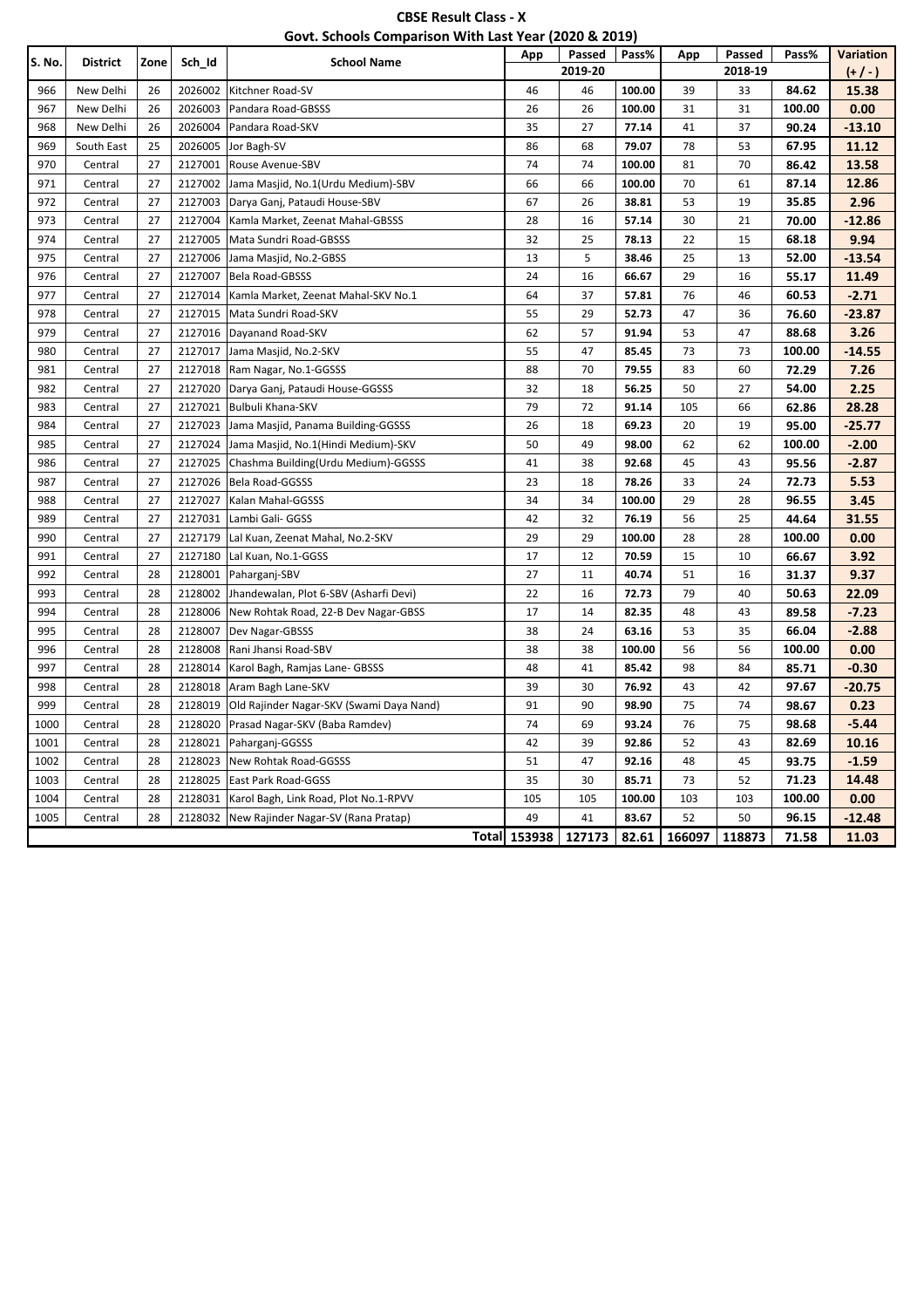**CBSE Result Class - X**

**Govt. Schools Comparison With Last Year (2020 & 2019)**

| S. No. | District | Zone | Sch_Id | School Name | App | Passed | Pass% | App | Passed | Pass% | Variation |
|---|---|---|---|---|---|---|---|---|---|---|---|
| | | | | | 2019-20 | | | 2018-19 | | | (+ / - ) |
| 966 | New Delhi | 26 | 2026002 | Kitchner Road-SV | 46 | 46 | 100.00 | 39 | 33 | 84.62 | 15.38 |
| 967 | New Delhi | 26 | 2026003 | Pandara Road-GBSSS | 26 | 26 | 100.00 | 31 | 31 | 100.00 | 0.00 |
| 968 | New Delhi | 26 | 2026004 | Pandara Road-SKV | 35 | 27 | 77.14 | 41 | 37 | 90.24 | -13.10 |
| 969 | South East | 25 | 2026005 | Jor Bagh-SV | 86 | 68 | 79.07 | 78 | 53 | 67.95 | 11.12 |
| 970 | Central | 27 | 2127001 | Rouse Avenue-SBV | 74 | 74 | 100.00 | 81 | 70 | 86.42 | 13.58 |
| 971 | Central | 27 | 2127002 | Jama Masjid, No.1(Urdu Medium)-SBV | 66 | 66 | 100.00 | 70 | 61 | 87.14 | 12.86 |
| 972 | Central | 27 | 2127003 | Darya Ganj, Pataudi House-SBV | 67 | 26 | 38.81 | 53 | 19 | 35.85 | 2.96 |
| 973 | Central | 27 | 2127004 | Kamla Market, Zeenat Mahal-GBSSS | 28 | 16 | 57.14 | 30 | 21 | 70.00 | -12.86 |
| 974 | Central | 27 | 2127005 | Mata Sundri Road-GBSSS | 32 | 25 | 78.13 | 22 | 15 | 68.18 | 9.94 |
| 975 | Central | 27 | 2127006 | Jama Masjid, No.2-GBSS | 13 | 5 | 38.46 | 25 | 13 | 52.00 | -13.54 |
| 976 | Central | 27 | 2127007 | Bela Road-GBSSS | 24 | 16 | 66.67 | 29 | 16 | 55.17 | 11.49 |
| 977 | Central | 27 | 2127014 | Kamla Market, Zeenat Mahal-SKV No.1 | 64 | 37 | 57.81 | 76 | 46 | 60.53 | -2.71 |
| 978 | Central | 27 | 2127015 | Mata Sundri Road-SKV | 55 | 29 | 52.73 | 47 | 36 | 76.60 | -23.87 |
| 979 | Central | 27 | 2127016 | Dayanand Road-SKV | 62 | 57 | 91.94 | 53 | 47 | 88.68 | 3.26 |
| 980 | Central | 27 | 2127017 | Jama Masjid, No.2-SKV | 55 | 47 | 85.45 | 73 | 73 | 100.00 | -14.55 |
| 981 | Central | 27 | 2127018 | Ram Nagar, No.1-GGSSS | 88 | 70 | 79.55 | 83 | 60 | 72.29 | 7.26 |
| 982 | Central | 27 | 2127020 | Darya Ganj, Pataudi House-GGSSS | 32 | 18 | 56.25 | 50 | 27 | 54.00 | 2.25 |
| 983 | Central | 27 | 2127021 | Bulbuli Khana-SKV | 79 | 72 | 91.14 | 105 | 66 | 62.86 | 28.28 |
| 984 | Central | 27 | 2127023 | Jama Masjid, Panama Building-GGSSS | 26 | 18 | 69.23 | 20 | 19 | 95.00 | -25.77 |
| 985 | Central | 27 | 2127024 | Jama Masjid, No.1(Hindi Medium)-SKV | 50 | 49 | 98.00 | 62 | 62 | 100.00 | -2.00 |
| 986 | Central | 27 | 2127025 | Chashma Building(Urdu Medium)-GGSSS | 41 | 38 | 92.68 | 45 | 43 | 95.56 | -2.87 |
| 987 | Central | 27 | 2127026 | Bela Road-GGSSS | 23 | 18 | 78.26 | 33 | 24 | 72.73 | 5.53 |
| 988 | Central | 27 | 2127027 | Kalan Mahal-GGSSS | 34 | 34 | 100.00 | 29 | 28 | 96.55 | 3.45 |
| 989 | Central | 27 | 2127031 | Lambi Gali- GGSS | 42 | 32 | 76.19 | 56 | 25 | 44.64 | 31.55 |
| 990 | Central | 27 | 2127179 | Lal Kuan, Zeenat Mahal, No.2-SKV | 29 | 29 | 100.00 | 28 | 28 | 100.00 | 0.00 |
| 991 | Central | 27 | 2127180 | Lal Kuan, No.1-GGSS | 17 | 12 | 70.59 | 15 | 10 | 66.67 | 3.92 |
| 992 | Central | 28 | 2128001 | Paharganj-SBV | 27 | 11 | 40.74 | 51 | 16 | 31.37 | 9.37 |
| 993 | Central | 28 | 2128002 | Jhandewalan, Plot 6-SBV (Asharfi Devi) | 22 | 16 | 72.73 | 79 | 40 | 50.63 | 22.09 |
| 994 | Central | 28 | 2128006 | New Rohtak Road, 22-B Dev Nagar-GBSS | 17 | 14 | 82.35 | 48 | 43 | 89.58 | -7.23 |
| 995 | Central | 28 | 2128007 | Dev Nagar-GBSSS | 38 | 24 | 63.16 | 53 | 35 | 66.04 | -2.88 |
| 996 | Central | 28 | 2128008 | Rani Jhansi Road-SBV | 38 | 38 | 100.00 | 56 | 56 | 100.00 | 0.00 |
| 997 | Central | 28 | 2128014 | Karol Bagh, Ramjas Lane- GBSSS | 48 | 41 | 85.42 | 98 | 84 | 85.71 | -0.30 |
| 998 | Central | 28 | 2128018 | Aram Bagh Lane-SKV | 39 | 30 | 76.92 | 43 | 42 | 97.67 | -20.75 |
| 999 | Central | 28 | 2128019 | Old Rajinder Nagar-SKV (Swami Daya Nand) | 91 | 90 | 98.90 | 75 | 74 | 98.67 | 0.23 |
| 1000 | Central | 28 | 2128020 | Prasad Nagar-SKV (Baba Ramdev) | 74 | 69 | 93.24 | 76 | 75 | 98.68 | -5.44 |
| 1001 | Central | 28 | 2128021 | Paharganj-GGSSS | 42 | 39 | 92.86 | 52 | 43 | 82.69 | 10.16 |
| 1002 | Central | 28 | 2128023 | New Rohtak Road-GGSSS | 51 | 47 | 92.16 | 48 | 45 | 93.75 | -1.59 |
| 1003 | Central | 28 | 2128025 | East Park Road-GGSS | 35 | 30 | 85.71 | 73 | 52 | 71.23 | 14.48 |
| 1004 | Central | 28 | 2128031 | Karol Bagh, Link Road, Plot No.1-RPVV | 105 | 105 | 100.00 | 103 | 103 | 100.00 | 0.00 |
| 1005 | Central | 28 | 2128032 | New Rajinder Nagar-SV (Rana Pratap) | 49 | 41 | 83.67 | 52 | 50 | 96.15 | -12.48 |
| | | | | Total | 153938 | 127173 | 82.61 | 166097 | 118873 | 71.58 | 11.03 |